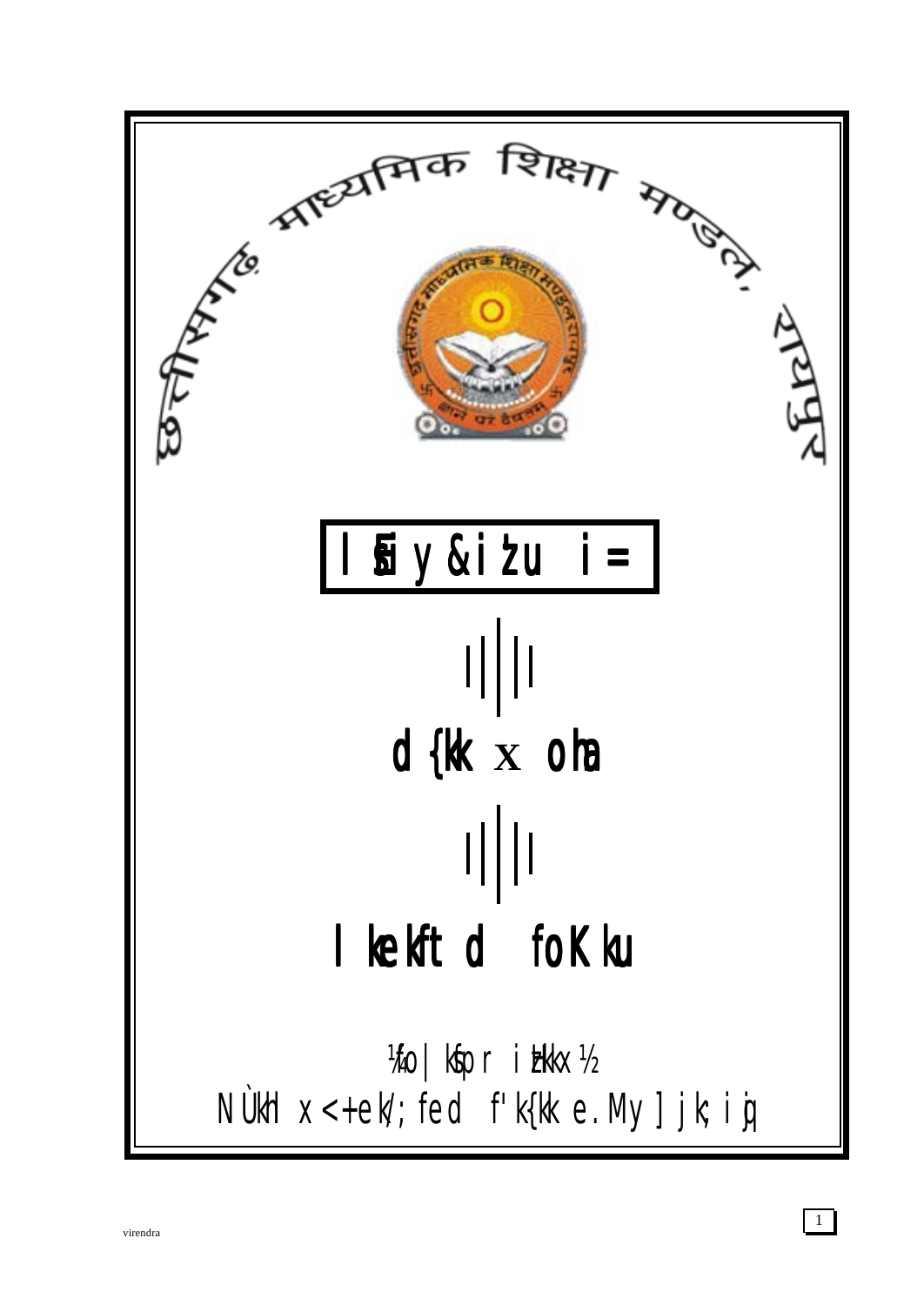छत्तीसगढ़ माध्यमिक शिक्षा मण्डल, रायपुर

# सैम्पल-प्रश्न पत्र

## कक्षा Xवीं

## सामाजिक विज्ञान

(विद्यार्थी प्रति)

छत्तीसगढ़ माध्यमिक शिक्षा मण्डल, रायपुर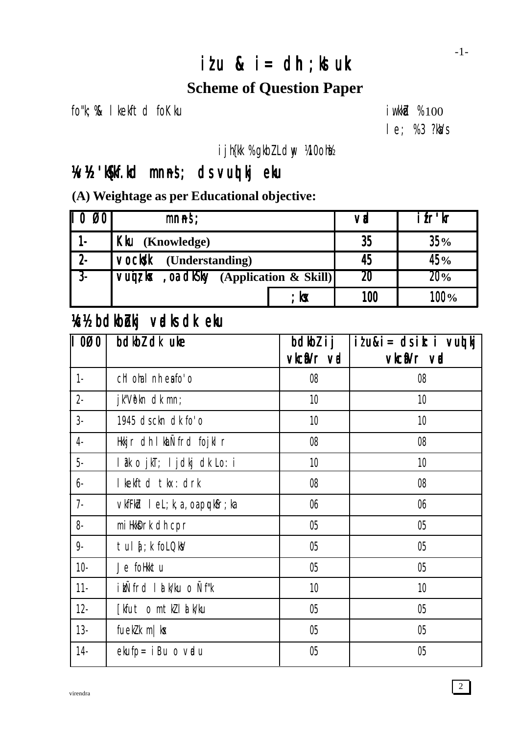# iżu & i= dh ;kstuk

## Scheme of Question Paper

fo"k; %& lkekftd foKku — iw.kkZad %100

le; %3 ?kaVs

ijh{kk %gkbZLdwy ¼10oha½

## ¼v½ 'kS{kf.kd mn~ns'; ds vuqlkj eku

**(A) Weightage as per Educational objective:**

| l0 Ø0 | mn~ns'; | | vad | ifr'kr |
|---|---|---|---|---|
| 1- | Kku (Knowledge) | | 35 | 35% |
| 2- | vocks/k (Understanding) | | 45 | 45% |
| 3- | vuqiz;ksx ,oa dkS'ky (Application & Skill) | | 20 | 20% |
| | | ;ksx | 100 | 100% |

## ¼c½ bdkbZokj vadks dk eku

| l0Ø0 | bdkbZ dk uke | bdkbZ ij vkcafVr vad | iżu&i= ds ikB i vuqlkj vkcafVr vad |
|---|---|---|---|
| 1- | chloha lnh ea fo'o | 08 | 08 |
| 2- | jk"Vªokn dk mn; | 10 | 10 |
| 3- | 1945 ds ckn dk fo'o | 10 | 10 |
| 4- | Hkkjr dh lkaLÑfrd fojklr | 08 | 08 |
| 5- | laoS/kkfud fodkl ,oa lajpuk | 10 | 10 |
| 6- | lkekftd tkx:drk | 08 | 08 |
| 7- | vkfFkZd leL;k,a ,oa pqukSfr;ka | 06 | 06 |
| 8- | miHkksDrk dh cpr | 05 | 05 |
| 9- | tula[;k foLQksV | 05 | 05 |
| 10- | Je foHkktu | 05 | 05 |
| 11- | izkÑfrd lalk/ku o Ñf"k | 10 | 10 |
| 12- | [kfut o mtkZ lalk/ku | 05 | 05 |
| 13- | fuekZ.k m|ksx | 05 | 05 |
| 14- | ekufp= iBu o vadu | 05 | 05 |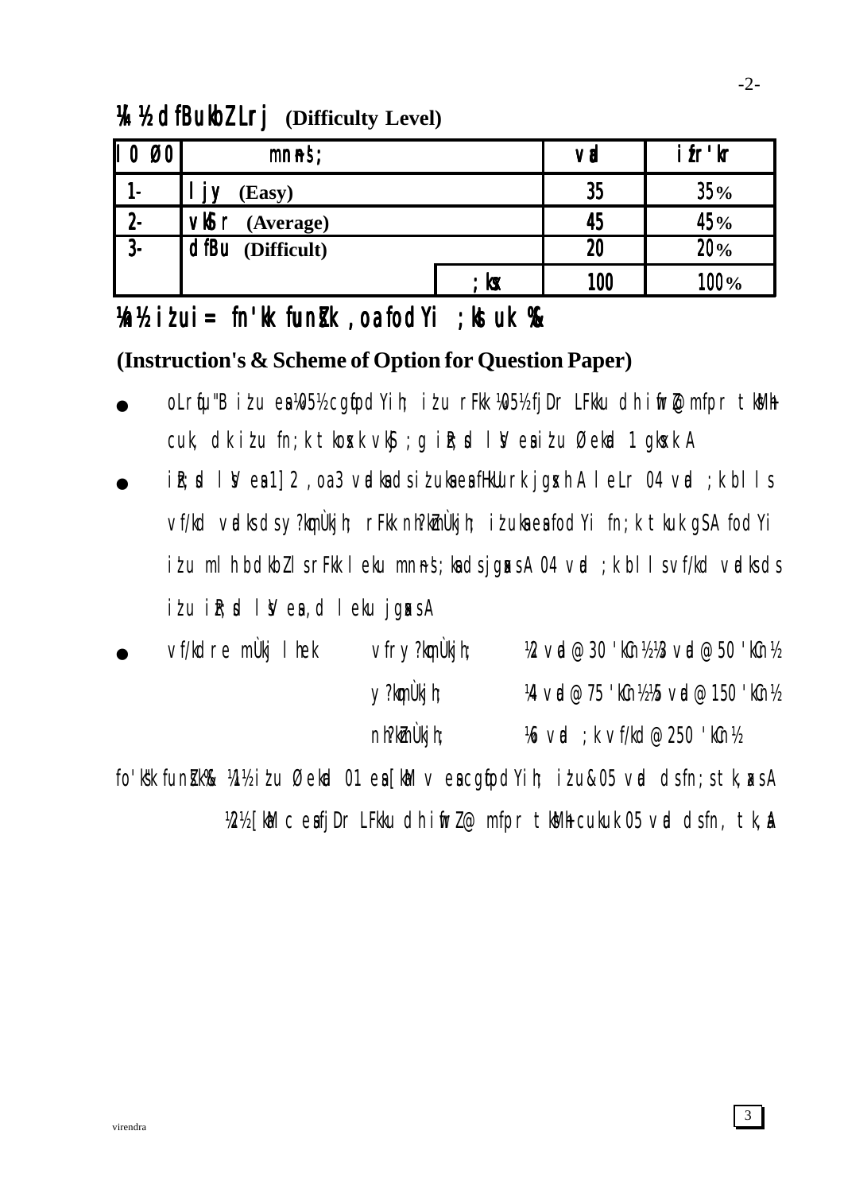## ¼4½ dfBukbZ Lrj (Difficulty Level)

| l0 Ø0 | mn~ns'; | | vad | izfr'kr |
|---|---|---|---|---|
| 1- | ljy (Easy) | | 35 | 35% |
| 2- | vkSlr (Average) | | 45 | 45% |
| 3- | dfBu (Difficult) | | 20 | 20% |
| | | ;ksx | 100 | 100% |

## ¼5½ iz'u i= fn'kk funsZ'k ,oa fodYi ;kstuk %&

### (Instruction's & Scheme of Option for Question Paper)

- oLrqfu"B iz'u esa ¼05½ cgqfodYih; iz'u rFkk ¼05½ fjDr LFkku dh iwfrZ@ mfpr tksfM+ cuk, dk iz'u fn;k tkosxk vkSj ;g iz'u i= ds lsV esa iz'u Øekad 1 gksxk A
- iz'u i= ds lsV esa 1] 2 ,oa 3 vadksa ds iz'uksa esa fHkUurk jgsxh A leLr 04 vad ;k blls vf/kd vadks ds y?kqmÙkjh; rFkk nh?kZmÙkjh; iz'uksa esa fodYi fn;k tkuk gS A fodYi iz'u mlh bdkbZ ls rFkk leku mn~ns';ksa ds jgsaxs A 04 vad ;k blls vf/kd vadks ds iz'u i= ds lsV esa ,d leku jgsaxs A
- vf/kdre mÙkj lhek | vfry?kqmÙkjh; | ¼2 vad@30 'kCn½ ¼3 vad@50 'kCn½
  | | y?kqmÙkjh; | ¼4 vad@75 'kCn½ ¼5 vad@150 'kCn½
  | | nh?kZmÙkjh; | ¼6 vad ;k vf/kd@250 'kCn½

fo'ks"k funsZ'k% ¼1½ iz'u Øekad 01 esa [k.M v esa cgqfodYih; iz'u & 05 vad ds fn;s tk,axs A

¼2½ [k.M c esa fjDr LFkku dh iwfrZ@ mfpr tksfM+ cukuk 05 vad ds fn, tk,a A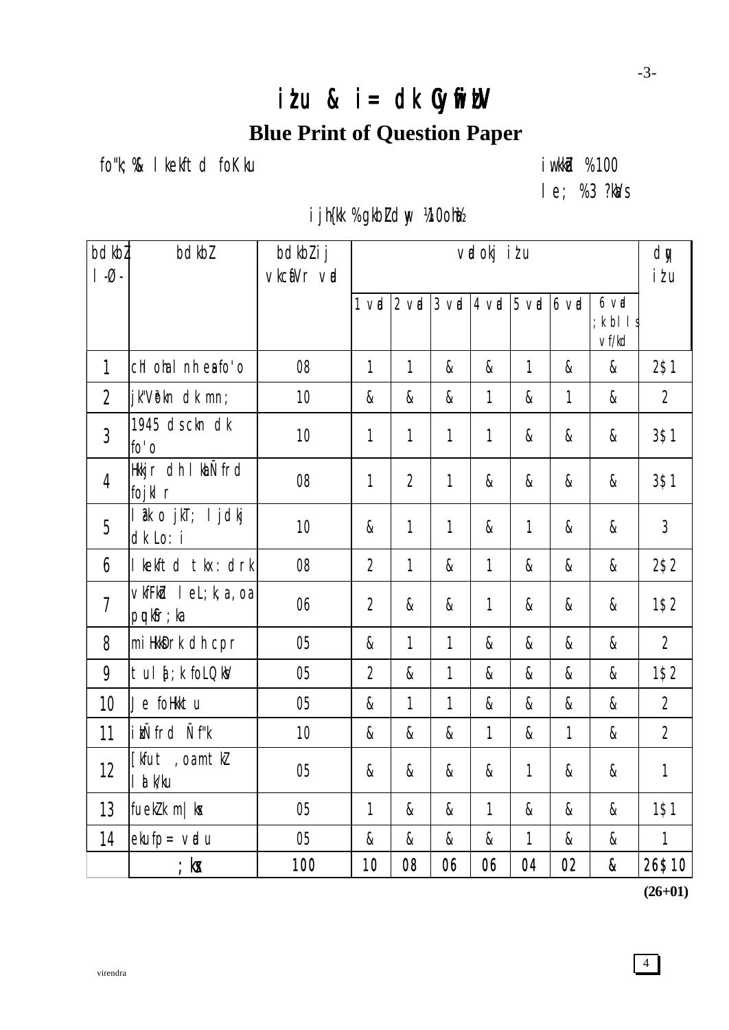# iz'u & i= dk Cyw fizUV

## Blue Print of Question Paper

fo"k; %& lkekftd foKku                                                                iw.kkZad %100

le; %3 ?kaVs

ijh{kk %gkbZLdwy ¼10oha½

| bdkbZ l-Ø- | bdkbZ | bdkbZ ij vkcafVr vad | vadokj iz'u | | | | | | | dqy iz'u |
|---|---|---|---|---|---|---|---|---|---|---|
| | | | 1 vad | 2 vad | 3 vad | 4 vad | 5 vad | 6 vad | 6 vad ;k blls vf/kd | |
| 1 | chloha lnh esa fo'o | 08 | 1 | 1 | & | & | 1 | & | & | 2$1 |
| 2 | jk"Vªokn dk mn; | 10 | & | & | & | 1 | & | 1 | & | 2 |
| 3 | 1945 ds ckn dk fo'o | 10 | 1 | 1 | 1 | 1 | & | & | & | 3$1 |
| 4 | Hkkjr dh lkaLÑfrd fojklr | 08 | 1 | 2 | 1 | & | & | & | & | 3$1 |
| 5 | la?k o jkT; ljdkj dk Lo:i | 10 | & | 1 | 1 | & | 1 | & | & | 3 |
| 6 | lkekftd tkx:drk | 08 | 2 | 1 | & | 1 | & | & | & | 2$2 |
| 7 | vkfFkZd leL;k,a ,oa pqukSfr;ka | 06 | 2 | & | & | 1 | & | & | & | 1$2 |
| 8 | miHkksDrk dh cpr | 05 | & | 1 | 1 | & | & | & | & | 2 |
| 9 | tul[;k foLQksV | 05 | 2 | & | 1 | & | & | & | & | 1$2 |
| 10 | Je foHkktu | 05 | & | 1 | 1 | & | & | & | & | 2 |
| 11 | izkÑfrd Ñf"k | 10 | & | & | & | 1 | & | 1 | & | 2 |
| 12 | [kfut ,oa mtkZ lalk/ku | 05 | & | & | & | & | 1 | & | & | 1 |
| 13 | fuekZ.k m|ksx | 05 | 1 | & | & | 1 | & | & | & | 1$1 |
| 14 | ekufp= vadu | 05 | & | & | & | & | 1 | & | & | 1 |
| | ;ksx | 100 | 10 | 08 | 06 | 06 | 04 | 02 | & | 26$10 |

(26+01)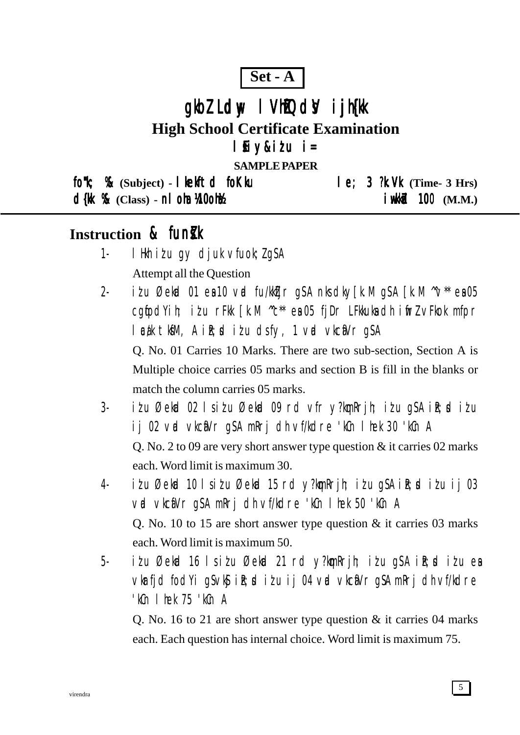**Set - A**

# gkbZ Ldwy lVhZfQdsV ijh{kk

## High School Certificate Examination

### lSEiy&iz'u i=

**SAMPLE PAPER**

**fo"k; %& (Subject) - lkekftd foKku** — **le; 3 ?k.Vk (Time- 3 Hrs)**

**d{kk %& (Class) - nlohaa ¼10oha½** — **iw.kkZd 100 (M.M.)**

## Instruction & funsZ'k

1- lHkh iz'u gy djuk vfuok;Z gSA

Attempt all the Question

2- iz'u Øekad 01 esa 10 vad fu/kkZfjr gSA nks dky[k.M gSA [k.M ^v** esa 05 cgqfodYih; iz'u rFkk [k.M ^c** esa 05 fjDr LFkkuksa dh iwfrZ vFkok mfpr lEca/k tksfM+, A izR;sd iz'u ds fy, 1 vad vkcafVr gSA

Q. No. 01 Carries 10 Marks. There are two sub-section, Section A is Multiple choice carries 05 marks and section B is fill in the blanks or match the column carries 05 marks.

3- iz'u Øekad 02 ls iz'u Øekad 09 rd vfr y?kqmRrjh; iz'u gSA izR;sd iz'u ij 02 vad vkcafVr gSA mRrj dh vf/kdre 'kCn lhek 30 'kCn A

Q. No. 2 to 09 are very short answer type question & it carries 02 marks each. Word limit is maximum 30.

4- iz'u Øekad 10 ls iz'u Øekad 15 rd y?kqmRrjh; iz'u gSA izR;sd iz'u ij 03 vad vkcafVr gSA mRrj dh vf/kdre 'kCn lhek 50 'kCn A

Q. No. 10 to 15 are short answer type question & it carries 03 marks each. Word limit is maximum 50.

5- iz'u Øekad 16 ls iz'u Øekad 21 rd y?kqmRrjh; iz'u gSA izR;sd iz'u esa vkarfjd fodYi gSvkSj izR;sd iz'u ij 04 vad vkcafVr gSA mRrj dh vf/kdre 'kCn lhek 75 'kCn A

Q. No. 16 to 21 are short answer type question & it carries 04 marks each. Each question has internal choice. Word limit is maximum 75.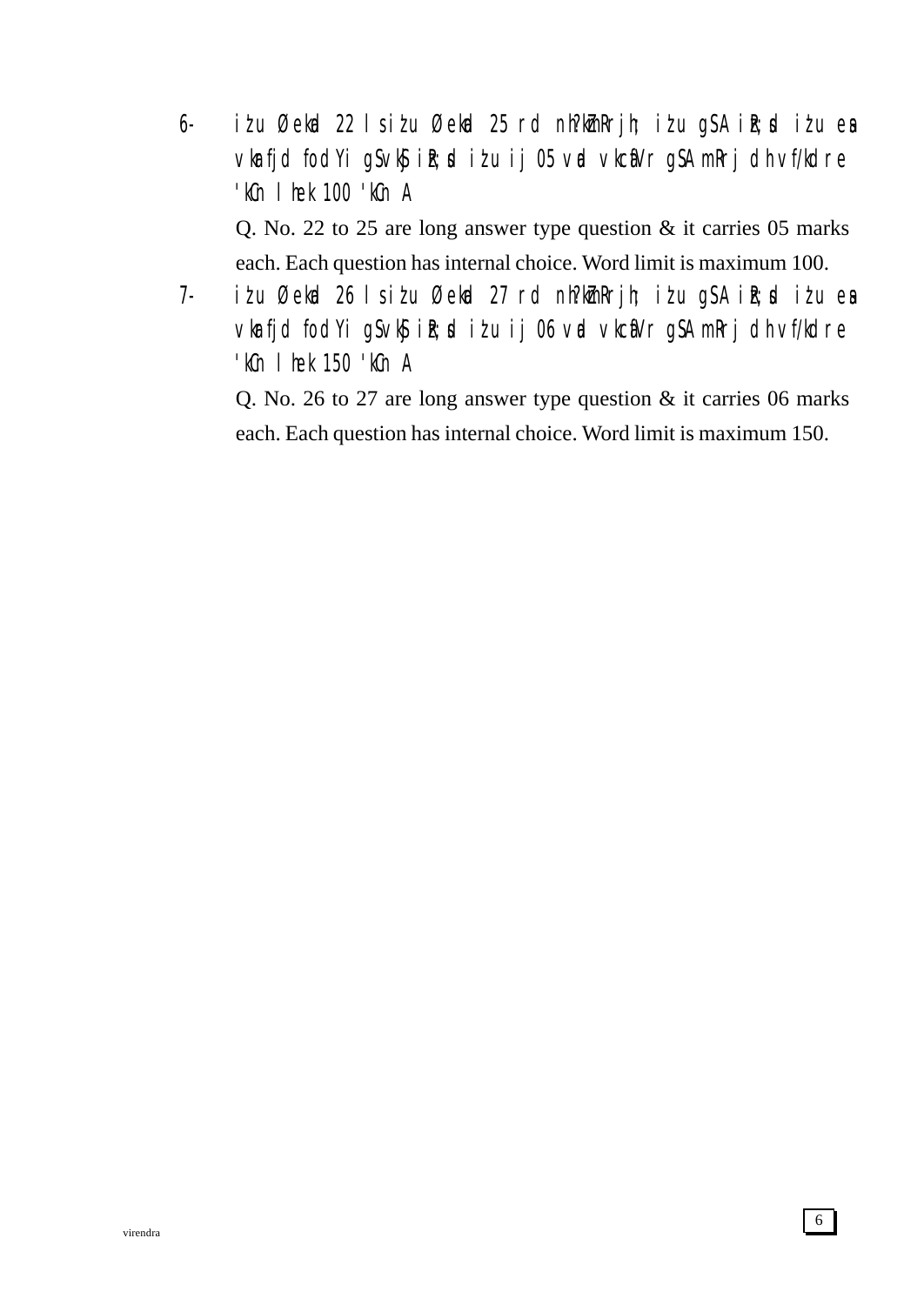6- iżu Øekad 22 l siżu Øekad 25 rd nh?kZmRrjh; iżu gSA iR;sd iżu esa vkarfjd fodYi gSvkSj iR;sd iżu ij 05 vad vkcafVr gSA mRrj dh vf/kdre 'kCn lhek 100 'kCn A

Q. No. 22 to 25 are long answer type question & it carries 05 marks each. Each question has internal choice. Word limit is maximum 100.

7- iżu Øekad 26 l siżu Øekad 27 rd nh?kZmRrjh; iżu gSA iR;sd iżu esa vkarfjd fodYi gSvkSj iR;sd iżu ij 06 vad vkcafVr gSA mRrj dh vf/kdre 'kCn lhek 150 'kCn A

Q. No. 26 to 27 are long answer type question & it carries 06 marks each. Each question has internal choice. Word limit is maximum 150.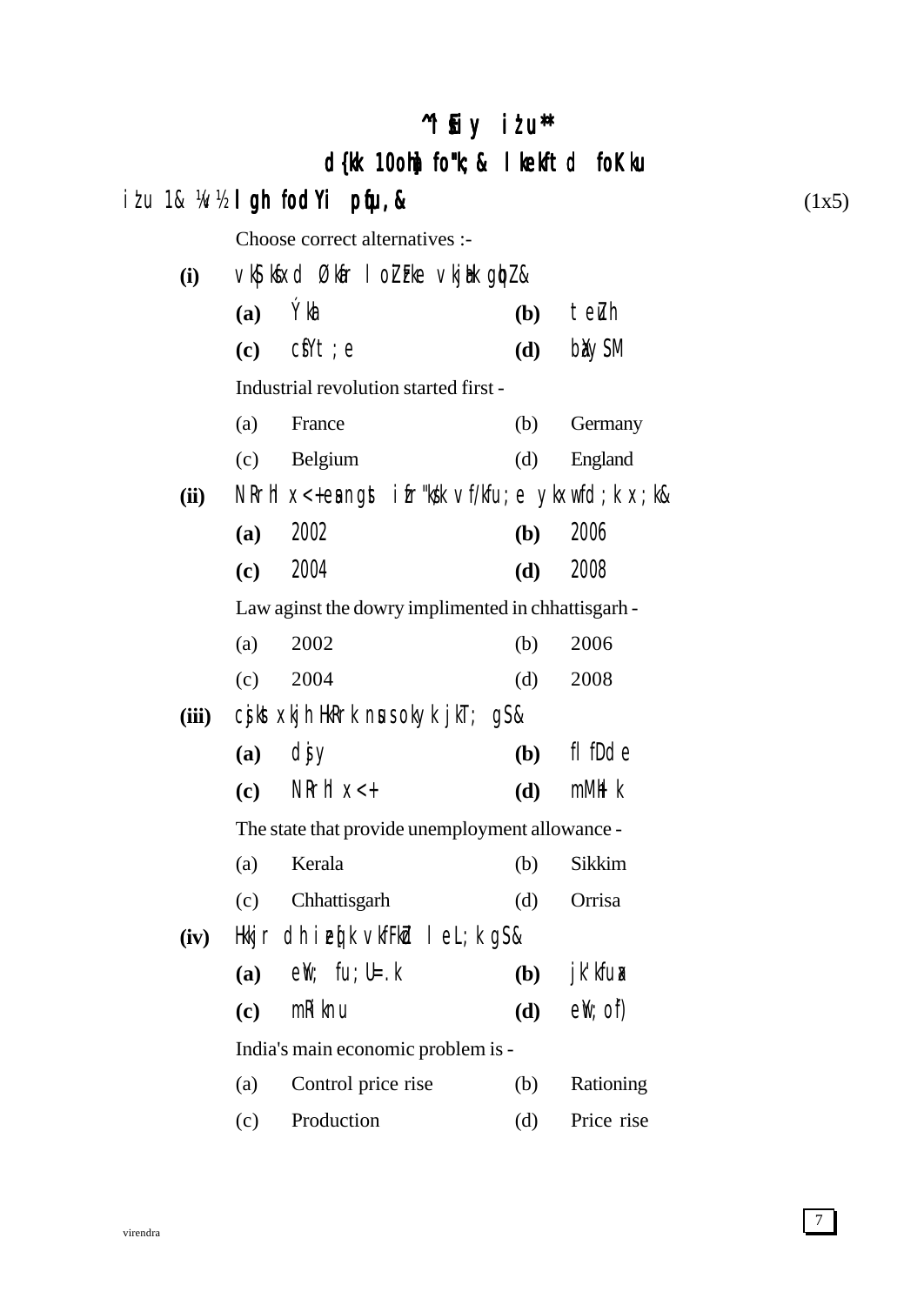# ^iz'u i=**

## d{kk 10oha fo"k;& lkekftd foKku

**iz'u 1& ¼v½ lgh fodYi pqfu,&** (1x5)

Choose correct alternatives :-

**(i)** vkS|ksfxd Økafr lo
Z
izFke vkjaHk gqbZ&

| | | | |
|---|---|---|---|
| **(a)** Ýkal | | **(b)** teZuh | |
| **(c)** csfYt;e | | **(d)** baXySaM | |

Industrial revolution started first -

| | | | |
|---|---|---|---|
| (a) | France | (b) | Germany |
| (c) | Belgium | (d) | England |

**(ii)** NRrhlx<+ esa ngst izfr"ks/k vf/kfu;e ykxw fd;k x;k&

| | | | |
|---|---|---|---|
| **(a)** | 2002 | **(b)** | 2006 |
| **(c)** | 2004 | **(d)** | 2008 |

Law aginst the dowry implimented in chhattisgarh -

| | | | |
|---|---|---|---|
| (a) | 2002 | (b) | 2006 |
| (c) | 2004 | (d) | 2008 |

**(iii)** csjkstxkjh HkRrk nsus okyk jkT; gS&

| | | | |
|---|---|---|---|
| **(a)** | dsjy | **(b)** | flfDde |
| **(c)** | NRrhlx<+ | **(d)** | mM+hlk |

The state that provide unemployment allowance -

| | | | |
|---|---|---|---|
| (a) | Kerala | (b) | Sikkim |
| (c) | Chhattisgarh | (d) | Orrisa |

**(iv)** Hkkjr dh izeq[k vkfFkZd leL;k gS&

| | | | |
|---|---|---|---|
| **(a)** | eqY; fu;U=.k | **(b)** | jk'kfuax |
| **(c)** | mRiknu | **(d)** | eqY; o`f) |

India's main economic problem is -

| | | | |
|---|---|---|---|
| (a) | Control price rise | (b) | Rationing |
| (c) | Production | (d) | Price rise |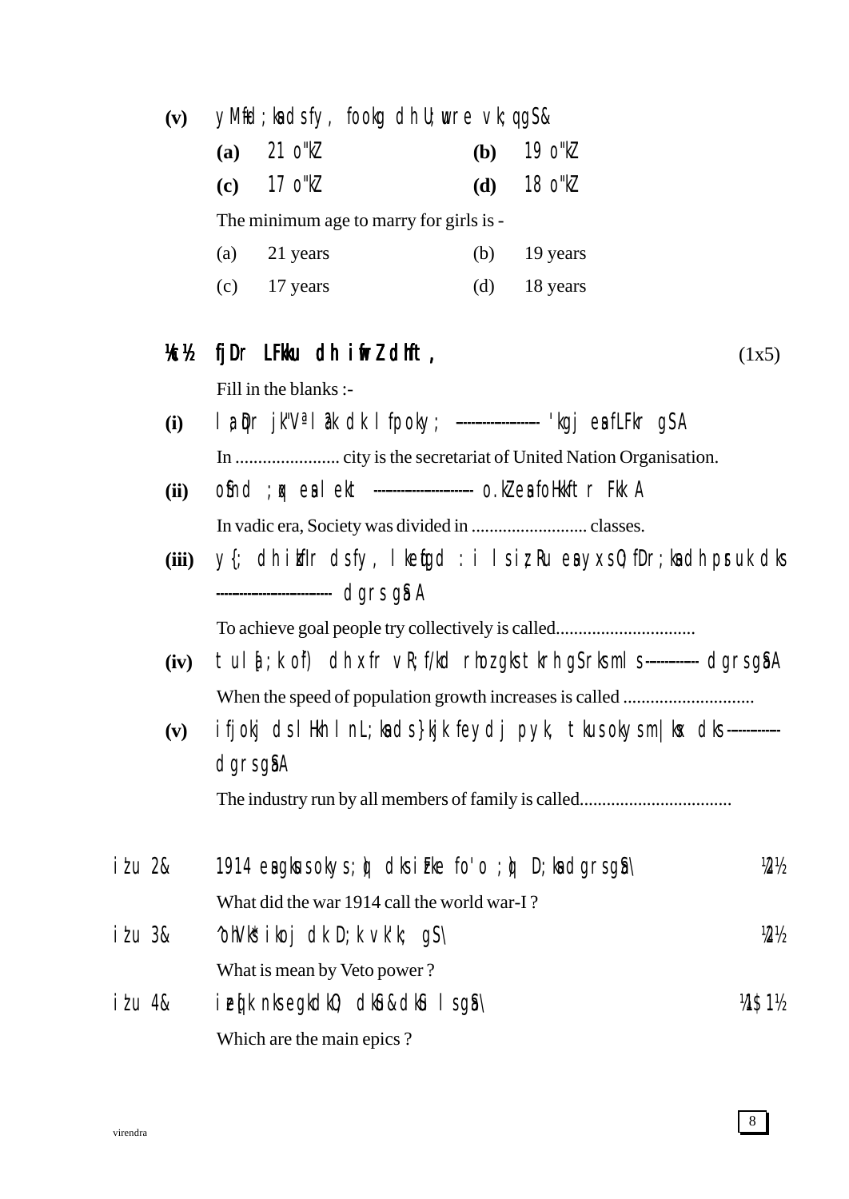**(v)** yM+fd;ksa dsfy, fookg dh U;wure vk;q gS&

| | | | |
|---|---|---|---|
| **(a)** 21 o"kZ | | **(b)** 19 o"kZ | |
| **(c)** 17 o"kZ | | **(d)** 18 o"kZ | |

The minimum age to marry for girls is -

(a) 21 years (b) 19 years

(c) 17 years (d) 18 years

**¼c½ fjDr LFkku dh iwfrZ dhft,** (1x5)

Fill in the blanks :-

**(i)** la;qDr jk"Vª la?k dk lfpoky; ---------------- 'kgj esa fLFkr gSA

In ....................... city is the secretariat of United Nation Organisation.

**(ii)** oSfnd ;qx esa lekt -------------------- o.kZ esa foHkkftr FkkA

In vadic era, Society was divided in .......................... classes.

**(iii)** y{; dh izkfIr dsfy, lkewfgd :i ls iz;Ru esa yxs O;fDr;ksa dh pruk dks ---------------------- dgrs gSaA

To achieve goal people try collectively is called...............................

**(iv)** tu la[;k o`f) dh xfr vR;f/kd rhoz gks tkrh gS rks mls ---------- dgrs gSaA

When the speed of population growth increases is called .............................

**(v)** ifjokj ds lHkh lnL;ksa ds }kjk feydj pyk, tkus okys m|ksx dks ---------- dgrs gSaA

The industry run by all members of family is called..................................

iz'u 2& 1914 esa gq, s okys ;q) dks izFke fo'o ;q) D;ksa dgrs gSa\ ¼2½

What did the war 1914 call the world war-I ?

iz'u 3& ^ohVks* ikoj dk D;k vk'k; gS\ ¼2½

What is mean by Veto power ?

iz'u 4& izeq[k nks egkdkO; dkSu&dkSu ls gSa\ ¼1$1½

Which are the main epics ?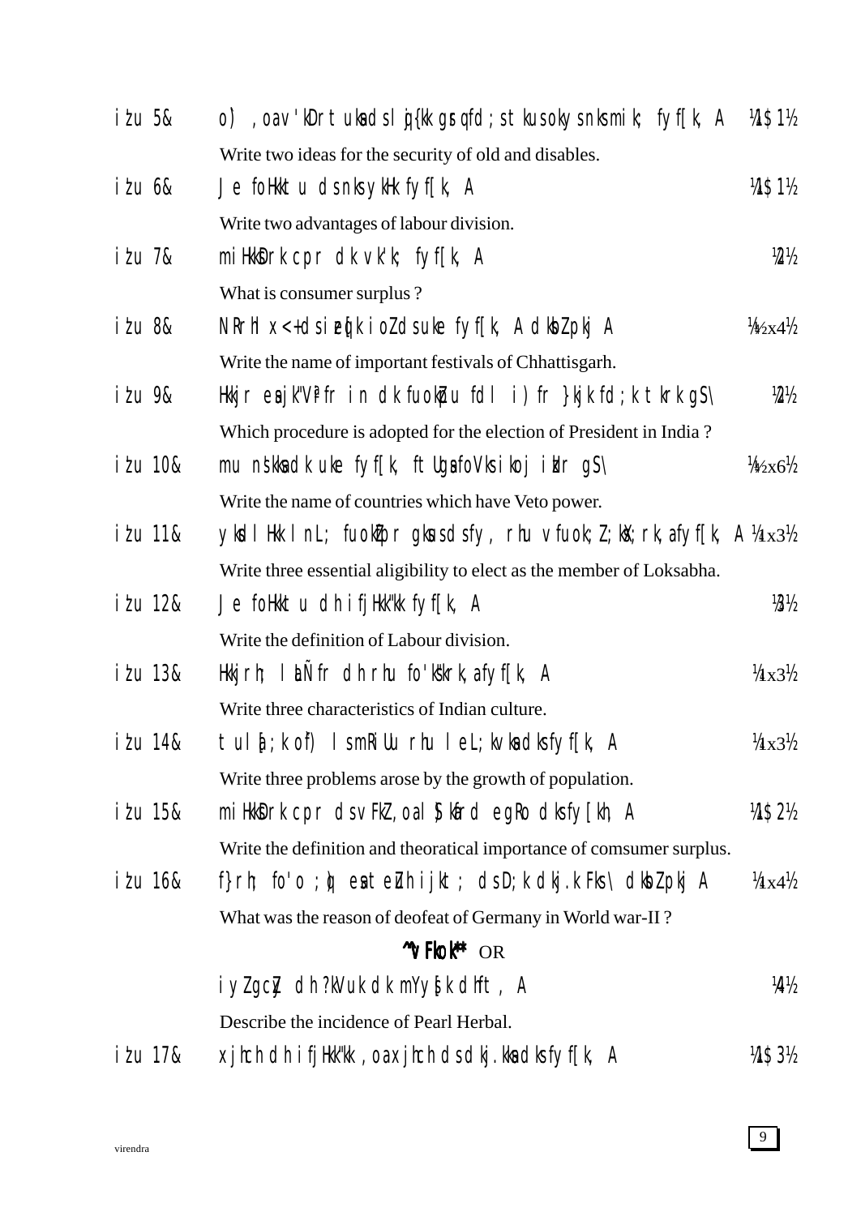iz'u 5& o`) ,oa v'kDr tuksa ds lqj{kk gsrq fd;s tkus okys nks mik; fyf[k, A ½1$1½

Write two ideas for the security of old and disables.

iz'u 6& Je foHkktu ds nks ykHk fyf[k, A ½1$1½

Write two advantages of labour division.

iz'u 7& miHkksDrk cpr dk vk'k; fyf[k, A ½2½

What is consumer surplus ?

iz'u 8& NRrhlx<+ ds izeq[k iooZ ds uke fyf[k, A dksbZ pkj A ¼½x4½

Write the name of important festivals of Chhattisgarh.

iz'u 9& Hkkjr esa jk"Vªifr in dk fuokZpu fdl i)fr }kjk fd;k tkrk gS\ ½2½

Which procedure is adopted for the election of President in India ?

iz'u 10& mu ns'kksa dk uke fyf[k, ftUgsa foVks ikoj izkIr gS\ ¼½x6½

Write the name of countries which have Veto power.

iz'u 11& yksdlHkk lnL; fuokZfpr gksus ds fy, rhu vfuok;Z ;ksX;rk,a fyf[k, A ¼1x3½

Write three essential aligibility to elect as the member of Loksabha.

iz'u 12& Je foHkktu dh ifjHkk"kk fyf[k, A ½3½

Write the definition of Labour division.

iz'u 13& Hkkjrh; laLd`fr dh rhu fo'ks"krk,a fyf[k, A ¼1x3½

Write three characteristics of Indian culture.

iz'u 14& tula[;k o`f) ls mRiUu rhu leL;kvksa dks fyf[k, A ¼1x3½

Write three problems arose by the growth of population.

iz'u 15& miHkksDrk cpr ds vFkZ ,oa lS)kafrd egRo dks fy[kh, A ½1$2½

Write the definition and theoratical importance of comsumer surplus.

iz'u 16& f}rh; fo'o ;q) esa teZuh ijkt; ds D;k dkj.k Fks\ dksbZ pkj A ¼1x4½

What was the reason of deofeat of Germany in World war-II ?

**^^vFkok**** OR

iyZ gcZj dh ?kVuk dk mYys[k dhft, A ½4½

Describe the incidence of Pearl Herbal.

iz'u 17& xjhch dh ifjHkk"kk ,oa xjhch ds dkj.kksa dks fyf[k, A ½1$3½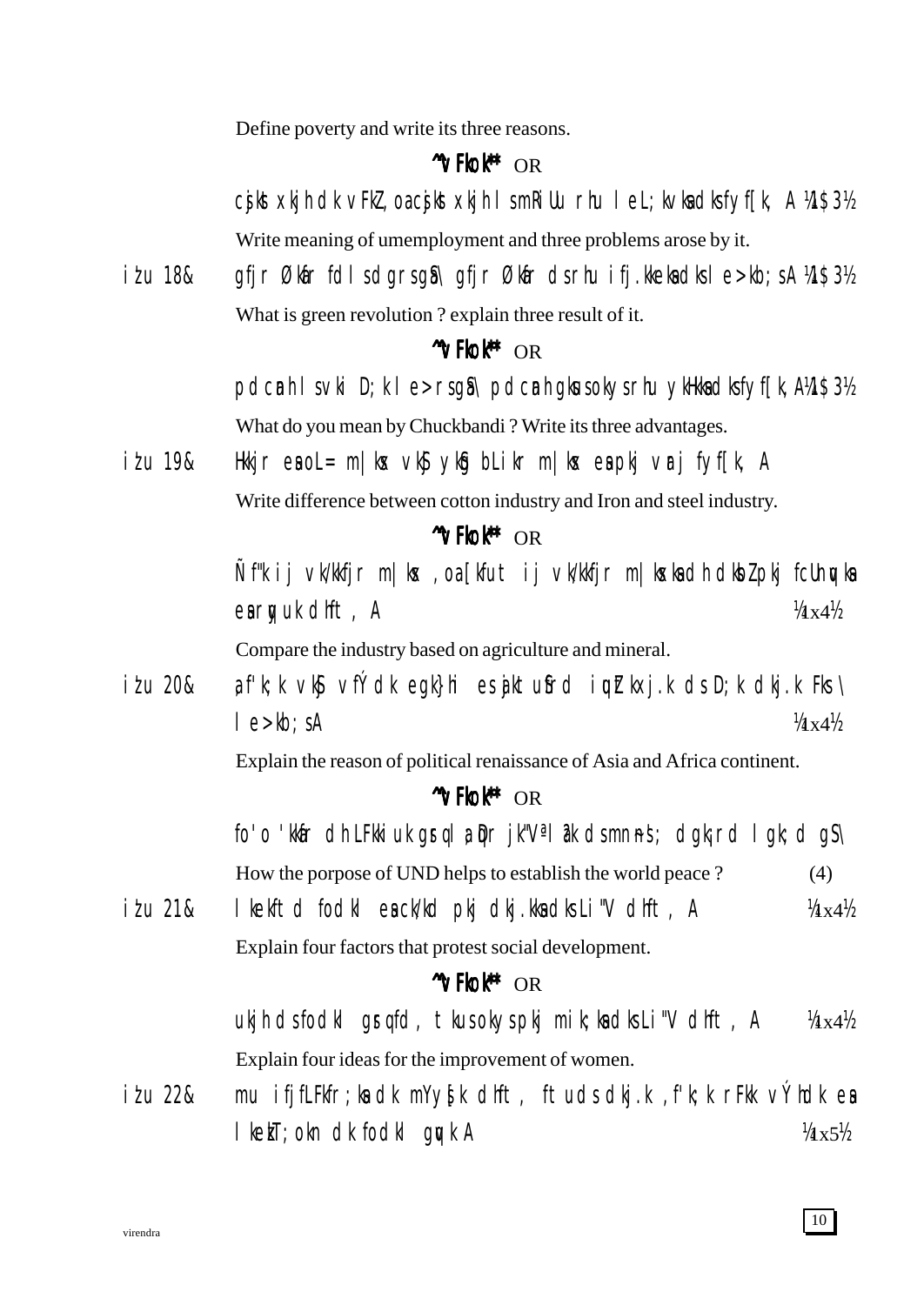Define poverty and write its three reasons.

**^^vFkok**^^** OR

cjskst xkjh dk vFkZ ,oa cjskst xkjh ls mRiUu rhu leL;kvksa dks fyf[k, A ¼1$3½

Write meaning of umemployment and three problems arose by it.

iz'u 18& gfjr Økafr fdls dgrs gSa \ gfjr Økafr ds rhu ifj.kkeksa dks le>kb;s A ¼1$3½

What is green revolution ? explain three result of it.

**^^vFkok**^^** OR

pdcanh ls vki D;k le>rs gSa \ pdcanh gksus okys rhu ykHkksa dks fyf[k, A ¼1$3½

What do you mean by Chuckbandi ? Write its three advantages.

iz'u 19& Hkkjr esa oL= m|ksx vkSj ykSg bLikr m|ksx esa pkj vrar fyf[k, A

Write difference between cotton industry and Iron and steel industry.

**^^vFkok**^^** OR

Ñf"k ij vk/kkfjr m|ksx ,oa [kfut ij vk/kkfjr m|ksxksa dh dksbZ pkj fcUnqvksa esa rqyuk dhft, A ¼1x4½

Compare the industry based on agriculture and mineral.

iz'u 20& ,f'k;k vkSj vfÝdk egk}hi esa jktuSfrd iqutkZxj.k ds D;k dkj.k Fks \ le>kb;s A ¼1x4½

Explain the reason of political renaissance of Asia and Africa continent.

**^^vFkok**^^** OR

fo'o 'kkafr dh LFkkiuk gsrq la;qDr jk"Vª la?k ds mn~ns'; dgk¡ rd lgk;d gS \

How the porpose of UND helps to establish the world peace ? (4)

iz'u 21& lkekftd fodkl esa ck/kd pkj dkj.kksa dks Li"V dhft, A ¼1x4½

Explain four factors that protest social development.

**^^vFkok**^^** OR

ukjh ds fodkl gsrq fd, tkus okys pkj mik;ksa dks Li"V dhft, A ¼1x4½

Explain four ideas for the improvement of women.

iz'u 22& mu ifjfLFkfr;ksa dk mYys[k dhft, ftuds dkj.k ,f'k;k rFkk vÝhdk esa lkekT;okn dk fodkl gqvk A ¼1x5½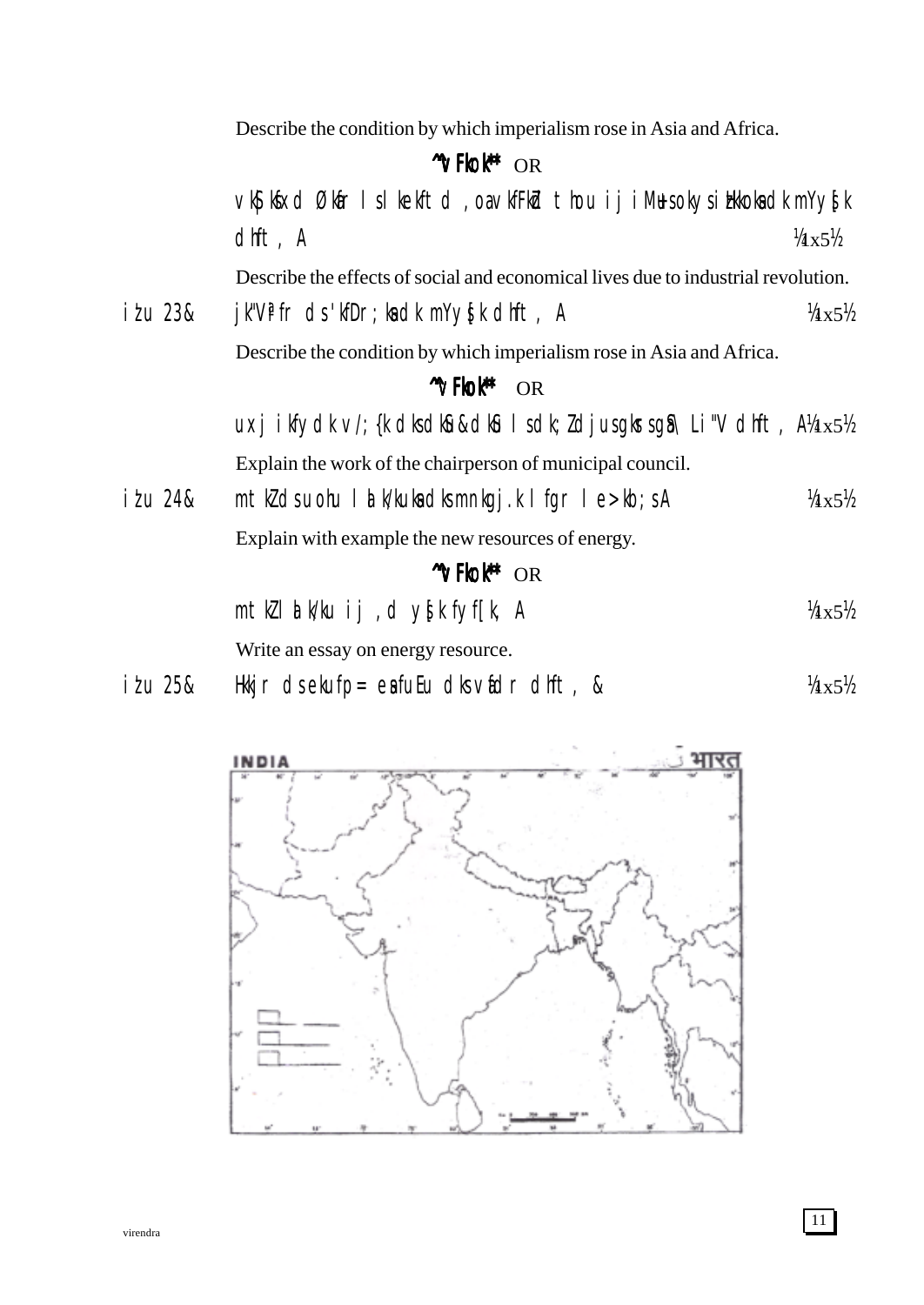Describe the condition by which imperialism rose in Asia and Africa.

**^^vFkok**** OR

vkS|ksfxd Økafr ls lkekftd ,oa vkfFkZd thou ij iMus okys izHkkoksa dk mYys[k dhft, A ¼1x5½

Describe the effects of social and economical lives due to industrial revolution.

iz'u 23& jk"Vªifr ds 'kfDr;ksa dk mYys[k dhft, A ¼1x5½

Describe the condition by which imperialism rose in Asia and Africa.

**^^vFkok**** OR

uxj ikfydk v/;{k dks dkSu&dkSu ls dk;Z djus gksrs gSa\ Li"V dhft, A ¼1x5½

Explain the work of the chairperson of municipal council.

iz'u 24& mtkZ ds uohu lzksrksa dks mnkgj.k lfgr le>kb;sA ¼1x5½

Explain with example the new resources of energy.

**^^vFkok**** OR

mtkZ lzksr ij ,d ys[k fyf[k, A ¼1x5½

Write an essay on energy resource.

iz'u 25& Hkkjr ds ekufp= esa fuEu dks vafdr dhft, & ¼1x5½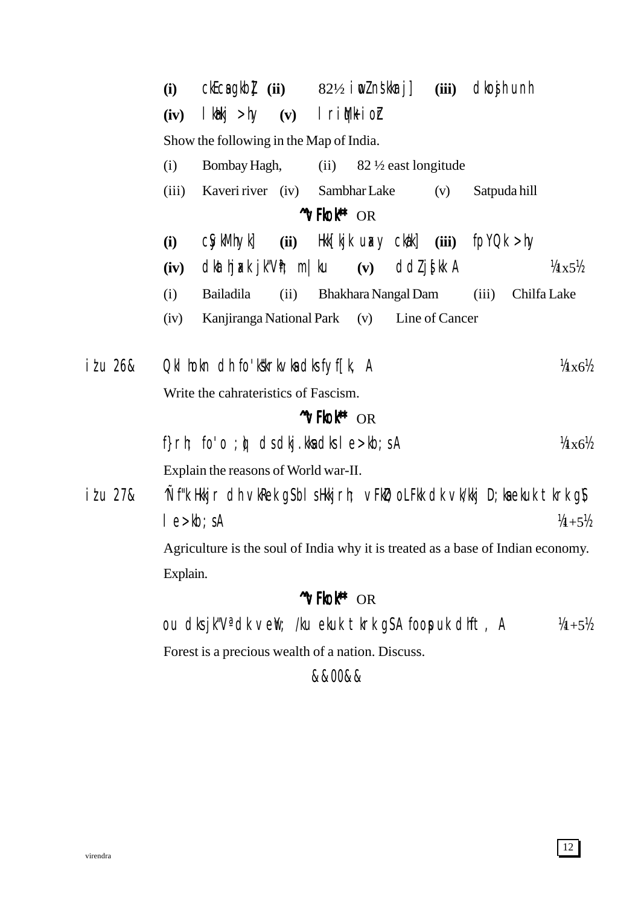**(i)** ckEcs gkbZ **(ii)** 82½ iwoZ ns'kkarj] **(iii)** dkosjh unh

**(iv)** lkaHkj >hy **(v)** lriqM+k ioZr

Show the following in the Map of India.

(i) Bombay Hagh, (ii) 82 ½ east longitude

(iii) Kaveri river (iv) Sambhar Lake (v) Satpuda hill

**^^vFkok**** OR

**(i)** cSykMhyk] **(ii)** Hkk[kjk uaxy cka/k] **(iii)** fpYdk >hy

**(iv)** dkaftjaxk jk"Vªh; m|ku **(v)** ddZ js[kk A ¼1x5½

(i) Bailadila (ii) Bhakhara Nangal Dam (iii) Chilfa Lake

(iv) Kanjiranga National Park (v) Line of Cancer

iz'u 26& Qkalhokn dh fo'ks"krkvksa dks fyf[k, A ¼1x6½

Write the cahrateristics of Fascism.

**^^vFkok**** OR

f}rh; fo'o ;q) ds dkj.kksa dks le>kb;s A ¼1x6½

Explain the reasons of World war-II.

iz'u 27& Ñf"k Hkkjr dh vkRek gS blsHkkjrh; vFkZO;oLFkk dk vk/kkj D;ksa ekuk tkrk gS le>kb;s A ¼1+5½

Agriculture is the soul of India why it is treated as a base of Indian economy. Explain.

**^^vFkok**** OR

ou dks jk"Vª dk vewY; /ku ekuk tkrk gS A foospuk dhft, A ¼1+5½

Forest is a precious wealth of a nation. Discuss.

&&00&&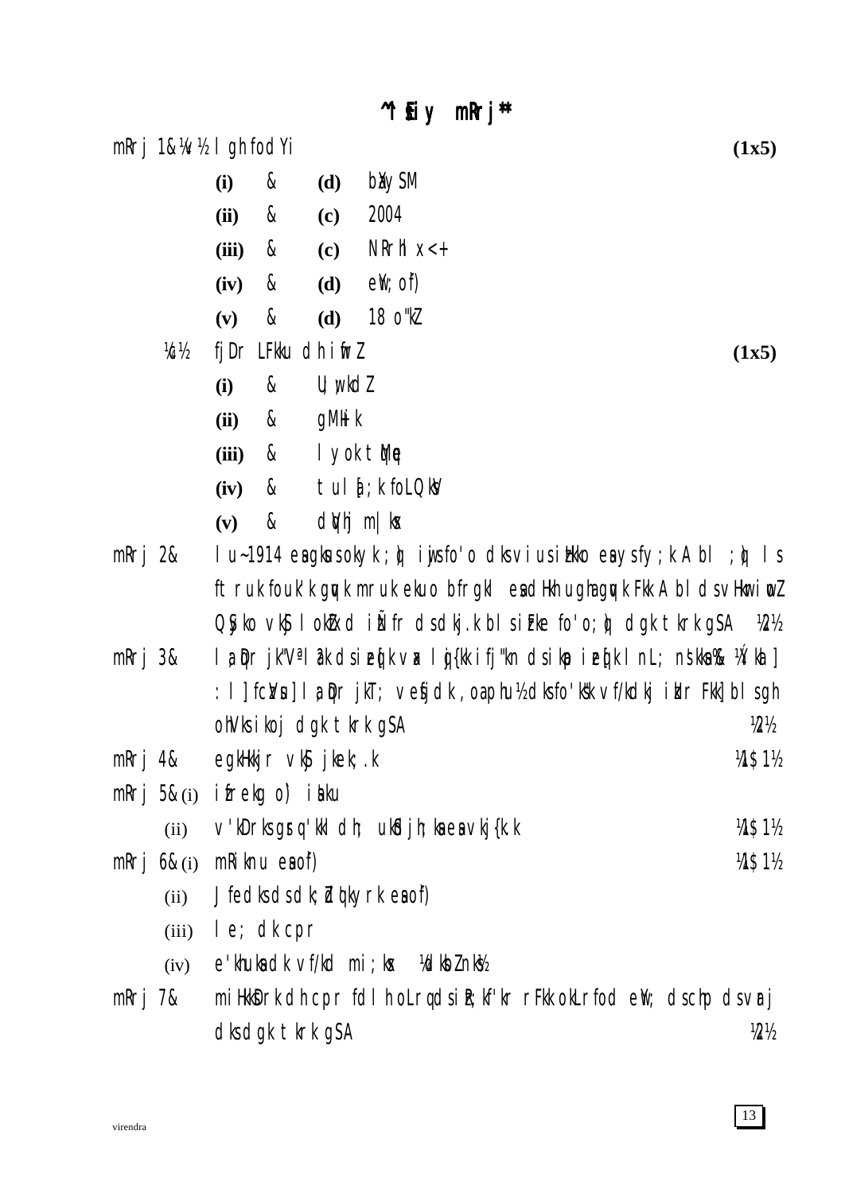## ^^lSEiy mRrj**

mRrj 1&¼v½ lgh fodYi **(1x5)**

- **(i)** & **(d)** bXySM
- **(ii)** & **(c)** 2004
- **(iii)** & **(c)** NRrhlx<+
- **(iv)** & **(d)** eW; of)
- **(v)** & **(d)** 18 o"kZ

¼c½ fjDr LFkku dh iwfrZ **(1x5)**

- **(i)** & U;wukdZ
- **(ii)** & gMIik
- **(iii)** & lyok tMqe
- **(iv)** & tul[;k foLQksV
- **(v)** & dqVhj m|ksx

mRrj 2& lu~1914 esa gkus okyk ;q) iwjs fo'o dks vius izHkko esa ysfy;k A bl ;q) ls ftruk foukl'k gqvk mruk ekuo bfrgkl esa dHkh ugha gqvk FkkA bl ds vHkwriwoZ Okfo vkSj lokZxd iNfr ds dkj.k bl ie Fke fo'o ;q) dgk tkrk gSA ¼2½

mRrj 3& la;qDr jk"Vª la?k ds izeq[k vax lqj{kk ifj"kn ds ikap izeq[k lnL; ns'kks% ¼Ýkal] : l] fczVsu] la;qDr jkT; vesfjdk ,oa phu½ dks fo'ks"k vf/kdkj iznRr Fkk] blsgh ohVks ikoj dgk tkrk gSA ¼2½

mRrj 4& egkHkkjr vkSj jkek;.k ¼1$1½

mRrj 5&(i) ifrekg o) iaku

(ii) v'kDrks gsrq 'kkl dh; ukSdfj;ksa esa vkj{k.k ¼1$1½

mRrj 6&(i) mRiknu esa of) ¼1$1½

(ii) Jfedks ds dk;Z {kerk esa of)

(iii) le; dk cpr

(iv) e'khuks ds vf/kd mi;ksx ¼dksbZ nks½

mRrj 7& miHkksDrk dh cpr fdlh oLrq ds iz;kf'kr rFkk okLrfod eWY; dsch p dsvarj dks dgk tkrk gSA ¼2½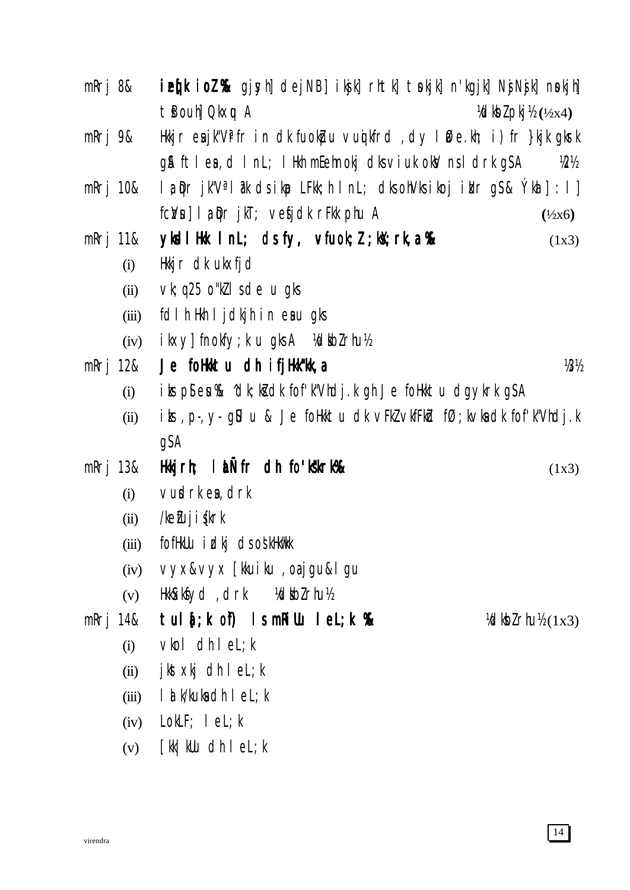mRrj 8& **izeq[k ioZ%** gjsyh] dejNB] iksjk] rhtk] tsokjk] n'kgjk] NsjNsjk] nsokjh] tsBouh] Qkxqu A ¼dksbZ pkj½ (½x4)

mRrj 9& Hkkjr esa jk"Vªifr in dk fuokZpu vuqikfrd ,dy laØe.kh; i)fr }kjk gksrk gS ftlesa ,d lnL; lHkh mEehnokj dks viuk okssV nsldrk gSA ½2½

mRrj 10& la;qDr jk"Vª la?k ds ikap LFkk;h lnL; dks ohVks ikoj izkIr gS& Ýkal] :l] fczVsu] la;qDr jkT; vesfjdk rFkk phu A (½x6)

mRrj 11& **yksdlHkk lnL; ds fy, vfuok;Z ;ksX;rk,a%** (1x3)

(i) Hkkjr dk ukxfjd

(ii) vk;q 25 o"kZ ls de u gks

(iii) fdlh Hkh ljdkjh in esa u gks

(iv) ikxy] fnokfy;k u gksA ¼dksbZ rhu½

mRrj 12& **Je foHkktu dh ifjHkk"kk,a** ½3½

(i) iks p, esu% ^dk;kZ dk fof'k"Vhdj.k gh Je foHkktu dgykrk gSA

(ii) iks ,p-,y-gSl u & Je foHkktu dk vFkZ vkfFkZd fØ;kvksa dk fof'k"Vhdj.k gSA

mRrj 13& **Hkkjrh; laLÑfr dh fo'ks"krk,a%** (1x3)

(i) vusdrk esa ,drk

(ii) /keZ ujis{krk

(iii) fofHkUu izdkj ds os'kHkw"kk

(iv) vyx&vyx [kkuiku ,oa jgu&lgu

(v) Hkk"kk&cksyh ,drk ¼dksbZ rhu½

mRrj 14& **tula[;k o`f) ls mRiUu leL;k %** ¼dksbZ rhu½ (1x3)

(i) vkokl dh leL;k

(ii) jkstxkj dh leL;k

(iii) lalk/kuksa dh leL;k

(iv) LokLF; leL;k

(v) [kk|kUu dh leL;k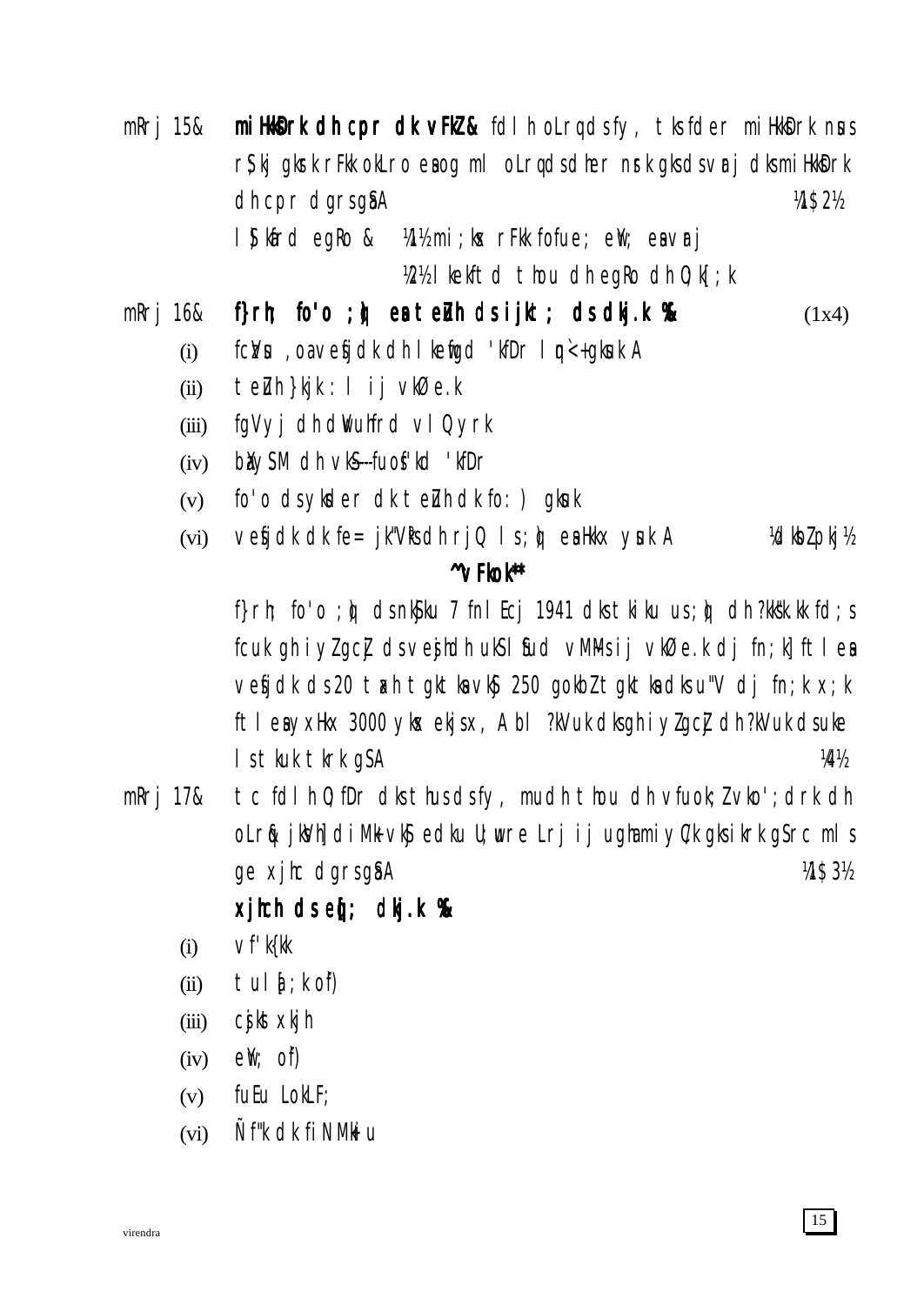mRrj 15& **miHkksDrk dh cpr dk vFkZ&** fdlh oLrq ds fy, tks fder miHkksDrk nsus rS;kj gksrk rFkk okLro esa og ml oLrq ds dher nsrk gks ds vUrj dks miHkksDrk dh cpr dgrs gSaA ¼1$2½

lS)kfUrd egRo & ¼1½ mi;ksx rFkk fofue; eW; esa vUrj

¼2½ lkekftd thou dh egRo dh O;k[;k

mRrj 16& **f}rh; fo'o ;q) esa tekZuh ds ijkt; ds dkj.k %** (1x4)

(i) fczVsu ,oa vesfjdk dh lkeqfgd 'kfDr lqn`<+ gksuk A

(ii) tekZuh }kjk : l ij vkØe.k

(iii) fgVyj dh dwVuhfrd vlQyrk

(iv) bVyh dh vkSifuosf'kd 'kfDr

(v) fo'o ds ykxksa dk tekZuh dk fo:) gksuk

(vi) vesfjdk dk fe= jk"Vªksa dh rjQ ls ;q) esa Hkkx ysuk A ¼dksbZ pkj½

**^^vFkok**^^**

f}rh; fo'o ;q) ds nkSjku 7 fnlEcj 1941 dks tkiku us ;q) dh ?kks"k.kk fd;s fcuk gh iyZgcZj ds vesjhdh uksSlSfud vM~Ms ij vkØe.k dj fn;k] ftlesa vesfjdk ds 20 taxh tgkt vkSj 250 gokbZ tgkt dks u"V dj fn;k x;k ftlesa yxHkx 3000 ykx ekjs x, A bl ?kVuk dks gh iyZgcZj dh ?kVuk ds uke ls tkuk tkrk gSA ¼4½

mRrj 17& tc fdlh O;fDr dks thus ds fy, mu dh thou dh vfuok;Z vko';drk dh oLrq jksVh] diM+k vkSj edku U;wure Lrj ij ugha miyC/k gks ikrk gS rc mls ge xjhc dgrs gSaA ¼1$3½

**xjhch ds eq[; dkj.k %**

(i) vf'k{kk

(ii) tula[;k o`f)

(iii) csjkstxkjh

(iv) eW; o`f)

(v) fuEu LokLF;

(vi) Ñf"k dk fiNMkiu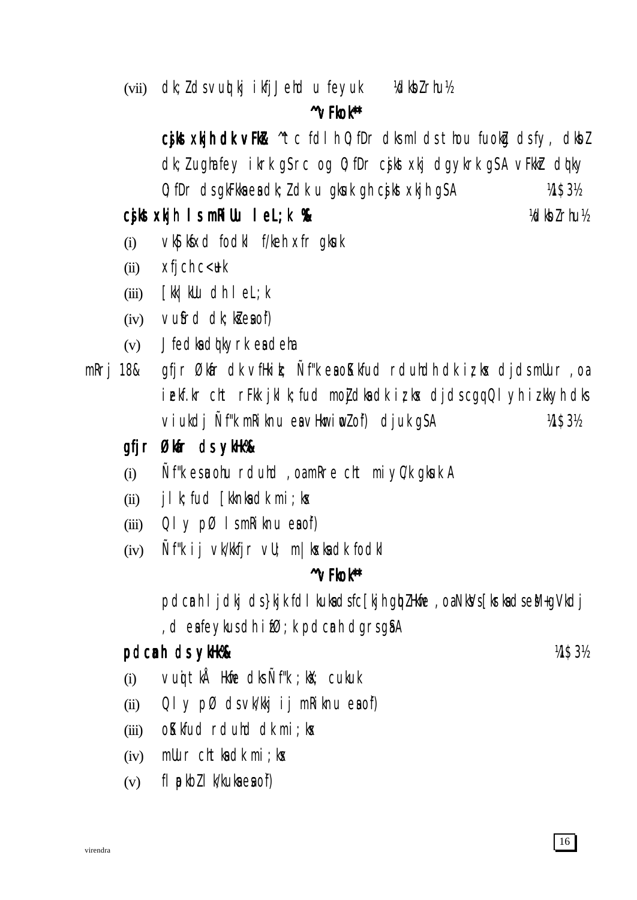(vii) dk;Zdsvuqlkj ikfjJfed u feyuk ¼dkbZ rhu½

**^^vFkok**

**cjkst xkjh dk vFkZ&** ^^tc fdlh O;fDr dks mlds thou fuokZg dsfy, dkbZ dk;Z ugha feyikrk gS rc og O;fDr cjkst xkj dgykrk gSA vFkkZr~ dqky O;fDr dsgkFkksa esa dk;Z dk u gksuk gh cjkst xkjh gSA ¼1$3½

**cjkst xkjh ls mRiUu leL;k %&** ¼dkbZ rhu½

(i) vkS|ksfxd fodkl f/keh xfr gksuk
(ii) xjhch c<+uk
(iii) [kk|kUu dh leL;k
(iv) vuSfrd dk;kZsa esa o`f)
(v) Jfedksa dqkyrk esa deh

mRrj 18& gfjr Økafr dk vfHkizk; Ñf"k esa oSKkfud rduhdh dk iz;ksx djdsmRiknu ,oa iztkf.kr cht rFkk jklk;fud moZjdksa dk iz;ksx djds cgqQly hizkkyh dks viukdj Ñf"k mRiknu esa vHkwriwoZ o`f) djuk gSA ¼1$3½

**gfjr Økafr ds ykHk%&**

(i) Ñf"k esa uohu rduhd ,oa mRre cht miyC/k gksuk A
(ii) jklk;fud [kknksa dk mi;ksx
(iii) Qly pØ lsmRiknu esa o`f)
(iv) Ñf"k ij vk/kkfjr vU; m|ksxksa dk fodkl

**^^vFkok**

pdcanh ljdkj ds }kjk fdlkuksa dsfc[kjh gqbZ Hkwfe ,oa NksVs[ksrksa dseM+gVkdj ,d esa feykusdh izfØ;k pdcanh dgrsgSaA

**pdcanh ds ykHk%&** ¼1$3½

(i) vuqtkÅ Hkwfe dks Ñf"k ;ksX; cukuk
(ii) Qly pØ ds vk/kkj ij mRiknu esa o`f)
(iii) oSKkfud rduhd dk mi;ksx
(iv) mUur cht ksa dk mi;ksx
(v) flapkbZ lk/kuksa esa o`f)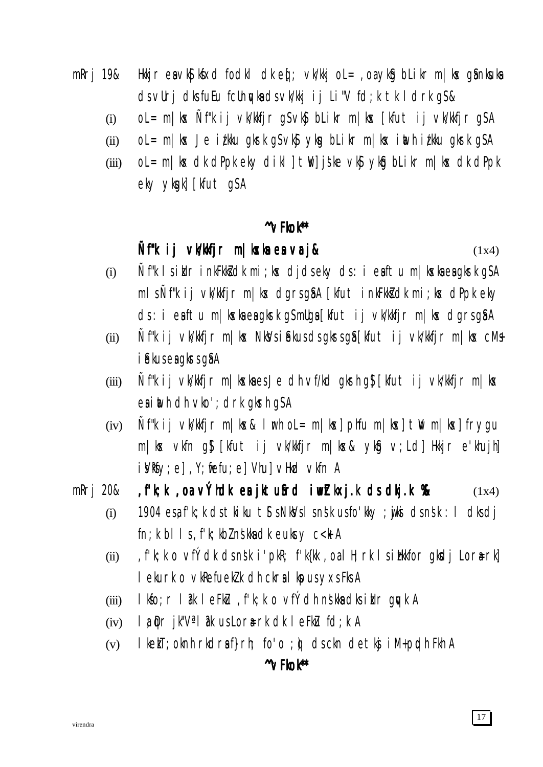mRrj 19& Hkkjr esa vk/kqfud fodkl dk eq[; vk/kkj oL= ,oa ykSg bLikr m|ksx gSa nksuksa ds vUrj dks fuEu fcUnqvksa ds vk/kkj ij Li"V fd;k tk ldrk gS&

(i) oL= m|ksx Ñf"k ij vk/kkfjr gS vkSj bLikr m|ksx [kfut ij vk/kkfjr gSA

(ii) oL= m|ksx Je iz/kku gksrk gS vkSj ykSg bLikr m|ksx iwath iz/kku gksrk gSA

(iii) oL= m|ksx dk dPpk eky dikl ]twV] js'ke vkSj ykSg bLikr m|ksx dk dPpk eky ykSgk] [kfut gSA

**^vFkok**

**Ñf"k ij vk/kkfjr m|ksxksa esa varj&** (1x4)

(i) Ñf"k lsizkIr inkFkksZa dk mi;ksx djds eky ds :i esa ftu m|ksxksa esa gksrk gSA mls Ñf"k ij vk/kkfjr m|ksx dgrs gSaA [kfut inkFkksZa dk mi;ksx dPpk eky ds :i esa ftu m|ksxksa esa gksrk gS mUgsa [kfut ij vk/kkfjr m|ksx dgrs gSaA

(ii) Ñf"k ij vk/kkfjr m|ksx NksVs iSekus ds gksrs gSa [kfut ij vk/kkfjr m|ksx cM+s iSekus esa gksrs gSaA

(iii) Ñf"k ij vk/kkfjr m|ksxksa esa Je dh vf/kd gksrh gS] [kfut ij vk/kkfjr m|ksx esa iwath dh vko';drk gksrh gSA

(iv) Ñf"k ij vk/kkfjr m|ksx& lwrh oL= m|ksx] phuh m|ksx] twV m|ksx] frygu m|ksx vkfn gS] [kfut ij vk/kkfjr m|ksx& ykSg v;Ld] Hkkjr e'khujh] isVªksfy;e] ,Y;wfefu;e] Vhu] vHkzd vkfn A

mRrj 20& **,f'k;k ,oa vÝhdk esa jktuSfrd iqutkZxj.k ds dkj.k %&** (1x4)

(i) 1904 esa ,f'k;k ds tkiku tSls NksVs ls ns'k us fo'kky ;wjksi ds ns'k :l dks dj fn;k blls ,f'k;kbZ ns'kksa dk euksacy c<+kA

(ii) ,f'k;k o vÝhdk ds ns'k i'pkR; f'k{kk ,oa lH;rk ls izHkkfor gksdj Lora=rk] lekurk o vkRefuekZ.k dh ckrsa lkspus yxs FksA

(iii) lksfo;r la?k leFkZu ,f'k;k o vÝhdh ns'kksa dks izkIr gqvk A

(iv) la;qDr jk"Vª la?k us Lora=rk dk leFkZu fd;k A

(v) lkezkT;oknh rkdrsa f}rh; fo'o ;q) ds ckn detksj iM+ pqdh FkhA

**^vFkok**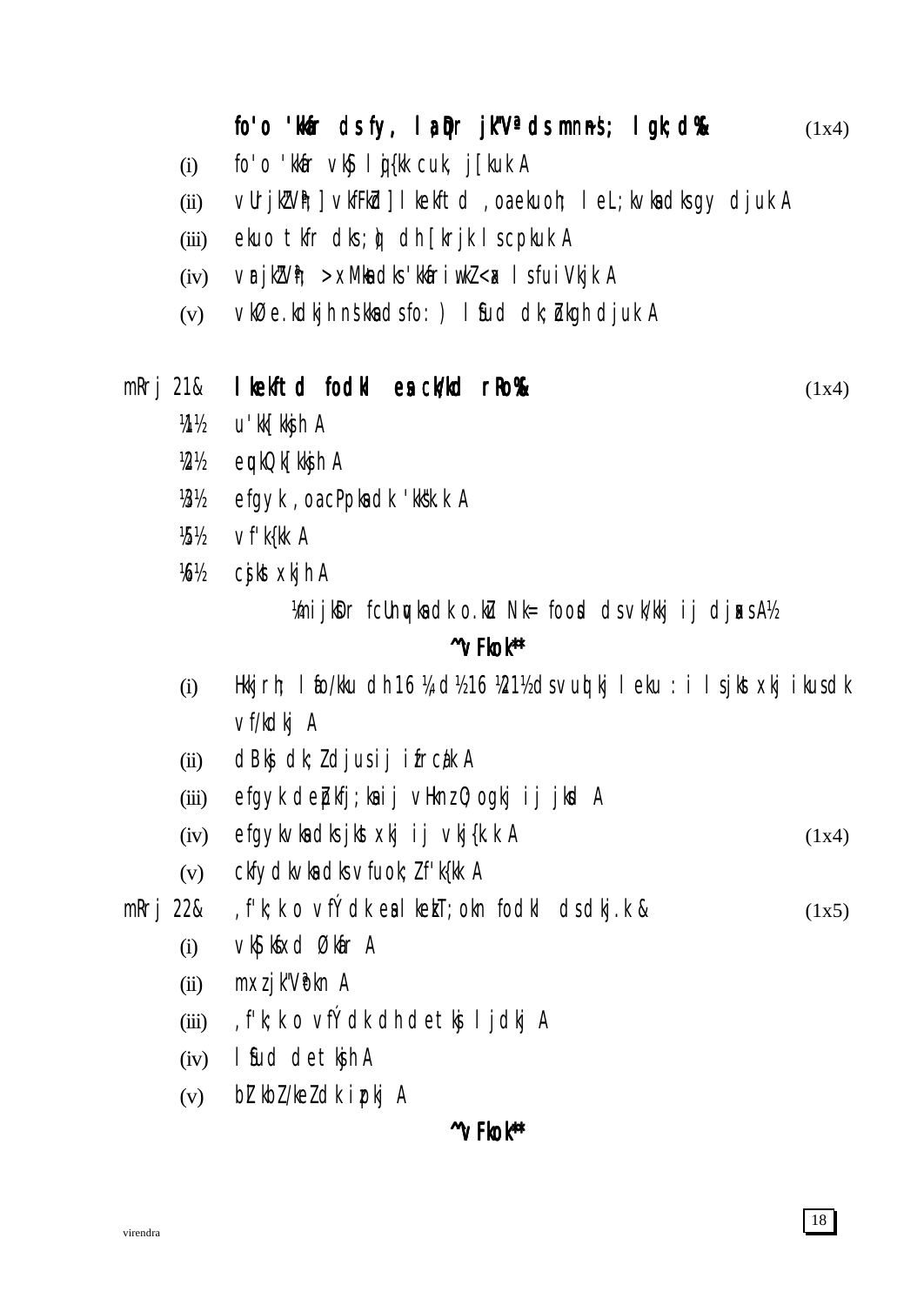**fo'o 'kkafr dsfy, l a[r jk"Vª dsmnns'; lgk;d%&** (1x4)

(i) fo'o 'kkafr vkSj lqj{kk cuk, j[kuk A

(ii) vUrjkZ"Vªh; ] vkfFkZd ] lkekftd ,oaekuoh; leL;kvksadksgy djuk A

(iii) ekuo tkfr dks;q) dh [krjk lscpkuk A

(iv) vrajkZ"Vªh; >xMksadks'kkafriwoZd<ax lsfuiVkjk A

(v) vkØe.kdkjh ns'kksadsfo: ) lSfud dk;Zokgh djuk A

mRrj 21& **lkekftd fodkl esa ck/kd rRo%&** (1x4)

¼1½ u'kk[kksjh A

¼2½ equkQk[kksjh A

¼3½ efgyk ,oacPpksadk 'kks"k.k A

¼5½ vf'k{kk A

¼6½ csjkstxkjh A

¼mijksDr fcUnqvksadk o.kZu Nk= fooSd dsvk/kkj ij djsaxsA½

**^^vFkok**

(i) Hkkjrh; lafo/kku dh 16 ¼,d½16 ¼21½ dsvuqlkj leku :i lsjkstxkj ikusdk vf/kdkj A

(ii) dBksj dk;Zdjusij ifrca/k A

(iii) efgyk deZpkfj;ksaij vHknzO;ogkj ij jksd A

(iv) efgykvksadksjkstxkj ij vkj{k.k A (1x4)

(v) ckfydkvksadksvfuok;Zf'k{kk A

mRrj 22& ,f'k;k o vfÝdk esalkezkT;okn fodkl dsdkj.k & (1x5)

(i) vkS|ksfxd Økafr A

(ii) mxzjk"Vªokn A

(iii) ,f'k;k o vfÝdk dh detksj ljdkj A

(iv) lSfud detksjh A

(v) bZlkbZ/keZdk izpkj A

**^^vFkok**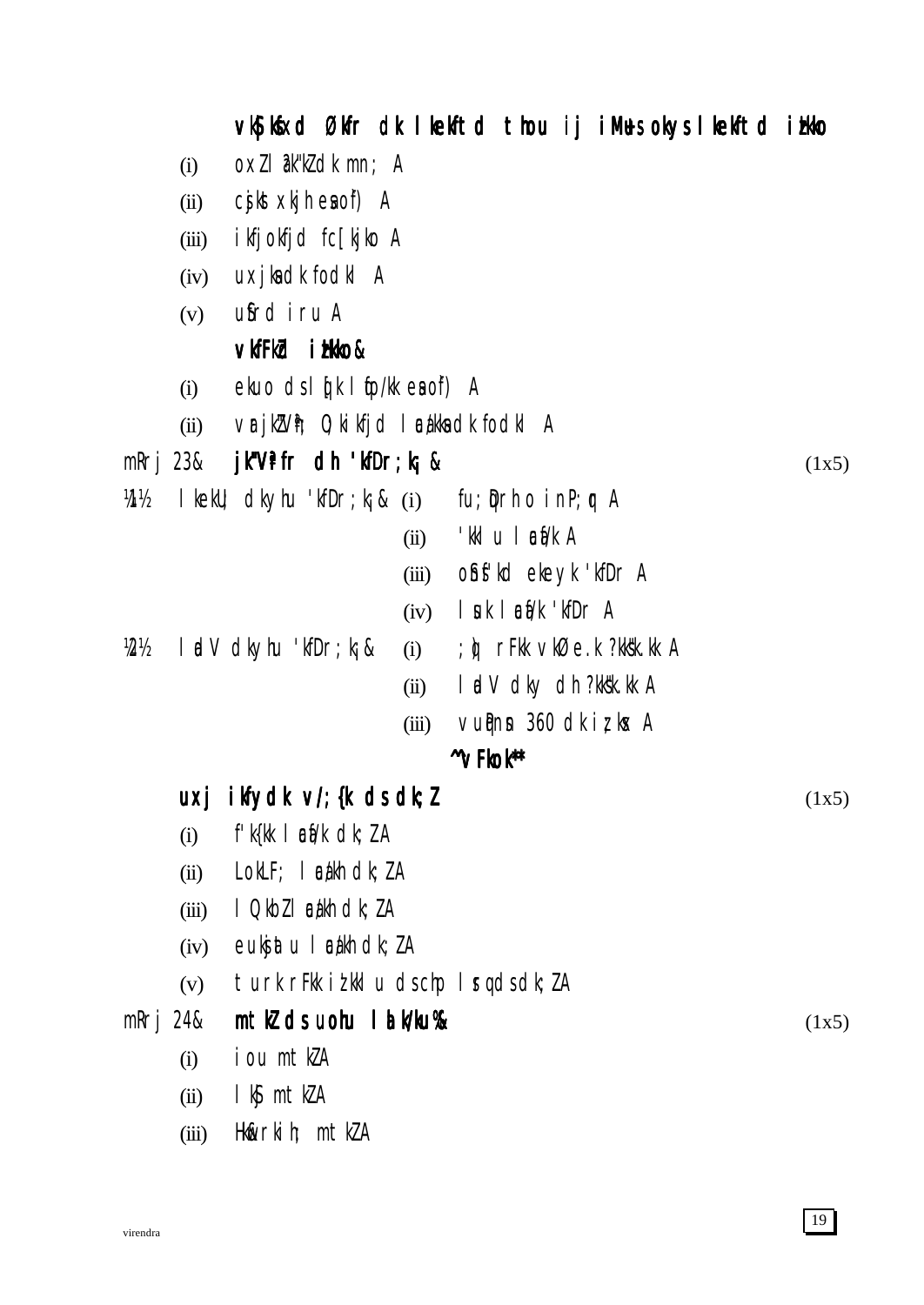**vkS|kSfxd Økfr dk lekftd thou ij iM+s okys lekftd izHkko**

(i) oxZ la?k"kZ dk mn; A

(ii) cjskst xkjh esa o`f) A

(iii) ikfjokfjd fc[kjko A

(iv) uxjksa dk fodkl A

(v) uSfrd iru A

**vkfFkZd izHkko&**

(i) ekuo ds lq[k lqfo/kk esa o`f) A

(ii) vUrjk"Vªh; O;kikfjd lEcU/kksa dk fodkl A

mRrj 23& **jk"Vªh; fr dh 'kfDr;k¡ &** (1x5)

¼1½ lkekU; dky hu 'kfDr;k¡& (i) fu;Dr h o in P;qr A

(ii) 'kklu lEcU/k A

(iii) of"s'kd ekeyk 'kfDr A

(iv) lsuk lEcU/k 'kfDr A

¼2½ ladV dkyhu 'kfDr;k¡& (i) ;q) rFkk vkØe.k ?kks"k.kk A

(ii) ladV dky dh ?kks"k.kk A

(iii) vuqPNsn 360 dk iz;ksx A

**^^vFkok**

**uxj ikfydk v/;{k ds dk;Z** (1x5)

(i) f'k{kk lEcU/k dk;Z A

(ii) LokLF; lEcU/kh dk;Z A

(iii) lQkbZ lEcU/kh dk;Z A

(iv) euksjatu lEcU/kh dk;Z A

(v) turk rFkk iz'kklu ds chp lsrq ds dk;Z A

mRrj 24& **mtkZ ds uohu lalk/ku%&** (1x5)

(i) iou mtkZ A

(ii) lkSj mtkZ A

(iii) Hkw&rkih; mtkZ A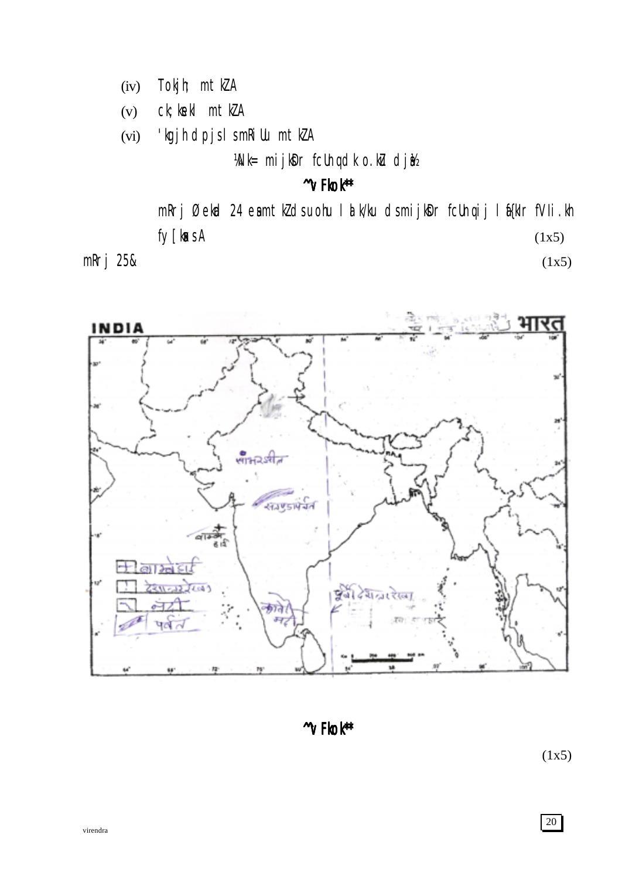(iv) Tokjh; mtkZA

(v) ck;ksekl mtkZA

(vi) 'kgjh dpjsl smRiUu mtkZA

¼Nk= mijksDr fcUnqvksa dk o.kZu djsa½

**^v Fkok***

mRrj Øekad 24 eamtkZ dsuohu lalk/ku dsmijksDr fcUnqvksij laf{kIr fVIi.kh fy[kasA (1x5)

mRrj 25& (1x5)

**^v Fkok***

(1x5)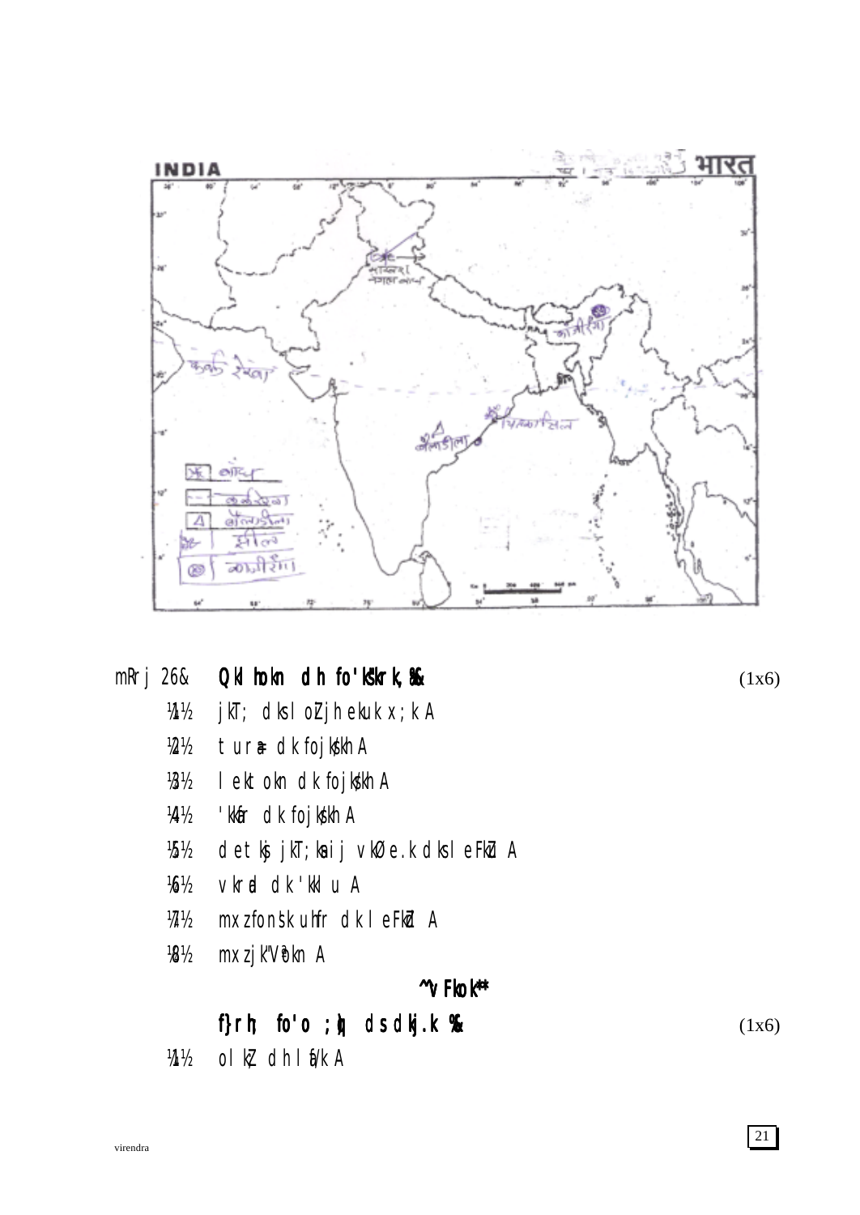mRrj 26& Qklhokn dh fo'ks"krk,¡ &  (1x6)

¼1½ jkT; dks loZJs"B ekuk x;k A

¼2½ tura= dk fojks/kh A

¼3½ lektokn dk fojks/kh A

¼4½ 'kkafr dk fojks/kh A

¼5½ detksj jk"Vªksa ij vkØe.k dk leFkZu A

¼6½ vkrad dk 'kklu A

¼7½ mxzfons'k uhfr dk leFkZu A

¼8½ mxzjk"Vªokn A

^^vFkok**

f}rh; fo'o ;q) ds dkj.k %&  (1x6)

¼1½ olkZ; dh lfU/k A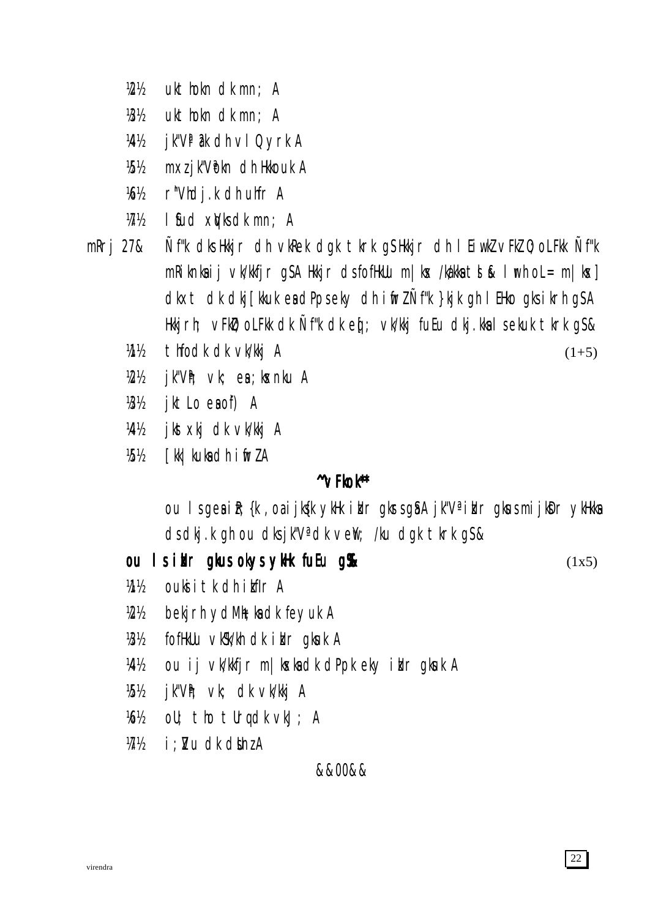½2½ ukt hokn dk mn; A

½3½ ukt hokn dk mn; A

½4½ jk"Vªãk dh vlQyrk A

½5½ mxzjk"Vªokn dh Hkkouk A

½6½ r"Vhdj.k dh uhfr A

½7½ lSfud xqVcU/kksa dk mn; A

mRrj 27& Ñf"k dks Hkkjr dh vkRek dgk tkrk gS Hkkjr dh lEiw.kZ vFkZO;oLFkk Ñf"k mRiknksa ij vk/kkfjr gS A Hkkjr ds fofHkUu m|ksx /kU/kksa tSls & lwrh oL= m|ksx] dkxt dk dkj[kkuk esa dPps eky dh iwfrZ Ñf"k }kjk gh lEHko gks ikrh gS A Hkkjrh; vFkZO;oLFkk dk Ñf"k dk egRo; vk/kkj fuEu dkj.kksa ls ekuk tkrk gS&

½1½ thfodk dk vk/kkj A (1+5)

½2½ jk"Vªh; vk; esa ;ksxnku A

½3½ jktLo esa o`f) A

½4½ jkstxkj dk vk/kkj A

½5½ [kk|kUuksa dh iwfrZ A

**^^vFkok**"**

ou ls gesa izR;{k ,oa ijks{k ykHk izkIr gksrs gSa A jk"Vª izkIr gksus mijkUr ykHkksa ds dkj.k gh ou dks jk"Vª dk vewY; /ku dgk tkrk gS&

**ou ls izkIr gksus okys ykHk fuEu gSa&** (1x5)

½1½ ouksit dh izkfIr A

½2½ bekjrh ydfM+;ksa dk feyuk A

½3½ fofHkUu vkS"kf/k;ksa dk izkIr gksuk A

½4½ ou ij vk/kkfjr m|ksxksa dk dPpk eky izkIr gksuk A

½5½ jk"Vªh; vk; dk vk/kkj A

½6½ oU; tho tUrqvksa dk vkJ; A

½7½ i;ZVu dk dsUnz A

&&00&&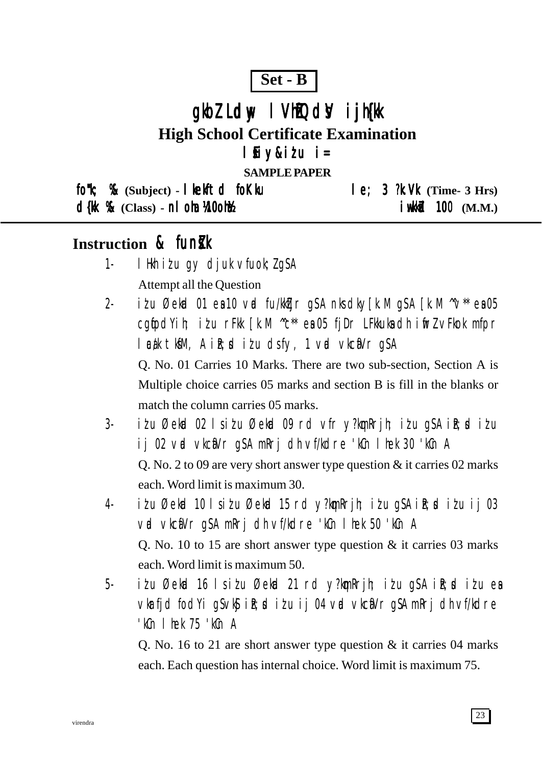**Set - B**

# gkbZ Ldwy lVhZfQdsV ijh{kk

## High School Certificate Examination

### lSEiy&iz'u i=

**SAMPLE PAPER**

**fo"k; %& (Subject) - lkekftd foKku** | **le; 3 ?k.Vk (Time- 3 Hrs)**

**d{kk %& (Class) - nloha ¼10oha½** | **iw.kkZad 100 (M.M.)**

## Instruction & funsZ'k

1- lHkh iz'u gy djuk vfuok;Z gSA

Attempt all the Question

2- iz'u Øekad 01 esa 10 vad fu/kkZfjr gSA nks dky[k.M gSA [k.M ^v** esa 05 cgqfodYih; iz'u rFkk [k.M ^c** esa 05 fjDr LFkkuksa dh iwfrZ vFkok mfpr lEca/k tksfM,A izR;sd iz'u ds fy, 1 vad vkcafVr gSA

Q. No. 01 Carries 10 Marks. There are two sub-section, Section A is Multiple choice carries 05 marks and section B is fill in the blanks or match the column carries 05 marks.

3- iz'u Øekad 02 ls iz'u Øekad 09 rd vfr y?kqmÙkjh; iz'u gSA izR;sd iz'u ij 02 vad vkcafVr gSA mÙkj dh vf/kdre 'kCn lhek 30 'kCn A

Q. No. 2 to 09 are very short answer type question & it carries 02 marks each. Word limit is maximum 30.

4- iz'u Øekad 10 ls iz'u Øekad 15 rd y?kqmÙkjh; iz'u gSA izR;sd iz'u ij 03 vad vkcafVr gSA mÙkj dh vf/kdre 'kCn lhek 50 'kCn A

Q. No. 10 to 15 are short answer type question & it carries 03 marks each. Word limit is maximum 50.

5- iz'u Øekad 16 ls iz'u Øekad 21 rd y?kqmÙkjh; iz'u gSA izR;sd iz'u esa vkarfjd fodYi gS vkSj izR;sd iz'u ij 04 vad vkcafVr gSA mÙkj dh vf/kdre 'kCn lhek 75 'kCn A

Q. No. 16 to 21 are short answer type question & it carries 04 marks each. Each question has internal choice. Word limit is maximum 75.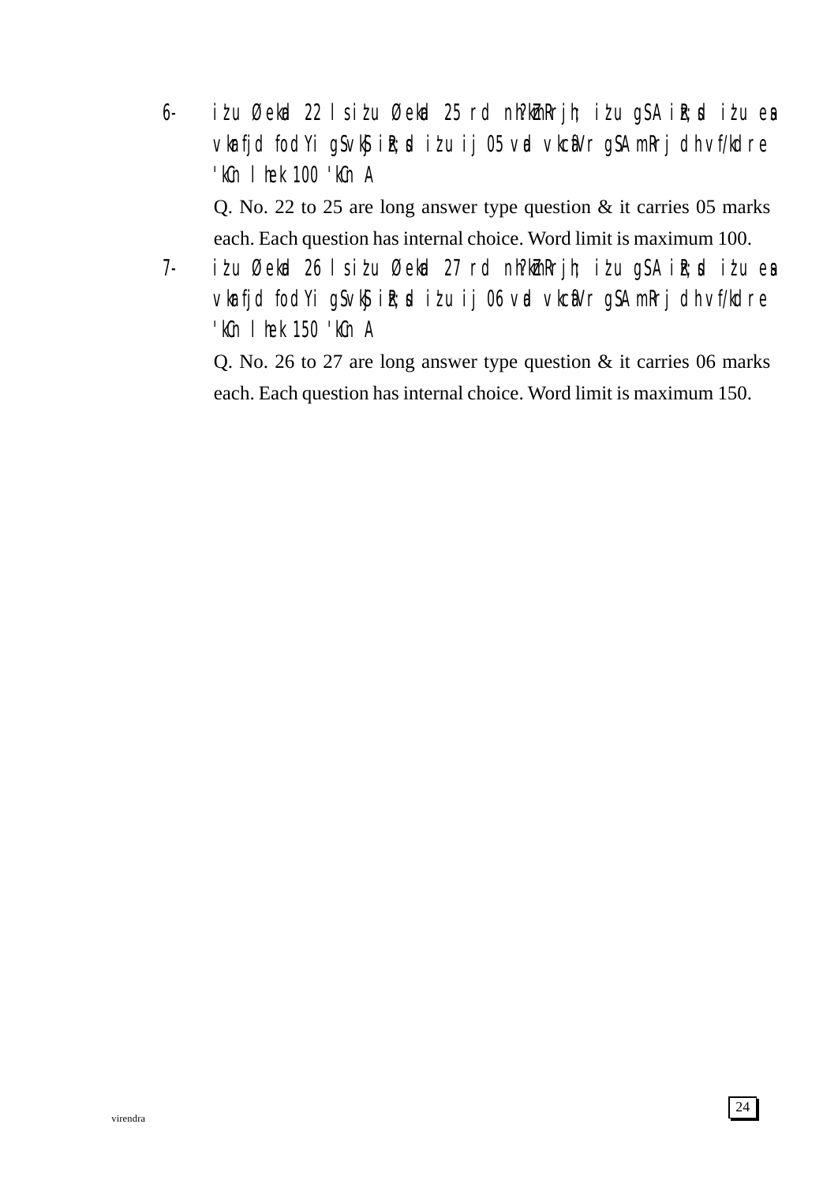6- iz'u Øekad 22 ls iz'u Øekad 25 rd nh?kZmRrjh; iz'u gSA izR;sd iz'u esa vkarfjd fodYi gS vkSj izR;sd iz'u ij 05 vad vkcafVr gSA mRrj dh vf/kdre 'kCn lhek 100 'kCn A

Q. No. 22 to 25 are long answer type question & it carries 05 marks each. Each question has internal choice. Word limit is maximum 100.

7- iz'u Øekad 26 ls iz'u Øekad 27 rd nh?kZmRrjh; iz'u gSA izR;sd iz'u esa vkarfjd fodYi gS vkSj izR;sd iz'u ij 06 vad vkcafVr gSA mRrj dh vf/kdre 'kCn lhek 150 'kCn A

Q. No. 26 to 27 are long answer type question & it carries 06 marks each. Each question has internal choice. Word limit is maximum 150.

virendra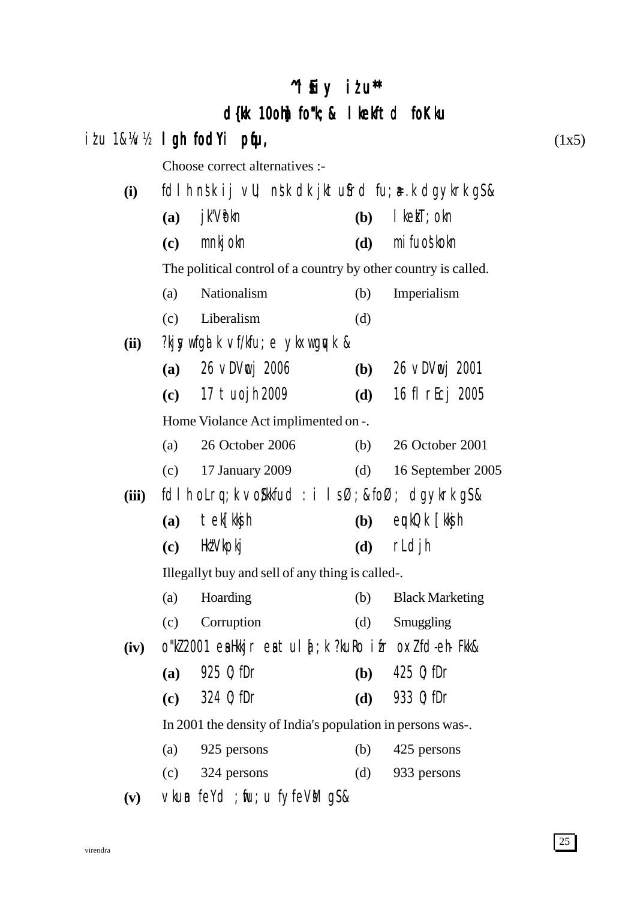## ^^lSEiy isij**

## d{kk 10oha fo"k; & lkekftd foKku

iz-u 1&¼v½ **lgh fodYi pqfu,** (1x5)

Choose correct alternatives :-

**(i)** fdlh ns'k ij vU; ns'k dk jktuSfrd fu;a=.k dgykrk gS&

| | | | |
|---|---|---|---|
| **(a)** | jk"Vªokn | **(b)** | lkezkT;okn |
| **(c)** | mnkjokn | **(d)** | mifuos'kokn |

The political control of a country by other country is called.

| | | | |
|---|---|---|---|
| (a) | Nationalism | (b) | Imperialism |
| (c) | Liberalism | (d) | |

**(ii)** ?kjsyw fgalk vf/kfu;e ykxw gqvk &

| | | | |
|---|---|---|---|
| **(a)** | 26 vDVwcj 2006 | **(b)** | 26 vDVwcj 2001 |
| **(c)** | 17 tuojh 2009 | **(d)** | 16 flrEcj 2005 |

Home Violance Act implimented on -.

| | | | |
|---|---|---|---|
| (a) | 26 October 2006 | (b) | 26 October 2001 |
| (c) | 17 January 2009 | (d) | 16 September 2005 |

**(iii)** fdlh oLrq;k vo/kkfud :i ls Ø;&foØ; dgykrk gS&

| | | | |
|---|---|---|---|
| **(a)** | tek[kksjh | **(b)** | equkQk [kksjh |
| **(c)** | Hkz"Vkpkj | **(d)** | rLdjh |

Illegallyt buy and sell of any thing is called-.

| | | | |
|---|---|---|---|
| (a) | Hoarding | (b) | Black Marketing |
| (c) | Corruption | (d) | Smuggling |

**(iv)** o"kZ 2001 esa Hkkjr esa tula[;k ?kuRo izfr oxZ fd-eh- Fkk&

| | | | |
|---|---|---|---|
| **(a)** | 925 O;fDr | **(b)** | 425 O;fDr |
| **(c)** | 324 O;fDr | **(d)** | 933 O;fDr |

In 2001 the density of India's population in persons was-.

| | | | |
|---|---|---|---|
| (a) | 925 persons | (b) | 425 persons |
| (c) | 324 persons | (d) | 933 persons |

**(v)** vkuan feYd ;wfu;u fyfeVsM gS&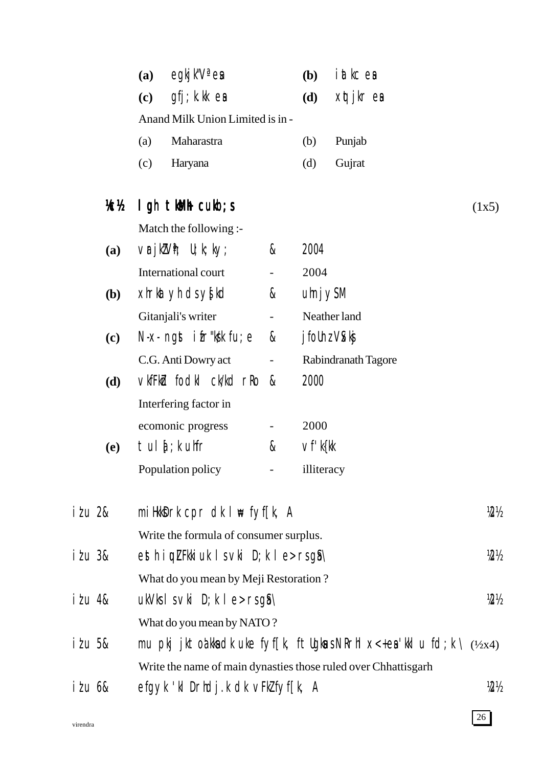| | | | |
|---|---|---|---|
| **(a)** egkjk"Vª esa | | **(b)** iatkc esa | |
| **(c)** gfj;k.kk esa | | **(d)** xqtjkr esa | |

Anand Milk Union Limited is in -

| | | | |
|---|---|---|---|
| (a) | Maharastra | (b) | Punjab |
| (c) | Haryana | (d) | Gujrat |

**¼c½ lgh tksM+h cukb;s** (1x5)

Match the following :-

| | | | |
|---|---|---|---|
| **(a)** | vUrjk"Vªh; U;k;ky; | & | 2004 |
| | International court | - | 2004 |
| **(b)** | xhrkatyh ds ys[kd | & | uhnjySaM |
| | Gitanjali's writer | - | Neather land |
| **(c)** | N-x- ngst izfr"ks/k fu;e | & | jfoUnzukFk VSxksj |
| | C.G. Anti Dowry act | - | Rabindranath Tagore |
| **(d)** | vkfFkZd fodkl ck/kd rRo | & | 2000 |
| | Interfering factor in ecomonic progress | - | 2000 |
| **(e)** | tula[;k uhfr | & | vf'k{kk |
| | Population policy | - | illiteracy |

iz'u 2& miHkksDrk cpr dk lw= fyf[k, A ½1½

Write the formula of consumer surplus.

iz'u 3& esth iquZLFkkiuk ls vki D;k le>rs gSa\ ½1½

What do you mean by Meji Restoration ?

iz'u 4& ukVks ls vki D;k le>rs gSa\ ½1½

What do you mean by NATO ?

iz'u 5& mu pkj jktoa'kksa dk uke fyf[k, ftUgksaus NRrhlx<+ esa 'kklu fd;k \ (½x4)

Write the name of main dynasties those ruled over Chhattisgarh

iz'u 6& efgyk 'kDrhdj.k dk vFkZ fyf[k, A ½1½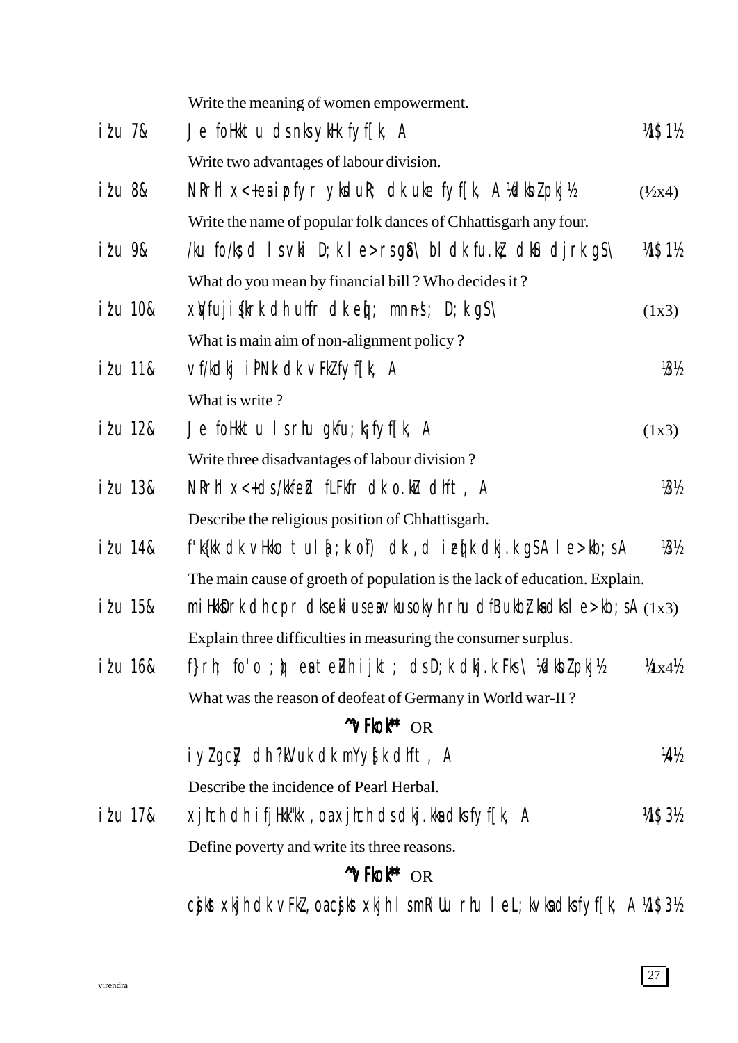Write the meaning of women empowerment.

iz'u 7& Je foHkktu ds nks ykHk fyf[k, A ¼1$1½

Write two advantages of labour division.

iz'u 8& NRrhlx<+ esa izpfyr ykdu`R; dk uke fyf[k, A ¼dksbZ pkj½ (½x4)

Write the name of popular folk dances of Chhattisgarh any four.

iz'u 9& /ku fo/ks;d ls vki D;k le>rs gS\ bldk fu.kZ; dkSu djrk gS\ ¼1$1½

What do you mean by financial bill ? Who decides it ?

iz'u 10& xqVfujis{krk dh uhfr dk eq[; mn~ns'; D;k gS\ (1x3)

What is main aim of non-alignment policy ?

iz'u 11& vf/kdkj iPNk dk vFkZ fyf[k, A ¼3½

What is write ?

iz'u 12& Je foHkktu lsrhu gkfu;kfyf[k, A (1x3)

Write three disadvantages of labour division ?

iz'u 13& NRrhlx<+ dh /kkfeZd fLFkfr dk o.kZu dhft, A ¼3½

Describe the religious position of Chhattisgarh.

iz'u 14& f'k{kk dk vHkko tula[;k o`f) dk ,d izeq[k dkj.k gSA le>kb;sA ¼3½

The main cause of groeth of population is the lack of education. Explain.

iz'u 15& miHkksDrk dh cpr dks ekius esa vkus okyh rhu dfBukb;ksa dks le>kb;sA (1x3)

Explain three difficulties in measuring the consumer surplus.

iz'u 16& f}rh; fo'o ;q) esa teZuh ijkt; ds D;k dkj.k Fks\ ¼dksbZ pkj½ ¼1x4½

What was the reason of deofeat of Germany in World war-II ?

**^^vFkok** OR

iyZgcZj dh ?kVuk dk mYys[k dhft, A ¼4½

Describe the incidence of Pearl Herbal.

iz'u 17& xjhch dh ifjHkk"kk ,oa xjhch ds dkj.kksa dks fyf[k, A ¼1$3½

Define poverty and write its three reasons.

**^^vFkok** OR

csjkstxkjh dk vFkZ ,oa csjkstxkjh ls mRiUu rhu leL;kvksa dks fyf[k, A ¼1$3½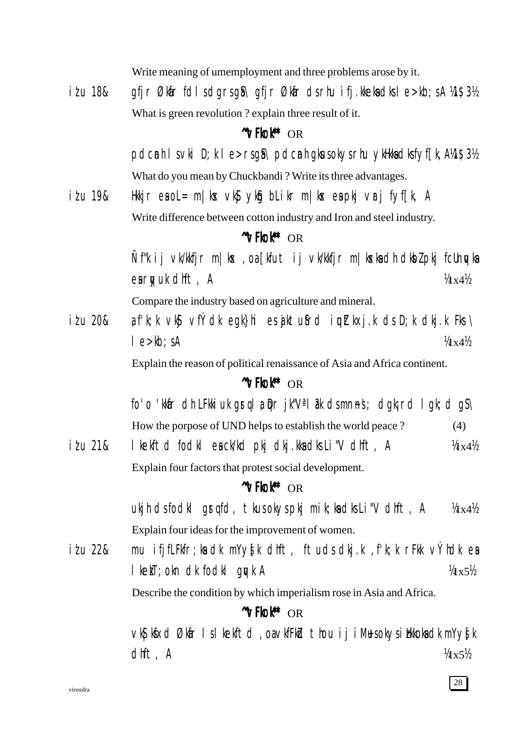Write meaning of umemployment and three problems arose by it.

iz'u 18& gfjr Økafr fdls dgrs gSa\ gfjr Økafr ds rhu ifj.kkeksa dks le>kb;sA ¼1$3½

What is green revolution ? explain three result of it.

**^^vFkok**** OR

pdcanh ls vki D;k le>rs gSa\ pdcanh gksus okys rhu ykHkksa dks fyf[k,A ¼1$3½

What do you mean by Chuckbandi ? Write its three advantages.

iz'u 19& Hkkjr esa oL= m|ksx vkSj ykSg bLikr m|ksx esa pkj varj fyf[k, A

Write difference between cotton industry and Iron and steel industry.

**^^vFkok**** OR

Ñf"k ij vk/kkfjr m|ksx ,oa [kfut ij vk/kkfjr m|ksxksa dh dksbZ pkj fcUnqvksa esa rqyuk dhft, A ¼1x4½

Compare the industry based on agriculture and mineral.

iz'u 20& ,f'k;k vkSj vfÝdk egk}hi esa jktuSfrd iquZtkxj.k ds D;k dkj.k Fks\ le>kb;sA ¼1x4½

Explain the reason of political renaissance of Asia and Africa continent.

**^^vFkok**** OR

fo'o 'kkafr dh LFkkiuk gsrq la;qDr jk"Vª la?k ds mn~ns'; dgk¡ rd lgk;d gS\

How the porpose of UND helps to establish the world peace ? (4)

iz'u 21& lkekftd fodkl esa ck/kd pkj dkj.kksa dks Li"V dhft, A ¼1x4½

Explain four factors that protest social development.

**^^vFkok**** OR

ukjh ds fodkl gsrq fd, tkus okys pkj mik;ksa dks Li"V dhft, A ¼1x4½

Explain four ideas for the improvement of women.

iz'u 22& mu ifjfLFkfr;ksa dk mYys[k dhft, ftuds dkj.k ,f'k;k rFkk vÝhdk esa lkezkT;okn dk fodkl gqvk A ¼1x5½

Describe the condition by which imperialism rose in Asia and Africa.

**^^vFkok**** OR

vkS|ksfxd Økafr ls lkekftd ,oa vkfFkZd thou ij iM+us okys izHkkoksa dk mYys[k dhft, A ¼1x5½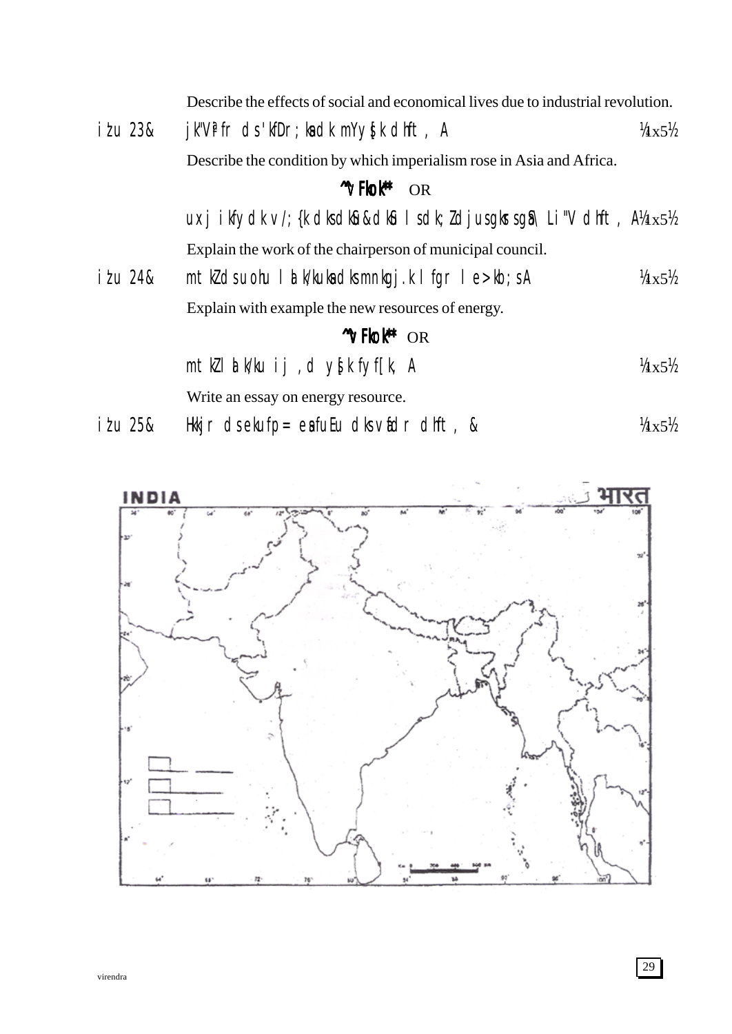Describe the effects of social and economical lives due to industrial revolution.

iz'u 23& jk"Vªfr ds 'kfDr;ksa dk mYys[k dhft, A ¼4x5½

Describe the condition by which imperialism rose in Asia and Africa.

**^vFkok*** OR

uxj ikfydk v/;{k dks dkSu&dkSu ls dk;Z djus gksrs gSa\ Li"V dhft, A ¼4x5½

Explain the work of the chairperson of municipal council.

iz'u 24& mtkZ ds uohu lalk/kuksa dks mnkgj.k lfgr le>kb;sA ¼4x5½

Explain with example the new resources of energy.

**^vFkok*** OR

mtkZ lalk/ku ij ,d ys[k fyf[k, A ¼4x5½

Write an essay on energy resource.

iz'u 25& Hkkjr ds ekufp= esa fuEu dks vafdr dhft, & ¼4x5½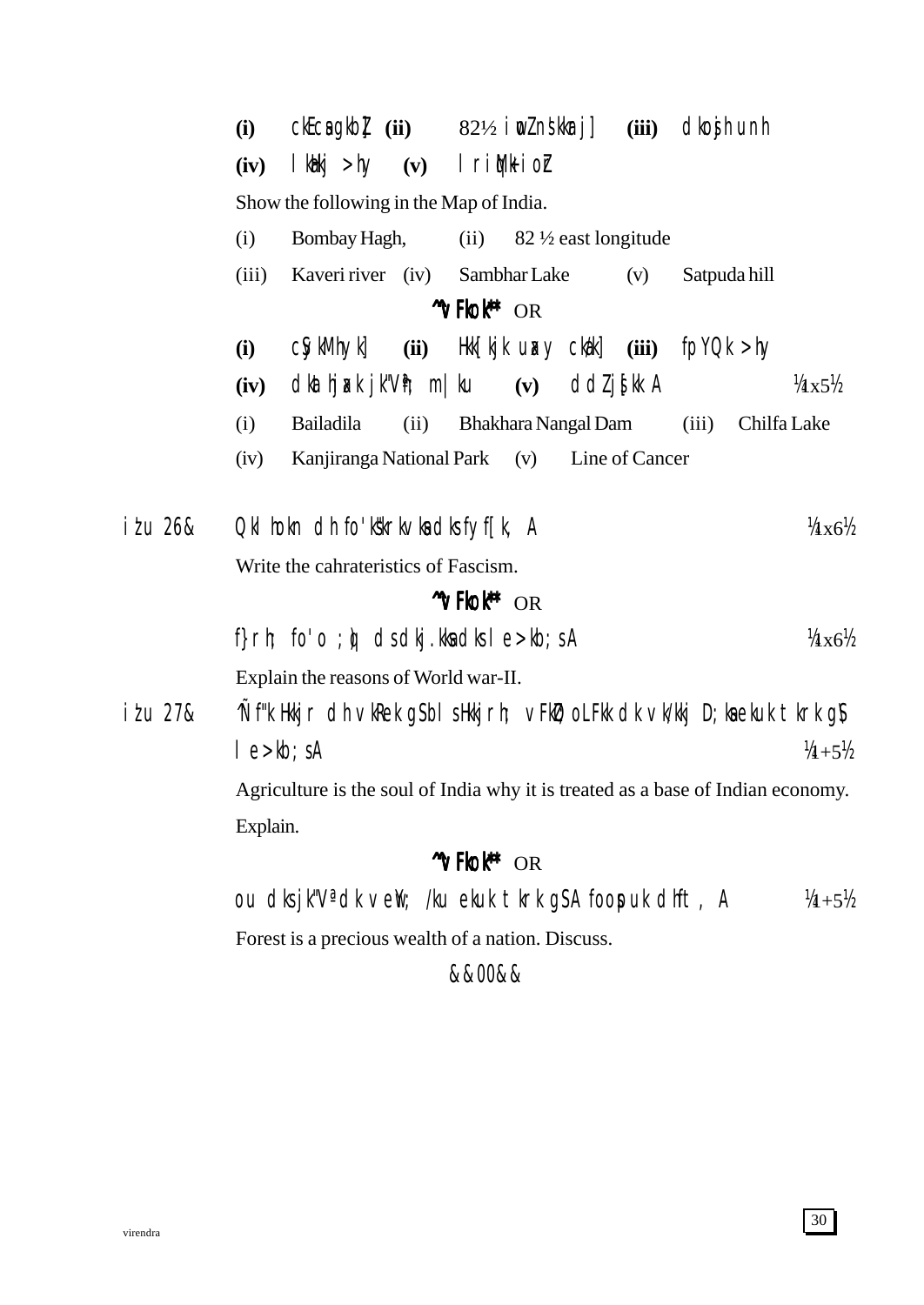**(i)** ckEcs gkbZ **(ii)** 82½ iwoZ ns'kkUrj **(iii)** dkosjh unh

**(iv)** lkaHkj >hy **(v)** lriqM+k ioZr

Show the following in the Map of India.

(i) Bombay Hagh, (ii) 82 ½ east longitude

(iii) Kaveri river (iv) Sambhar Lake (v) Satpuda hill

**^^vFkok**** OR

**(i)** cSykMhyk **(ii)** Hkk[kjk uaxy ck¡/k **(iii)** fpYdk >hy

**(iv)** dkthjaxk jk"Vªh; m|ku **(v)** ddZ js[kk A ¼1x5½

(i) Bailadila (ii) Bhakhara Nangal Dam (iii) Chilfa Lake

(iv) Kanjiranga National Park (v) Line of Cancer

iz'u 26& Qkalhokn dh fo'ks"krkvksa dks fyf[k, A ¼1x6½

Write the cahrateristics of Fascism.

**^^vFkok**** OR

f}rh; fo'o ;q) ds dkj.kksa dks le>kb;s A ¼1x6½

Explain the reasons of World war-II.

iz'u 27& Ñf"k Hkkjr dh vkRek gS blsHkkjrh; vFkZO;oLFkk dk vk/kkj D;ksa ekuk tkrk gS le>kb;s A ¼1+5½

Agriculture is the soul of India why it is treated as a base of Indian economy. Explain.

**^^vFkok**** OR

ou dks jk"Vª dk vewY; /ku ekuk tkrk gS A foospuk dhft, A ¼1+5½

Forest is a precious wealth of a nation. Discuss.

&&00&&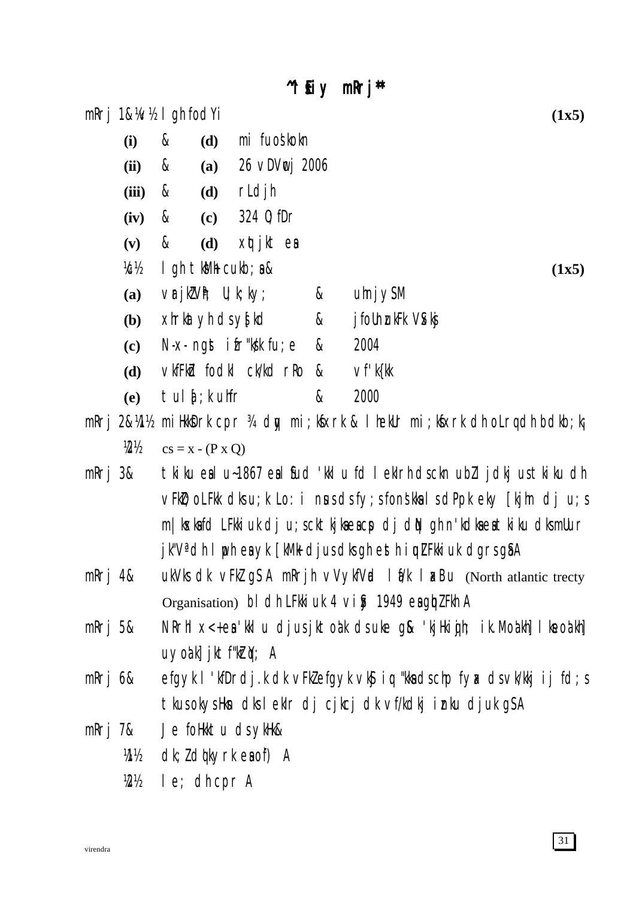# ^f}rh; mRrj**

mRrj 1&¼v½ lgh fodYi **(1x5)**

- **(i)** & **(d)** mi fuos'kokn
- **(ii)** & **(a)** 26 vDVwcj 2006
- **(iii)** & **(d)** rLdjh
- **(iv)** & **(c)** 324 Q;fDr
- **(v)** & **(d)** xqtjkr esa

¼c½ lgh tksfM+ cukb;sa& **(1x5)**

| | | | |
|---|---|---|---|
| **(a)** | vUrjkZVªh; U;k;ky; | & | uhnjySaM |
| **(b)** | xhrkat yh dsyhsd | & | jfoUnzukFk VSxksj |
| **(c)** | N-x- gkbZ ifr"Bkfu;e | & | 2004 |
| **(d)** | vkfFkZd fodkl ck/kd rRo | & | vf'k{kk |
| **(e)** | tul[;k uhfr | & | 2000 |

mRrj 2&¼1½ miHkksDrk cpr ¾ dqy mi;ksxrk & lhekUr mi;ksxrk dh oLrqvksa dh bdkb;k¡

¼2½ $cs = x - (P \times Q)$

mRrj 3& tkiku esa lu~1867 esa fsud 'kkl u fd lekIrh ds ckn ubZ ljdkj us tkiku dh vFkZO;oLFkk dks u;k Lo:i nsus ds fy;s fons'kksa ls dPps eky [kjhn dj u;s m|ksxksa fd LFkkiuk dj u;s ckt kj ksa esa cps dj dqN gh n'kdksa esa tkiku dks mUur jk"Vª dh lwph esa yk [kM+k djus dks gh esth iqulZFkkiuk dgrs gSaA

mRrj 4& ukVks dk vFkZ gS A mRrjh vVykfUVd lfU/k laxBu (North atlantic trecty Organisation) bl dh LFkkiuk 4 vizSy 1949 esa gqbZ FkhA

mRrj 5& NRrhlx<+ esa 'kkl u djus jktoa'k ds uke g& 'kjHkiqjh; ik.Mqoa'kh] lkseoa'kh] uyoa'kh] jktf"kZ rqY; A

mRrj 6& efgyk l'kfDrdj.k dk vFkZ efgykvksa ds iq"kksa ds cjkcj fyax ds vk/kkj ij fd;s tkus okys Hksn dks lekIr dj cjkcj dk vf/kdkj iznku djuk gSA

mRrj 7& Je foHkktu ds ykHk&

¼1½ dk;Z dq'kyrk esa o`f) A

¼2½ le; dh cpr A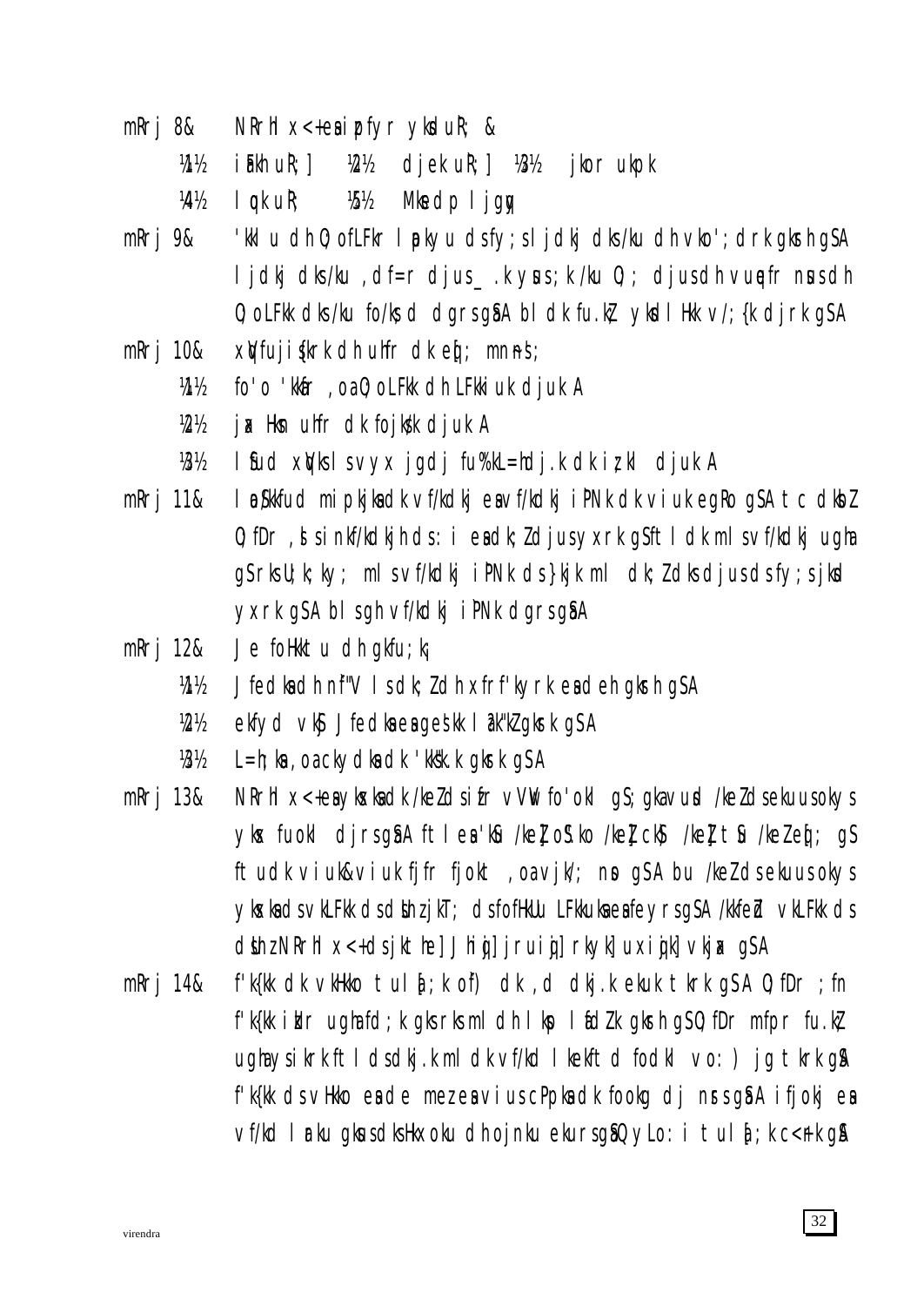mRrj 8& NRrhlx<+ esa izpfyr yksdukR; &

¼1½ iaFkh ukR;] ¼2½ djek ukR;] ¼3½ jkor ukpk

¼4½ lqvk ukR; ¼5½ Mkedp lqjgqy

mRrj 9& 'kklu dh ,d O;ofLFkr lapkyu ds fy;s ljdkj dks /ku dh vko';drk gksrh gSA ljdkj dks /ku ,df=r djus _.k ysus ;k /ku ,d= djus dh vuqefr nsus dh O;oLFkk dks /ku fo/ks;d dgrs gSaA blds fu.kZ; yksdlHkk v/;{k djrk gSA

mRrj 10& xqVfujis{krk dh uhfr ds eq[; mn~ns';

¼1½ fo'o 'kkafr ,oa O;oLFkk dh LFkkiuk djukA

¼2½ jax Hksn uhfr dk fojks/k djukA

¼3½ lSfud xqVksa ls vyx jgdj fu%'kL=hdj.k dk iz;kl djukA

mRrj 11& lafo/kkfud mipkjksa ds vf/kdkj esa vf/kdkj iPNk dk vius egRo gSA tc dksbZ O;fDr ,sls inkf/kdkjh ds :i esa dk;Z djus yxrk gS ftl dk ml s vf/kdkj ugha gS rks U;k;ky; ml s vf/kdkj iPNk ds }kjk ml dk;Z dks djus ds fy;s jksd yxrk gSA bl s gh vf/kdkj iPNk dgrs gSaA

mRrj 12& Je foHkktu dh gkfu;k¡

¼1½ Jfedksa dh nf"V ls dk;Z dh xfr f'kfFky rk esa deh gksrh gSA

¼2½ ekfyd vkSj Jfedksa esa geš'kk la?k"kZ gksrk gSA

¼3½ L=h;ksa ,oa cPpksa dk 'kks"k.k gksrk gSA

mRrj 13& NRrhl x<+ esa yksxksa dk /keZ ds izfr vVwV fo'okl gS; gka vusd /keZ ds ekuus okys yksx fuokl djrs gSaA ftl esa 'kSo /keZ oS".ko /keZ ckS) /keZ tSu /keZ eq[; gS ftudk viuk&viuk fjfr fjokt ,oa vjk/; nso gSA bu /keZ ds ekuus okys yksxksa ds vkLFkk ds dsUnz jkT; ds fofHkUu LFkkuksa esa fey rs gSaA /kkfeZd vkLFkk ds dsUnz NRrhl x<+ ds jktehe] Jhiqj] jruiqj] rkyk] uxiqj] vkjax gSA

mRrj 14& f'k{kk dk vkHkko tul a[;k of) dk ,d dkj.k ekuk tkrk gSA O;fDr ;fn f'k{kk izkIr ugha fd;k gks rks ml dh lksp ladh.kZ gksrh gSA O;fDr mfpr fu.kZ ugha ys ikrk ftl ds dkj.k ml dk vf/kd lUrkfs d fodkl vo:) jg tkrk gSA f'k{kk ds vHkko esa de mez esa vius cPpksa dk fookg dj nsrs gSaA ifjokj esa vf/kd lUrku gksus ds dks Hkxoku dh ojnku ekurs gSaA QyLo:i tul a[;k c<+rh gSA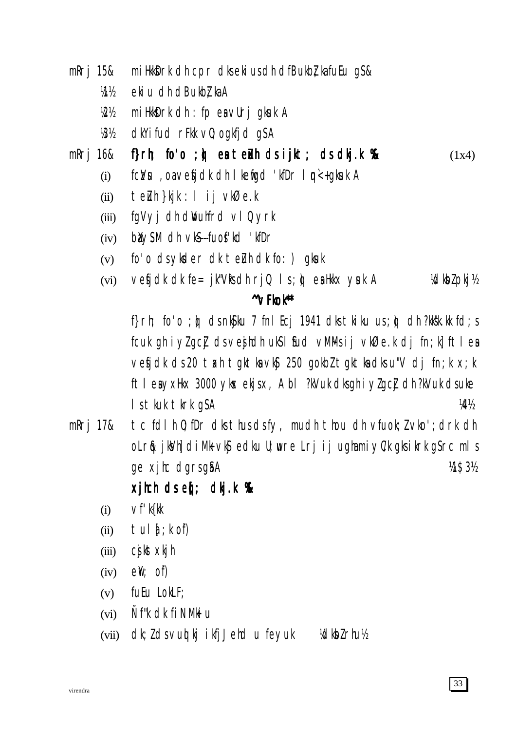mRrj 15& miHkksDrk dh cpr dks ekiusdh dfBukbZ;kafuEu gS&

¼1½ ekiu dh dfBukbZ;kaA

¼2½ miHkksDrk dh :fp esa vUrj gksuk A

¼3½ dkYifud rFkk vO;ogkfjd gSA

mRrj 16& **f}rh; fo'o ;q) esa teZuh ds ijkt; ds dkj.k %&** (1x4)

(i) fczVsu ,oa vesfjdk dh lkefgd 'kfDr lqn`<+ gksuk A

(ii) teZuh }kjk :l ij vkØe.k

(iii) fgVyj dh dwVuhfrd vlQyrk

(iv) bVyh dh vkS---fuoZ'kd 'kfDr

(v) fo'o ds yksder dk teZuh dk fo:) gksuk

(vi) vesfjdk dk fe= jk"Vªksa dh rjQ ls ;q) esa Hkkx ysuk A ¼dksbZ pkj½

**^^vFkok**^^**

f}rh; fo'o ;q) ds nkSjku 7 fnlEcj 1941 dks tkiku us ;q) dh ?kks"k.kk fd;s fcuk gh iyZgcZj ds vesfjdh ukSlSfud vM~Ms ij vkØe.k dj fn;k] ftlesa vesfjdk ds 20 tgkt tgktksa vkS 250 gokbZ tgktksa dks u"V dj fn;k x;k ftlesa yxHkx 3000 yksx ekjs x,A bl ?kVuk dks gh iyZgcZj dh ?kVuk ds uke ls tkuk tkrk gSA ¼4½

mRrj 17& tc fdlh O;fDr dks thus ds fy, mudh thou dh vfuok;Z vko';drk dh oLrq& jksVh] diM+k vkSj edku U;wure Lrj ij ugha miyC/k gks ikrk gS rc mls ge xjhc dgrs gSA ¼1$3½

**xjhch ds eq[; dkj.k %&**

(i) vf'k{kk

(ii) tul[;k o`f)

(iii) csjkstxkjh

(iv) ewY; o`f)

(v) fuEu LokLF;

(vi) Ñf"k dk fiNM+iu

(vii) dk;Z ds vuq:i ikfjJfed u feyuk ¼dksbZ rhu½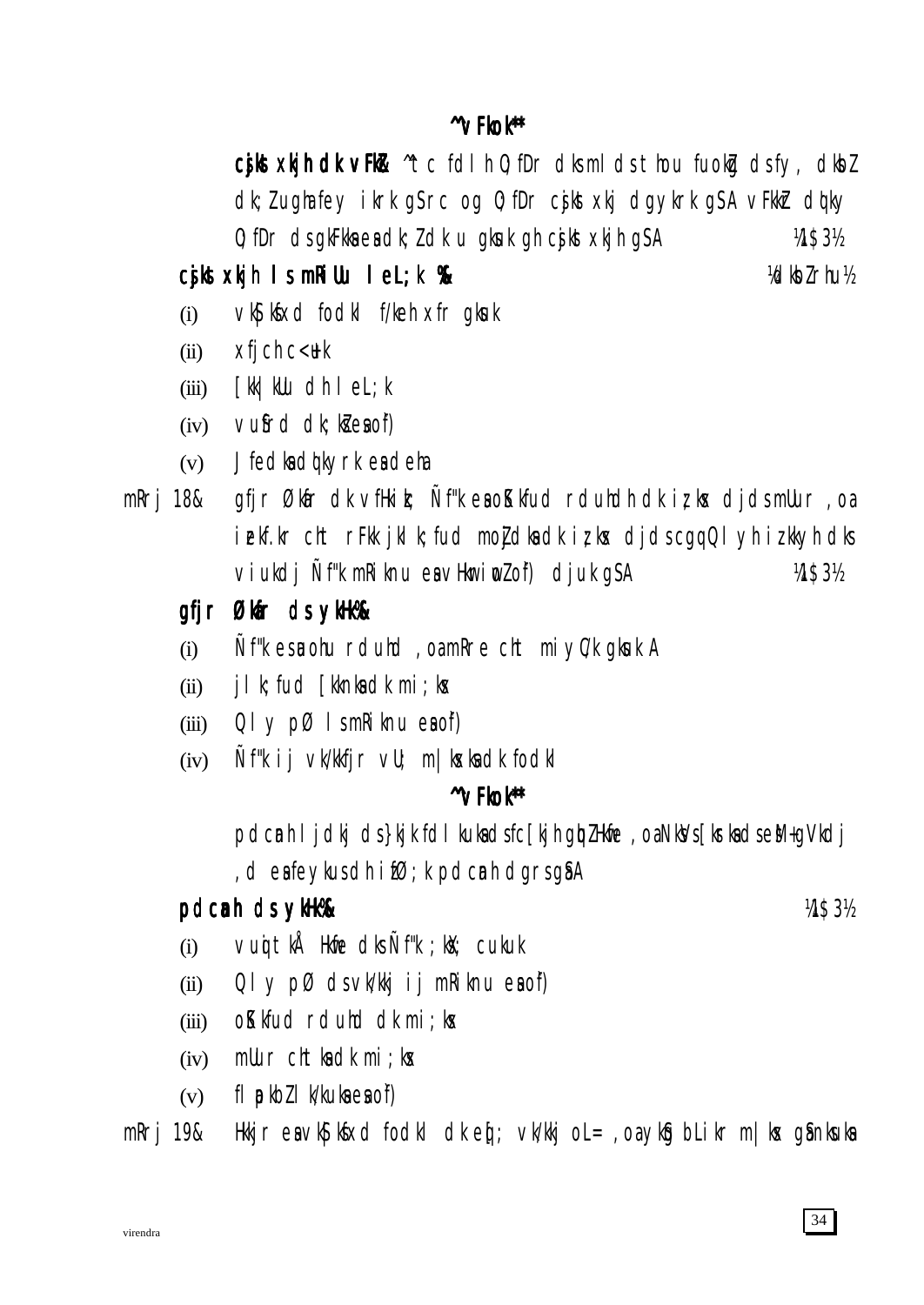## ^v Fkok**

**cjkst xkjh dk vFkZ&** ^tc fdlh O;fDr dks mlds thou fuokZg dsfy, dkbZ dk;Z ugha feyu ikrk gS rc og O;fDr cjkst xkj dgykrk gSA vFkkZr dqky O;fDr ds gkFkksa ead k;Z dk u gksuk gh cjkst xkjh gSA ¼1$3½

**cjkst xkjh lsmRiUu leL;k %&** ¼dksbZ rhu½

(i) vkS|ksfxd fodkl f/keh xfr gksuk
(ii) xfjch c<+uk
(iii) [kk| kUu dh leL;k
(iv) vuSfrd dk;kZsa eaof)
(v) Jfedksa dq"kyrk esadeha

mRrj 18& gfjr Økafr dk vfHkizk; Ñf"k esaoSKkfud rduhdh dk iz;ksx djdsmUur ,oa izekf.kr cht rFkk jklk;fud moZjdksa dk iz;ksx djdscgqQlyh izkkyh dks viukdj Ñf"k mRiknu esavHkwriwoZ of) djuk gSA ¼1$3½

**gfjr Økafr ds ykHk%&**

(i) Ñf"k esa u;h rduhd ,oa mRre cht miyC/k gksuk A
(ii) jklk;fud [kknksa dk mi;ksx
(iii) Qly pØ lsmRiknu eaof)
(iv) Ñf"k ij vk/kkfjr vU; m|ksxksa dk fodkl

## ^v Fkok**

pdcanh lsjdkj ds}kjk fdlkuksa dsfc[kjh gqbZ Hkwfe ,oa NksVs[ksrksa dseM+gVkdj ,d eas feykus dh izfØ;k pdcanh dgrs gSaA

**pdcanh ds ykHk%&** ¼1$3½

(i) vuqRiknd Hkwfe dks Ñf"k ;kX; cukuk
(ii) Qly pØ ds vk/kkj ij mRiknu eaof)
(iii) oSKkfud rduhd dk mi;ksx
(iv) mUur cht ksa dk mi;ksx
(v) flapkbZ lk/kuksa esa of)

mRrj 19& Hkkjr esa vkS|ksfxd fodkl dk eq[; vk/kkj oL= ,oa ykSg bLikr m|ksx gSa nksuksa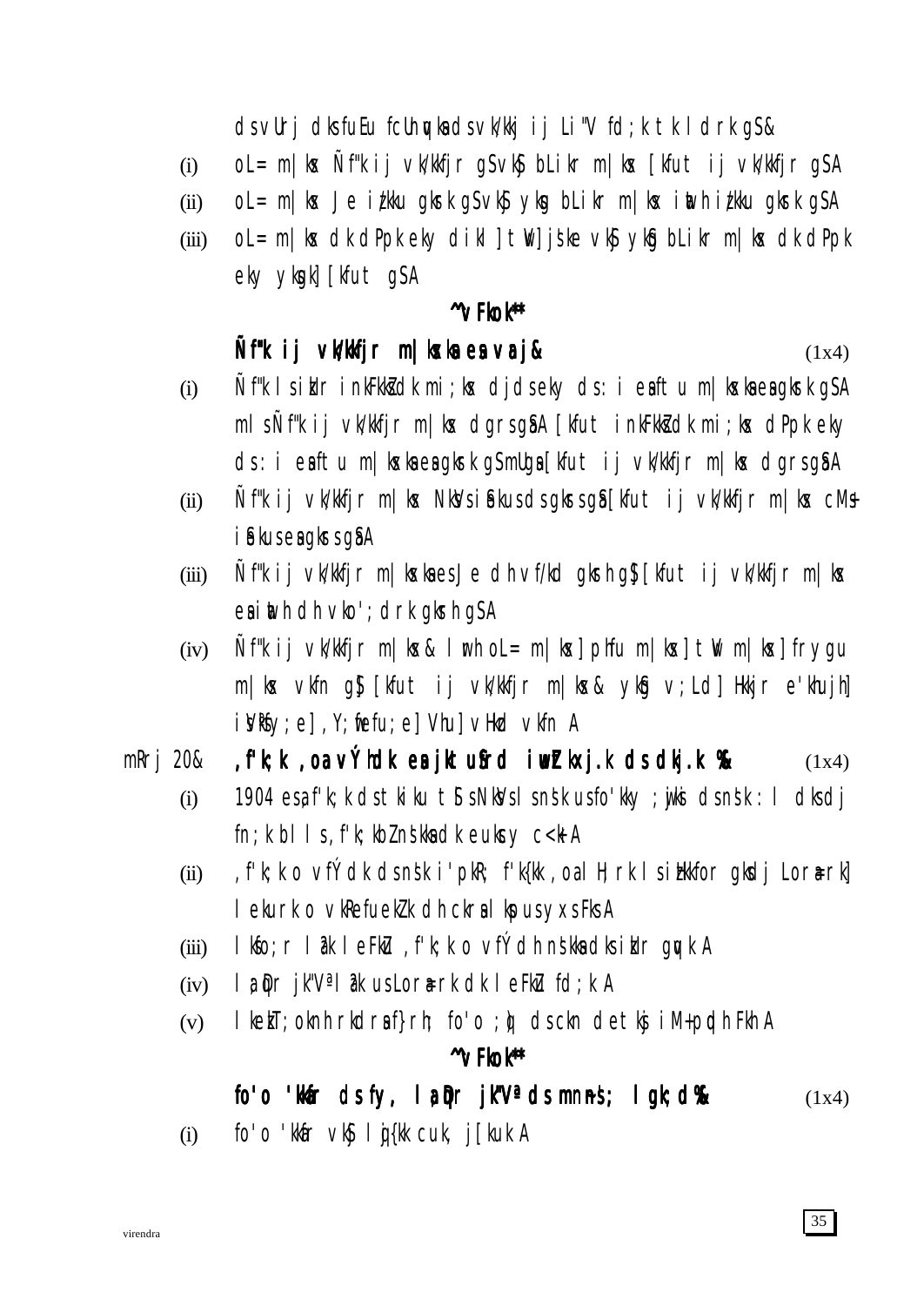dsvUrj dksfuEu fcUnqvksa dsvk/kkj ij Li"V fd;k tk ldrk gS&

(i) oL= m|ksx Ñf"k ij vk/kkfjr gS vkSj bLikr m|ksx [kfut ij vk/kkfjr gSA

(ii) oL= m|ksx Je iz/kku gksrk gS vkSj yksg bLikr m|ksx iwath iz/kku gksrk gSA

(iii) oL= m|ksx dk dPpk eky dikl] twV] js'ke vkSj Åu gS tcfd bLikr m|ksx dk dPpk eky ykSg] [kfut gSA

**^v Fkok**

**Ñf"k ij vk/kkfjr m|ksxksa esa varj&** (1x4)

(i) Ñf"k lsizkIr inkFkksZa dk mi;ksx djdseky ds:i esa ftu m|ksxksa esa gksrk gSA mlsÑf"k ij vk/kkfjr m|ksx dgrsgSaA [kfut inkFkksZa dk mi;ksx dPpk eky ds:i esa ftu m|ksxksa esa gksrk gS mUgsa [kfut ij vk/kkfjr m|ksx dgrsgSaA

(ii) Ñf"k ij vk/kkfjr m|ksx NksVsiSekusdsgksrsgSa [kfut ij vk/kkfjr m|ksx cMs+ iSekusesa gksrsgSaA

(iii) Ñf"k ij vk/kkfjr m|ksxksa esa Je dh vf/kd gksrh gS] [kfut ij vk/kkfjr m|ksx esa iwath dh vko';drk gksrh gSA

(iv) Ñf"k ij vk/kkfjr m|ksx& lwrh oL= m|ksx] phfu m|ksx] twV m|ksx] frygu m|ksx vkfn gS] [kfut ij vk/kkfjr m|ksx& yksgk v;Ld] Hkkjh e'khujh] isVªksfy;e] ,Y;wfefu;e] Vhu] vHkzd vkfn A

mRrj 20& **,f'k;k ,oa vÝhdk esa jk"Vªokn ds mn; ds dkj.k %&** (1x4)

(i) 1904 esa ,f'k;k ds tkiku tSls NksVs lsns'k usfo'kky ;wjksi ds ns'k :l dks dj fn;k blls ,f'k;kbZ ns'kksa dk eukscy c<+kA

(ii) ,f'k;k o vÝhdk ds ns'k i'pkR; f'k{kk ,oa lH;rk ls izHkkfor gksdj Lora=rk] lekurk o vkRefuekZ.k dh ckrsa lkspus yxsFksA

(iii) lkbo;r la?k lsFkkZ ,f'k;k o vÝhdh ns'kksa dks izkIr gqvk A

(iv) la;qDr jk"Vª la?k usLora=rk dk leFkZu fd;k A

(v) lkekT;okn h rkdrsaf}rh; fo'o ;q) dscknd etkjs iM+pqdh FkhA

**^v Fkok**

**fo'o 'kkfr ds fy, la;qDr jk"Vª ds mn~ns'; lgk;d %&** (1x4)

(i) fo'o 'kkfr vkSj lqj{kk cuk, j[kuk A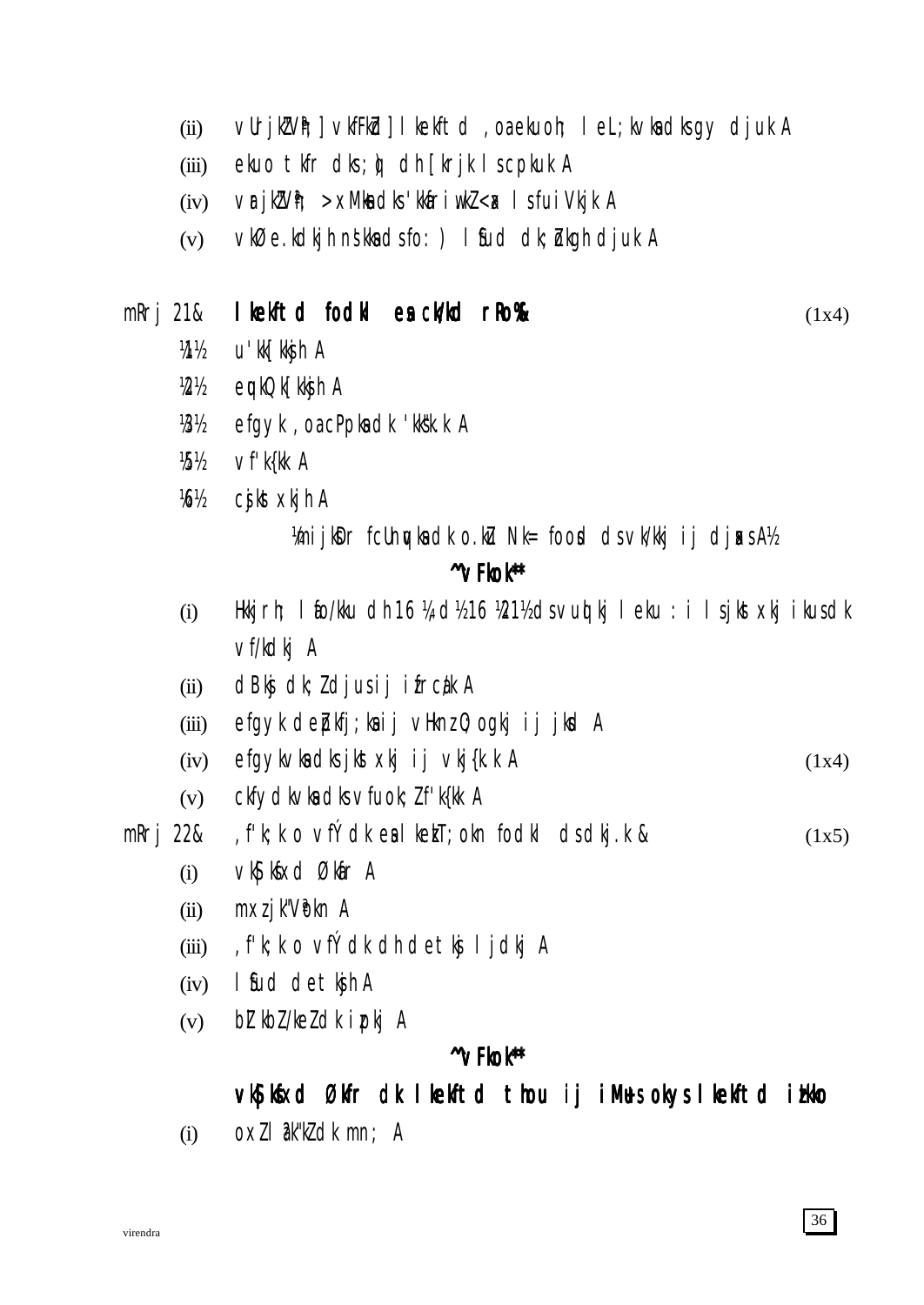(ii) vUrjkZVªh; ] vkfFkZd ] lkekftd ,oaekuoh; leL;kvkadksgy djuk A

(iii) ekuo tkfr dks;q) dh [krjk lscpkuk A

(iv) vrajkZVªh; >xMksadks'kkafriwkZ<ax lsfuiVkjk A

(v) vkØe.kdkjh nskkadsfo: ) lsfud dk;Zokgh djuk A

mRrj 21& **lkekftd fodkl esa ck/kd rRo%** (1x4)

¼1½ u'kk[kksjh A

¼2½ eqnkQk[kksjh A

¼3½ efgyk ,oacPpksadk 'kks"k.k A

¼5½ vf'k{kk A

¼6½ csjkstxkjh A

¼mijksDr fcUnqvksadk o.kZu Nk= foLrkj dsvk/kkj ij djsaxsA½

**^^vFkok**

(i) Hkkjrh; lafo/kku dh 16 ¼d½16 ¼2½dsvuqlkj leku : i lsjkstxkj ikusdk vf/kdkj A

(ii) dBkjs dk;Zdjusij ifrca/k A

(iii) efgyk deZpkfj;ksaij vHknzO;ogkj ij jksd A

(iv) efgykvksadksjkstxkj ij vkj{k.k A (1x4)

(v) ckfydkvksadksvfuok;Z f'k{kk A

mRrj 22& ,f'k;k o vÝhdk esalkekT;okn fodkl dsdkj.k & (1x5)

(i) vkS|ksfxd Økafr A

(ii) mxzjk"Vªokn A

(iii) ,f'k;k o vÝhdk dh detksj ljdkj A

(iv) lSfud detksjh A

(v) bZlkbZ/keZdk izpkj A

**^^vFkok**

**vkS|ksfxd Økafr dk lkekftd thou ij iMus okys lkekftd izHkko**

(i) oxZ lâk"kZ dk mn; A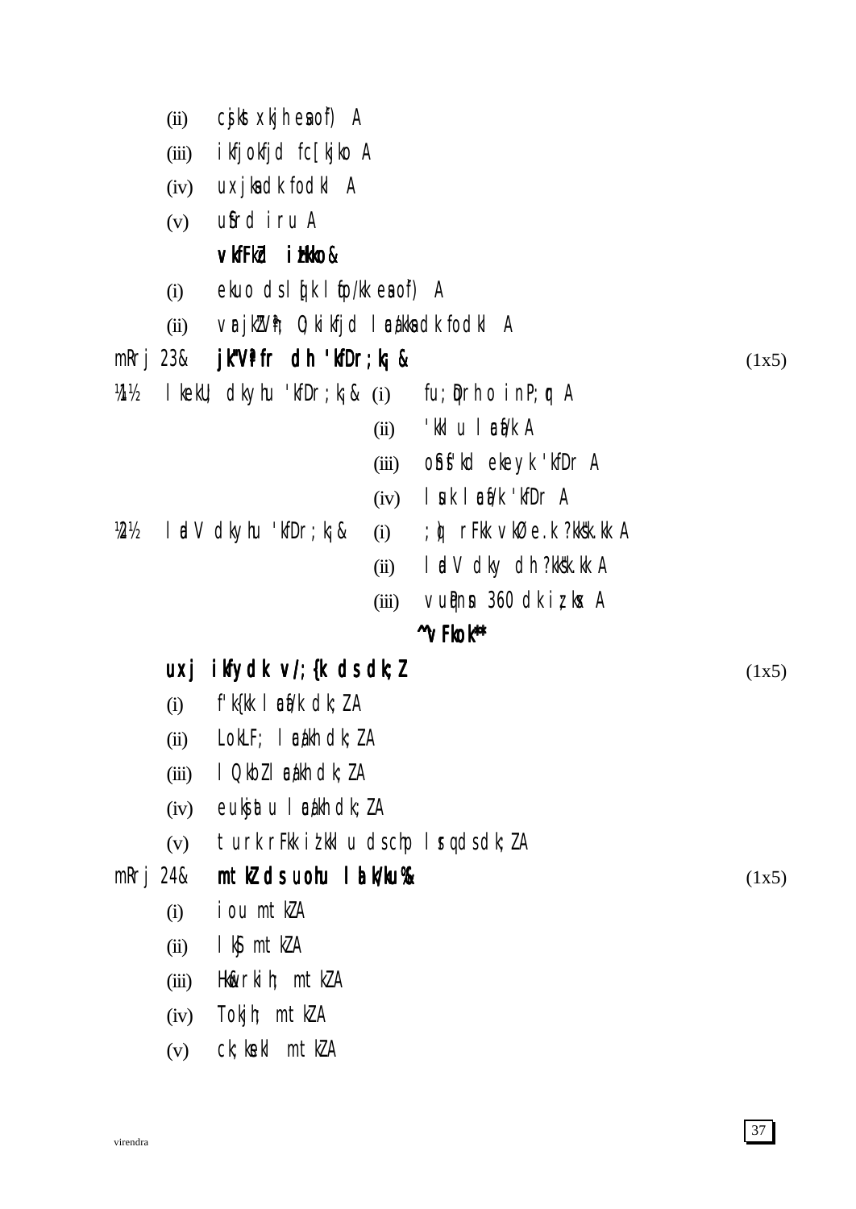(ii) cjkst xkjh eaof) A

(iii) ikfjokfjd fc[kjko A

(iv) uxjksadk fodkl A

(v) ufrd iru A

**vkfFkZd itkko&**

(i) ekuo dsl[kk lfo/kk eaof) A

(ii) vrajkZVªh; O;kikfjd laca/kksadk fodkl A

mRrj 23& **jk"Vªifr dh 'kfDr;k¡&** (1x5)

¼1½ lkekU; dkyhu 'kfDr;k¡& (i) fu;qfDr o inP;qfr A

(ii) 'kklu laca/kh A

(iii) oSnsf'kd ekeyk 'kfDr A

(iv) lsuk laca/kh 'kfDr A

¼2½ ladV dkyhu 'kfDr;k¡& (i) ;q) rFkk vkØe.k ?kks"k.kk A

(ii) ladV dky dh ?kks"k.kk A

(iii) vuqPNsn 360 dk iz;ksx A

**^vFkok*** 

**uxj ikfydk v/;{k ds dk;Z** (1x5)

(i) f'k{kk laca/kh dk;ZA

(ii) LokLF; lac/kh dk;ZA

(iii) lQkbZ lac/kh dk;ZA

(iv) eukjsatu lac/kh dk;ZA

(v) turk rFkk iz'kklu ds chp lsrq ds dk;ZA

mRrj 24& **mtkZ ds uohu lalk/ku%&** (1x5)

(i) iou mtkZA

(ii) lkSj mtkZA

(iii) Hkw&rkih; mtkZA

(iv) Tokjh; mtkZA

(v) ck;kseki mtkZA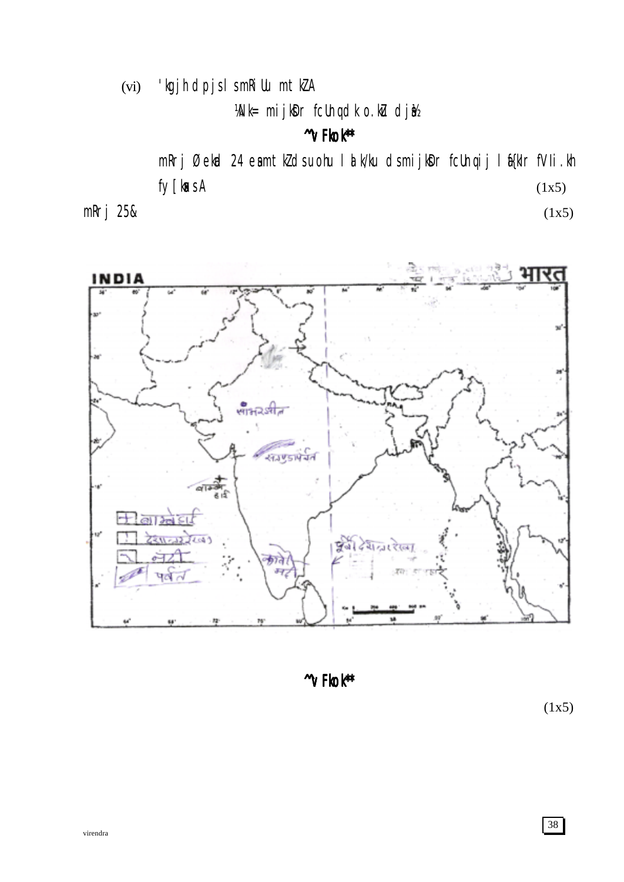(vi) 'kgjh dpjs ls mRiUu mtkZA

¼Nk= mijksDr fcUnqvksa dk o.kZu djsa½

**^^vFkok**"**

mRrj Øekad 24 esa mtkZ ds uohu lalk/ku ds mijksDr fcUnqvksa ij laf{kIr fVIi.kh fy[ksaA (1x5)

mRrj 25& (1x5)

INDIA — भारत

सांभर झील

सतपुड़ा पर्वत

बाम्बे हाई

कावेरी नदी

पूर्वी देशान्तर रेखा

| | |
|---|---|
| + | बाम्बे हाई |
| ! | देशान्तर रेखा |
| ~ | नदी |
| ▱ | पर्वत |

**^^vFkok**"**

(1x5)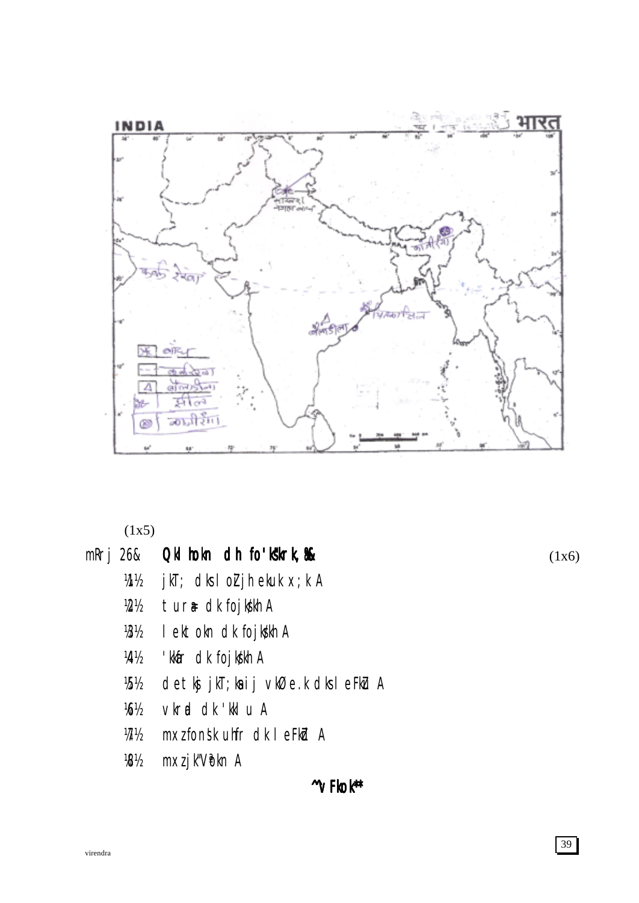(1x5)

mRrj 26& **Qkl hokn dh fo'ks"krk,¡&** (1x6)

¼1½ jkT; dks l oZjh ekuk x;k A

¼2½ turU= dk fojks/kh A

¼3½ l ektokn dk fojks/kh A

¼4½ 'kkfr dk fojks/kh A

¼5½ det ksj jkT;ksa ij vkØe.k dks l eFkZu A

¼6½ vkrad dk 'kkl u A

¼7½ mxzfons'k uhfr dk l eFkZu A

¼8½ mxzjk"Vªokn A

**^vFkok\*\***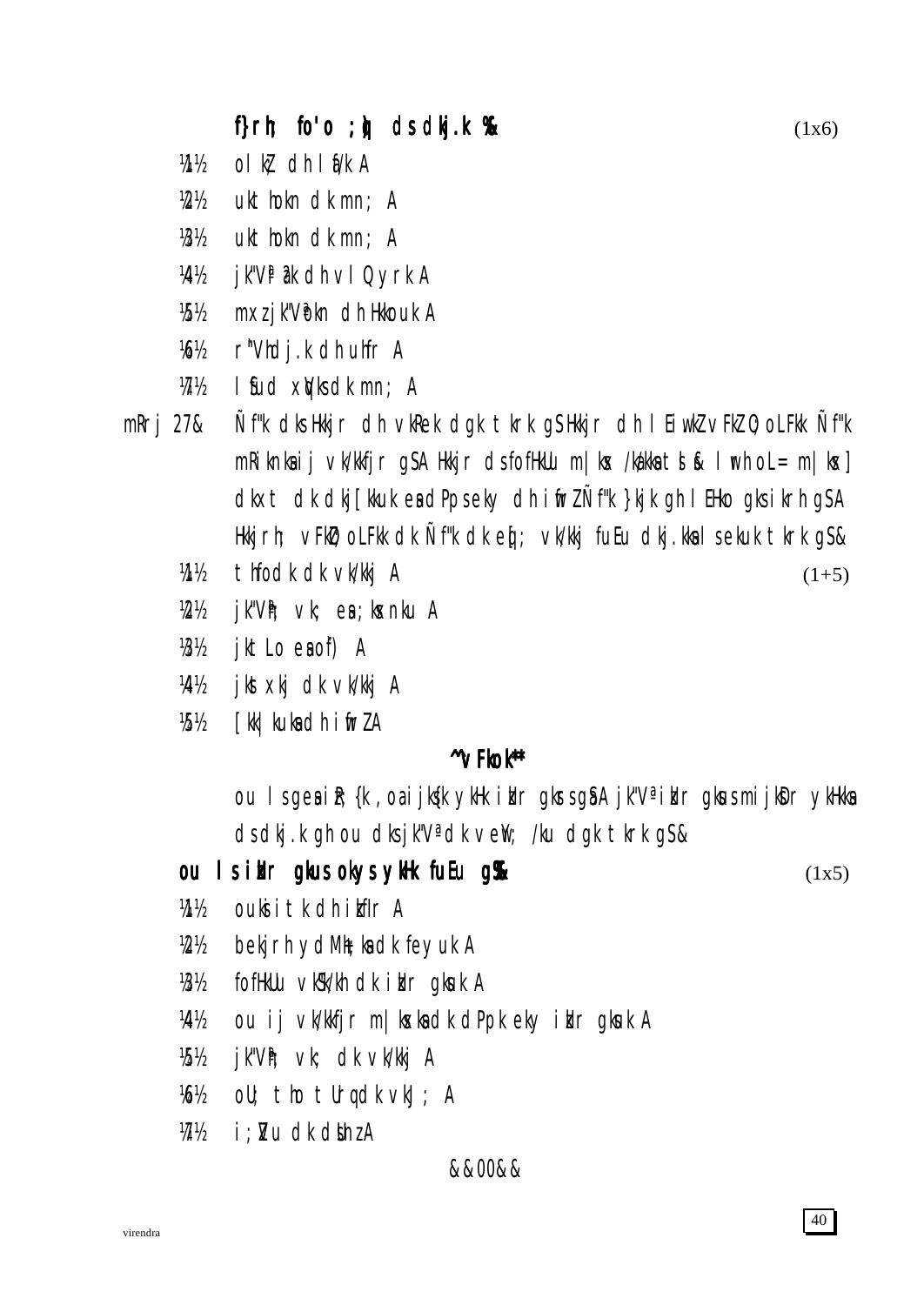**f}rh; fo'o ;q) ds dkj.k %&** (1x6)

¼1½ olkZ dh lfa/k A

¼2½ ukt+hokn dk mn; A

¼3½ ukt+hokn dk mn; A

¼4½ jk"Vª la?k dh vlQyrk A

¼5½ mxz jk"Vªokn dh Hkkouk A

¼6½ r"Vhdj.k dh uhfr A

¼7½ lSfud xqVks dk mn; A

mRrj 27& Ñf"k dks Hkkjr dh vkRek dgk tkrk gS Hkkjr dh lEiw.kZ vFkZO;oLFkk Ñf"k mRiknksa ij vk/kkfjr gS A Hkkjr ds fofHkUu m|ksx /ka/ks tSls& lwrh oL= m|ksx] dkxt dk dkj[kkuk esa dPps eky dh iwfrZ Ñf"k }kjk gh lEHko gks ikrh gS A Hkkjrh; vFkZO;oLFkk dk Ñf"k dk egRo; vk/kkj fuEu dkj.kksa ls ekuk tkrk gS&

¼1½ thfodk dk vk/kkj A (1+5)

¼2½ jk"Vªh; vk; esa ;ksxnku A

¼3½ jktLo esa of) A

¼4½ jkstxkj dk vk/kkj A

¼5½ [kk|kUuksa dh iwfrZ A

**^^vFkok\*\***

ou ls gesa ifR;{k ,oa ijks{k ykHk izkIr gksrs gSA jk"Vª izkIr gksus mijkUr ykHkksa ds dkj.k gh ou dks jk"Vª dk vewY; /ku dgk tkrk gS&

**ou ls izkIr gksus okys ykHk fuEu gS&** (1x5)

¼1½ ouks itk dh izkfIr A

¼2½ bekjrh ydM+h+ksa dk feyuk A

¼3½ fofHkUu vkS"k/kh dk izkIr gksuk A

¼4½ ou ij vk/kkfjr m|ksxksa dk dPpk eky izkIr gksuk A

¼5½ jk"Vªh; vk; dk vk/kkj A

¼6½ oU; thoksa tUrqvksa dk vkJ; A

¼7½ i;ZVu dk dsUnz A

&&00&&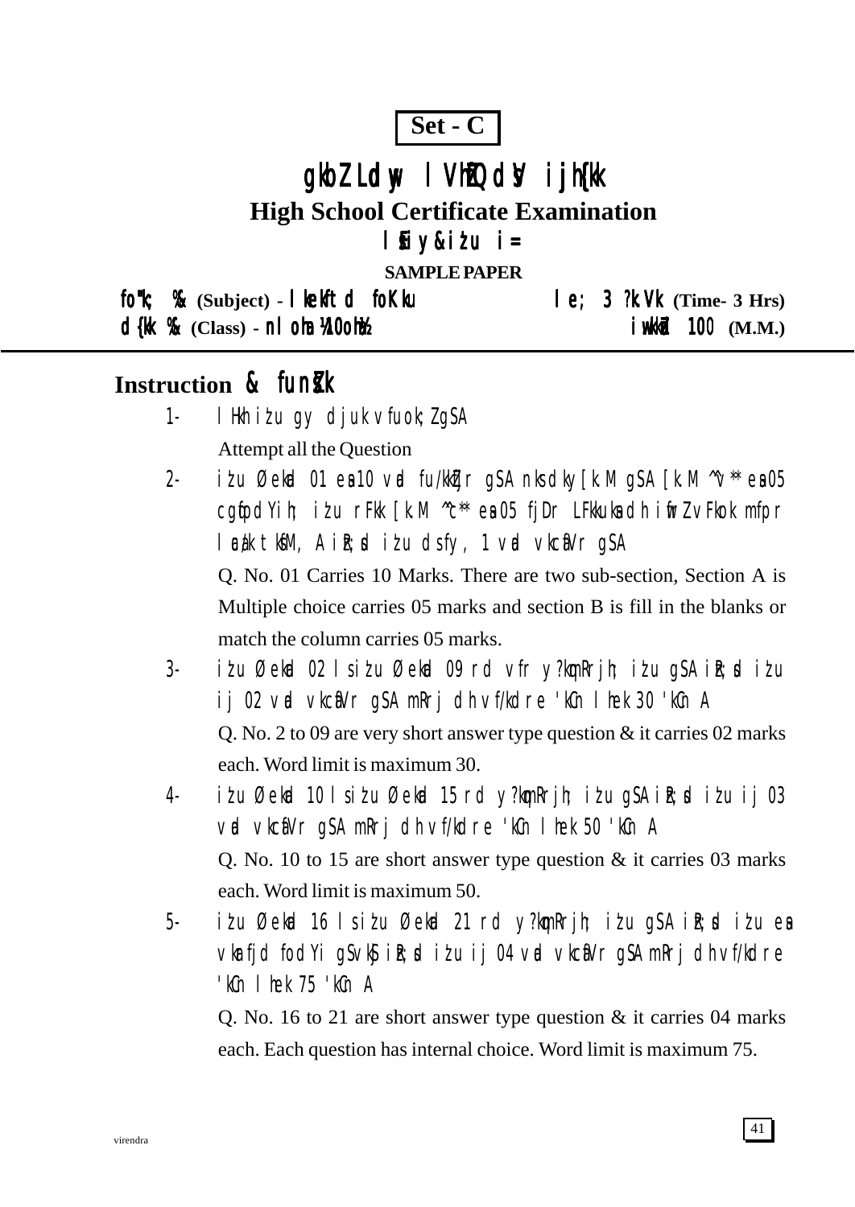**Set - C**

# gkbZ Ldwy lfVZfQdsV ijh{kk

## High School Certificate Examination

### lsEiy&isij i=

**SAMPLE PAPER**

**fo"k; %&** (Subject) - **lkekftd foKku** | **le; 3 ?k.Vk** (Time- 3 Hrs)

**d{kk %&** (Class) - **nloha ¼10oha½** | **iw.kkZad 100** (M.M.)

---

## Instruction & funsZ'k

1- lHkh iz'u gy djuk vfuok;Z gSA

Attempt all the Question

2- iz'u Øekad 01 esa 10 vad fu/kkZfjr gSA nks dky[k.M gSA [k.M ^v** esa 05 cgqfodYih; iz'u rFkk [k.M ^c** esa 05 fjDr LFkkuksa dh iwfrZ vFkok mfpr lac/k tksfM+, A izR;sd iz'u ds fy, 1 vad vkcafVr gSA

Q. No. 01 Carries 10 Marks. There are two sub-section, Section A is Multiple choice carries 05 marks and section B is fill in the blanks or match the column carries 05 marks.

3- iz'u Øekad 02 ls iz'u Øekad 09 rd vfr y?kqmRrjh; iz'u gSA izR;sd iz'u ij 02 vad vkcafVr gSA mRrj dh vf/kdre 'kCn lhek 30 'kCn A

Q. No. 2 to 09 are very short answer type question & it carries 02 marks each. Word limit is maximum 30.

4- iz'u Øekad 10 ls iz'u Øekad 15 rd y?kqmRrjh; iz'u gSA izR;sd iz'u ij 03 vad vkcafVr gSA mRrj dh vf/kdre 'kCn lhek 50 'kCn A

Q. No. 10 to 15 are short answer type question & it carries 03 marks each. Word limit is maximum 50.

5- iz'u Øekad 16 ls iz'u Øekad 21 rd y?kqmRrjh; iz'u gSA izR;sd iz'u esa vkarfjd fodYi gSA vkSj izR;sd iz'u ij 04 vad vkcafVr gSA mRrj dh vf/kdre 'kCn lhek 75 'kCn A

Q. No. 16 to 21 are short answer type question & it carries 04 marks each. Each question has internal choice. Word limit is maximum 75.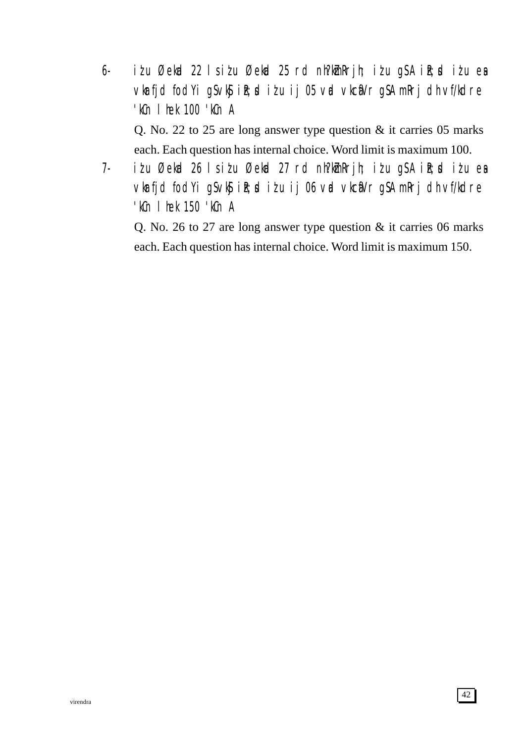6- iz'u Øekad 22 ls iz'u Øekad 25 rd nh?kZmRrjh; iz'u gSA izR;sd iz'u esa vkarfjd fodYi gS vkSj izR;sd iz'u ij 05 vad vkcafVr gSA mRrj dh vf/kdre 'kCn lhek 100 'kCn A

Q. No. 22 to 25 are long answer type question & it carries 05 marks each. Each question has internal choice. Word limit is maximum 100.

7- iz'u Øekad 26 ls iz'u Øekad 27 rd nh?kZmRrjh; iz'u gSA izR;sd iz'u esa vkarfjd fodYi gS vkSj izR;sd iz'u ij 06 vad vkcafVr gSA mRrj dh vf/kdre 'kCn lhek 150 'kCn A

Q. No. 26 to 27 are long answer type question & it carries 06 marks each. Each question has internal choice. Word limit is maximum 150.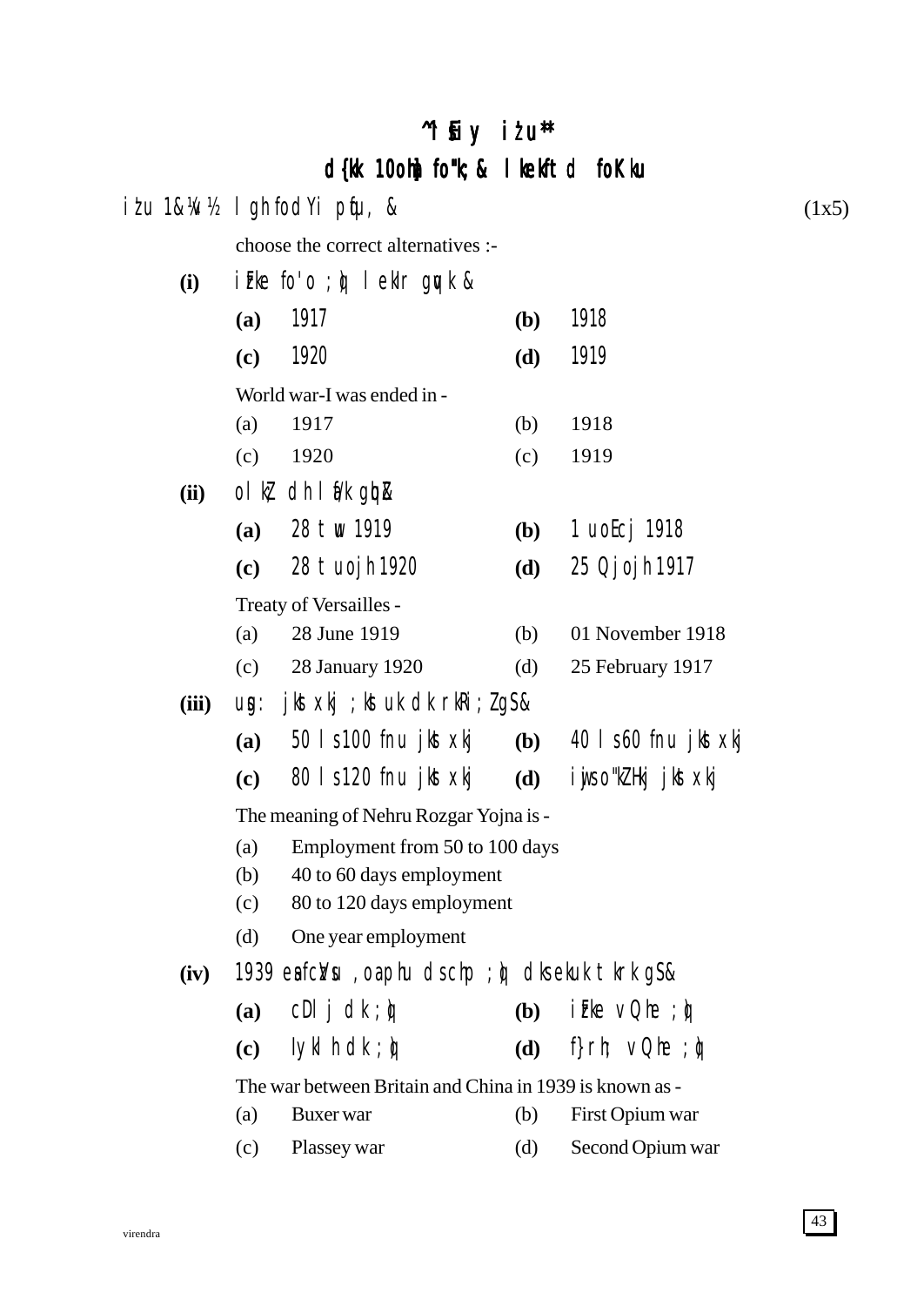# ^^iSfiy iz'u**

## d{kk 10oha fo"k; & lkekftd foKku

iz'u 1&¼v½ lgh fodYi pqfu, & (1x5)

choose the correct alternatives :-

**(i)** izFke fo'o ;q) lekIr gqvk &

| | | | |
|---|---|---|---|
| **(a)** | 1917 | **(b)** | 1918 |
| **(c)** | 1920 | **(d)** | 1919 |

World war-I was ended in -

| | | | |
|---|---|---|---|
| (a) | 1917 | (b) | 1918 |
| (c) | 1920 | (c) | 1919 |

**(ii)** olkZ; dh lfU/k gqbZ&

| | | | |
|---|---|---|---|
| **(a)** | 28 twu 1919 | **(b)** | 1 uoEcj 1918 |
| **(c)** | 28 tuojh 1920 | **(d)** | 25 Qjojh 1917 |

Treaty of Versailles -

| | | | |
|---|---|---|---|
| (a) | 28 June 1919 | (b) | 01 November 1918 |
| (c) | 28 January 1920 | (d) | 25 February 1917 |

**(iii)** usg: jkstxkj ;kstuk dk rkRi;Z gS&

| | | | |
|---|---|---|---|
| **(a)** | 50 ls100 fnu jkstxkj | **(b)** | 40 ls 60 fnu jkstxkj |
| **(c)** | 80 ls 120 fnu jkstxkj | **(d)** | iwjso"kZ Hkj jkstxkj |

The meaning of Nehru Rozgar Yojna is -

(a) Employment from 50 to 100 days

(b) 40 to 60 days employment

(c) 80 to 120 days employment

(d) One year employment

**(iv)** 1939 esafczVsu ,oaphu dschp ;q) dksfdl uke tkuk tkrk gS&

| | | | |
|---|---|---|---|
| **(a)** | cDlj dk ;q) | **(b)** | izFke vQhe ;q) |
| **(c)** | Iyklh dk ;q) | **(d)** | f}rh; vQhe ;q) |

The war between Britain and China in 1939 is known as -

| | | | |
|---|---|---|---|
| (a) | Buxer war | (b) | First Opium war |
| (c) | Plassey war | (d) | Second Opium war |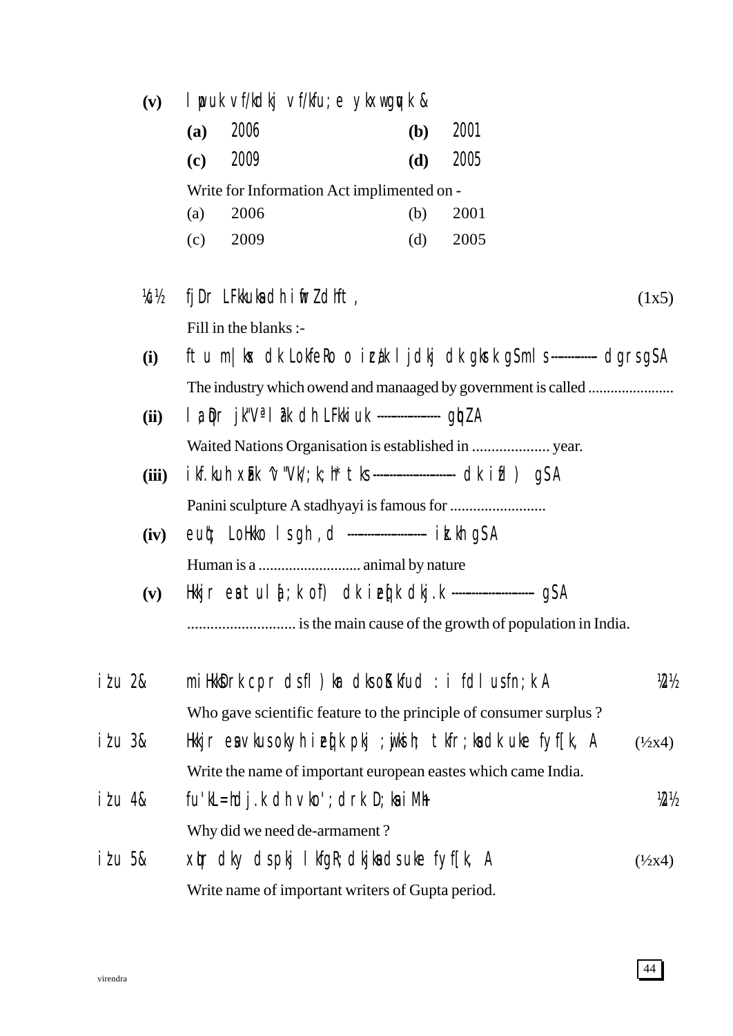**(v)** lwpuk vf/kdkj vf/kfu;e ykxw gqvk &

| | | | |
|---|---|---|---|
| **(a)** 2006 | | **(b)** 2001 | |
| **(c)** 2009 | | **(d)** 2005 | |

Write for Information Act implimented on -

| | | | |
|---|---|---|---|
| (a) 2006 | | (b) 2001 | |
| (c) 2009 | | (d) 2005 | |

¼c½ fjDr LFkkuksa dh iwfrZ dhft, (1x5)

Fill in the blanks :-

**(i)** ftu m|ksx dk LokfeRo o izca/k ljdkj dk gkFk gksrk gS mlS ------------ dgrs gSA

The industry which owend and manaaged by government is called .......................

**(ii)** la;qDr jk"Vª la?k dh LFkkiuk ----------------- gqbZA

Waited Nations Organisation is established in .................... year.

**(iii)** ikf.kuh xzUFk ^v"Vk/;k;h* tks --------------------- dk izfl) gSA

Panini sculpture A stadhyayi is famous for .........................

**(iv)** euq"; LoHkko ls gh ,d ------------------- izk.kh gSA

Human is a ........................... animal by nature

**(v)** Hkkjr esa tula[;k o`f) dk izeq[k dkj.k --------------------- gSA

............................ is the main cause of the growth of population in India.

iz'u 2& miHkksDrk cpr ds fl)kar dks oSKkfud :i fdl us fn;k A ½1½

Who gave scientific feature to the principle of consumer surplus ?

iz'u 3& Hkkjr esa vkus okyh izeq[k ;wjksih; tkfr;ksa dk uke fyf[k, A (½x4)

Write the name of important european eastes which came India.

iz'u 4& fu'kL=hdj.k dh vko';drk D;ksa iMh+ ½1½

Why did we need de-armament ?

iz'u 5& xqIr dky ds pkj lkfgR;dkjksa ds uke fyf[k, A (½x4)

Write name of important writers of Gupta period.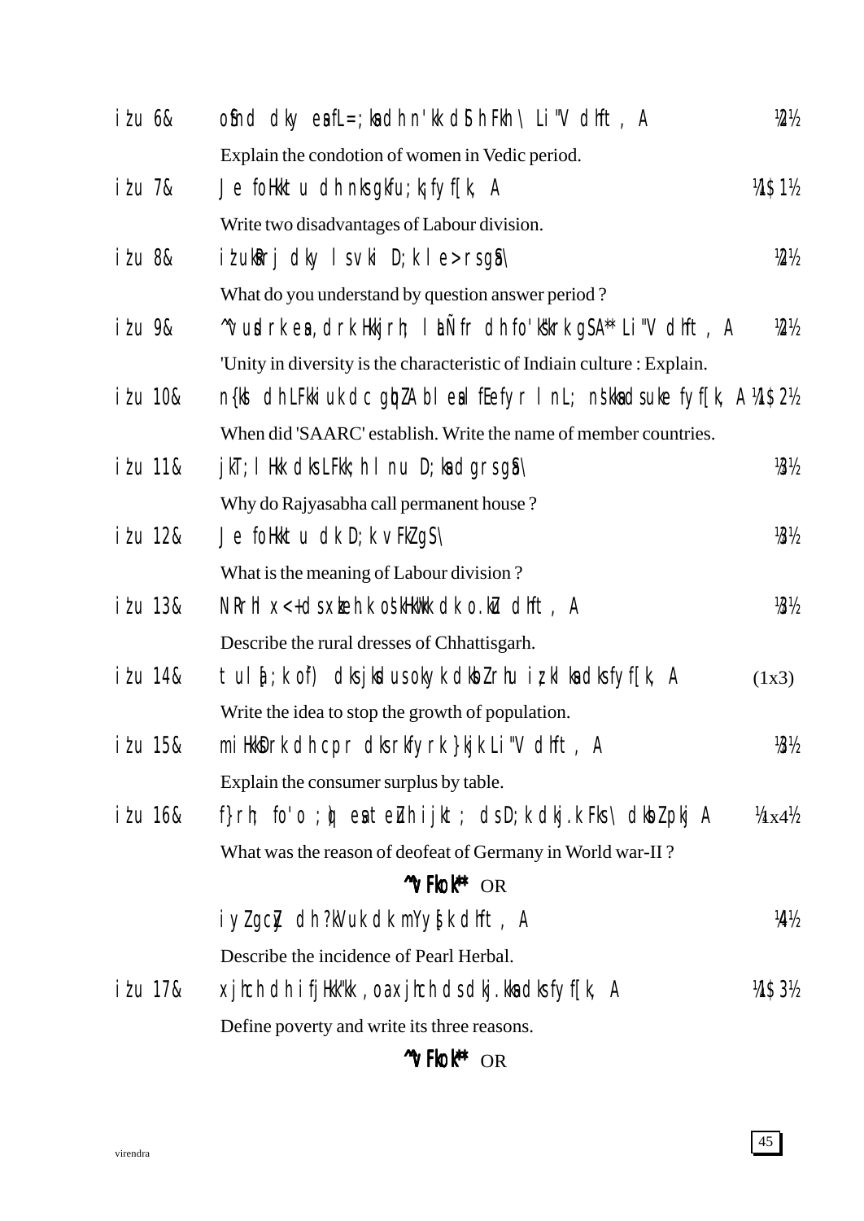iz'u 6& oSfnd dky esa fL=;ksa dh n'kk dSlh Fkh \ Li"V dhft, A ½2½

Explain the condotion of women in Vedic period.

iz'u 7& Je foHkktu dh nks gkfu;k¡ fyf[k, A ½1$1½

Write two disadvantages of Labour division.

iz'u 8& iz'uksRrj dky ls vki D;k le>rs gSa\ ½2½

What do you understand by question answer period ?

iz'u 9& ^^vusdrk esa ,drk Hkkjrh; laLd`fr dh fo'ks"krk gSA** Li"V dhft, A ½2½

'Unity in diversity is the characteristic of Indiain culture : Explain.

iz'u 10& n{ks dh LFkkiuk dc gqbZ A bl esa lfEefyr lnL; ns'kksa ds uke fyf[k, A ½1$2½

When did 'SAARC' establish. Write the name of member countries.

iz'u 11& jkT;lHkk dks LFkk;h lnu D;ksa dgrs gSa\ ½3½

Why do Rajyasabha call permanent house ?

iz'u 12& Je foHkktu dk D;k vFkZ gS\ ½3½

What is the meaning of Labour division ?

iz'u 13& NRrhlx<+ ds xzkeh.k os'kHkw"kk dk o.kZu dhft, A ½3½

Describe the rural dresses of Chhattisgarh.

iz'u 14& tula[;k o`f) dks jksdus okys dksbZ rhu iz;klksa dks fyf[k, A (1x3)

Write the idea to stop the growth of population.

iz'u 15& miHkksDrk dh cpr dks rkfydk }kjk Li"V dhft, A ½3½

Explain the consumer surplus by table.

iz'u 16& f}rh; fo'o ;q) esa teZuh ijkt; ds D;k dkj.k Fks\ dksbZ pkj A ¼1x4½

What was the reason of deofeat of Germany in World war-II ?

**^^vFkok**** OR

iyZ gcZj dh ?kVuk dk mYys[k dhft, A ½4½

Describe the incidence of Pearl Herbal.

iz'u 17& xjhch dh ifjHkk"kk ,oa xjhch ds dkj.kksa dks fyf[k, A ½1$3½

Define poverty and write its three reasons.

**^^vFkok**** OR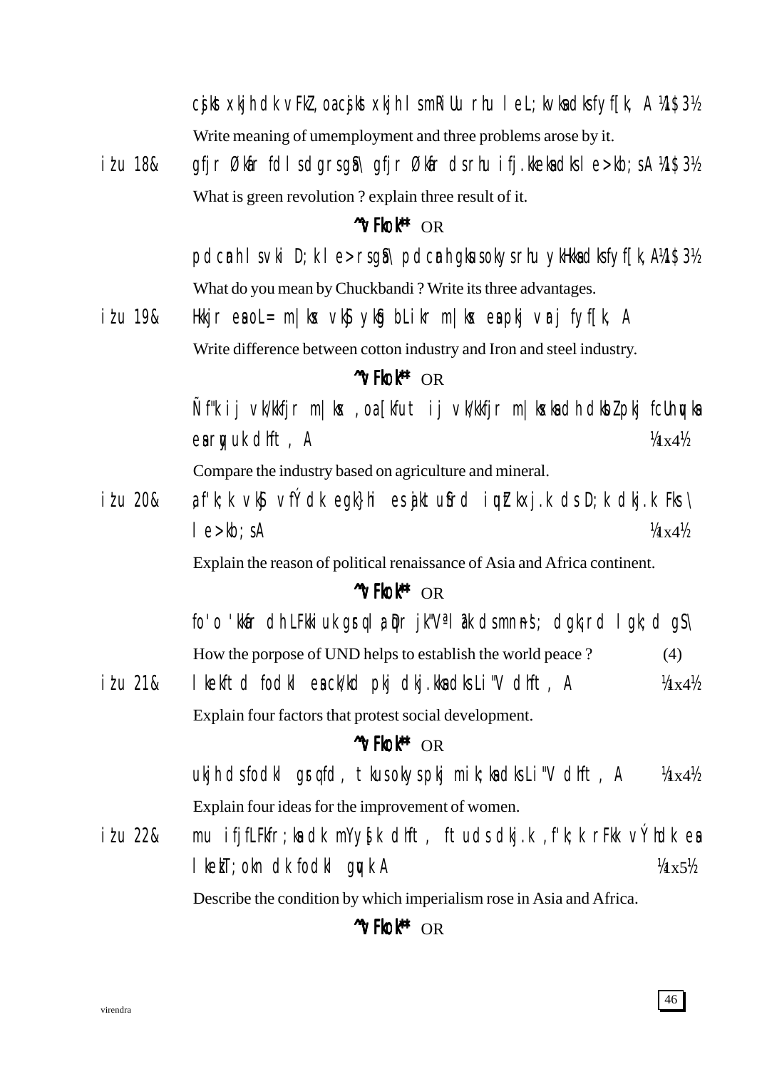cjskstxkjh dk vFkZ,oacjskstxkjh lsmRiUu rhu leL;kvksadksfyf[k, A ¼1$3½

Write meaning of umemployment and three problems arose by it.

iz'u 18& gfjr Øakfr fdlsdgrsgSa\ gfjr Økafr dsrhu ifj.kkeksadksle>kb;sA ¼1$3½

What is green revolution ? explain three result of it.

**^^vFkok** OR

pdcanh lsvki D;k le>rsgSa\ pdcanh gksusokysrhu ykHkksadksfyf[k,A ¼1$3½

What do you mean by Chuckbandi ? Write its three advantages.

iz'u 19& Hkkjr esaoL= m|ksx vkSj ykSg bLikr m|ksx esapkj varj fyf[k, A

Write difference between cotton industry and Iron and steel industry.

**^^vFkok** OR

Ñf"k ij vk/kkfjr m|ksx ,oa[kfut ij vk/kkfjr m|ksxksadh dkSbZpkj fcUnqvksa esarqyuk dhft , A ¼1x4½

Compare the industry based on agriculture and mineral.

iz'u 20& ,f'k;k vkSj vÝhdk egk}hi esajktuSfrd iqutkZxj.k dsD;k dkj.k Fks\ le>kb;sA ¼1x4½

Explain the reason of political renaissance of Asia and Africa continent.

**^^vFkok** OR

fo'o 'kkfUr dh LFkkiuk gsrqla;qDr jk"Vª la?k dsmn~ns'; dgk¡rd lgk;d gS\

How the porpose of UND helps to establish the world peace ? (4)

iz'u 21& lkekftd fodkl eaсk/kd pkj dkj.kksadksLi"V dhft , A ¼1x4½

Explain four factors that protest social development.

**^^vFkok** OR

ukjh dsfodkl gsrqfd, tkusokysapkj mik;ksadksLi"V dhft , A ¼1x4½

Explain four ideas for the improvement of women.

iz'u 22& mu ifjfLFkfr;ksadk mYys[k dhft , ftudsdkj.k ,f'k;k rFkk vÝhdk esa lkezkT;okn dk fodkl gqvk A ¼1x5½

Describe the condition by which imperialism rose in Asia and Africa.

**^^vFkok** OR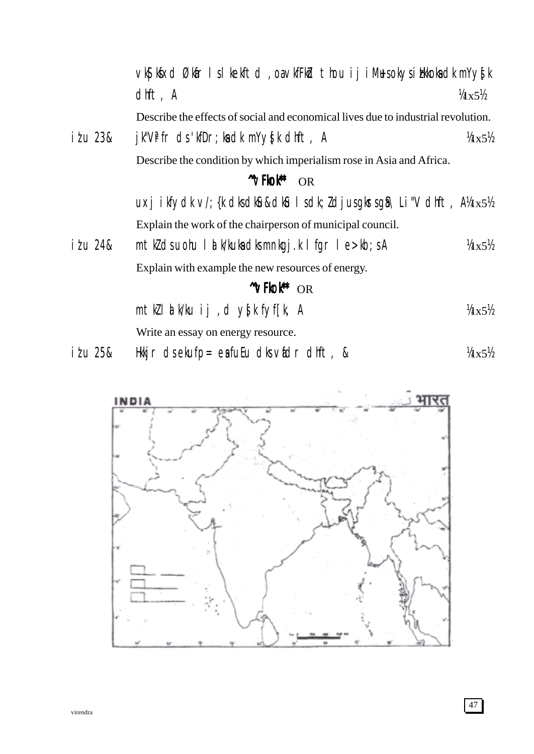vkS|ksfxd Økafr ls lkekftd ,oa vkfFkZd thou ij iMus okys izHkkoksa dk mYys[k dhft, A ¼1x5½

Describe the effects of social and economical lives due to industrial revolution.

iz'u 23& jk"Vªokn ds 'kfDr;ksa dk mYys[k dhft, A ¼1x5½

Describe the condition by which imperialism rose in Asia and Africa.

**^^vFkok**** OR

uxj ikfydk v/;{k dks dk;Z&dkSu ls dk;Z djus gksrs gSa\ Li"V dhft, A ¼1x5½

Explain the work of the chairperson of municipal council.

iz'u 24& mtkZ ds uohu lalk/kuksa dks mnkgj.k lfgr le>kb;s A ¼1x5½

Explain with example the new resources of energy.

**^^vFkok**** OR

mtkZ lalk/ku ij ,d ys[k fyf[k, A ¼1x5½

Write an essay on energy resource.

iz'u 25& Hkkjr ds ekufp= esa fuEu dks vafdr dhft, & ¼1x5½

INDIA भारत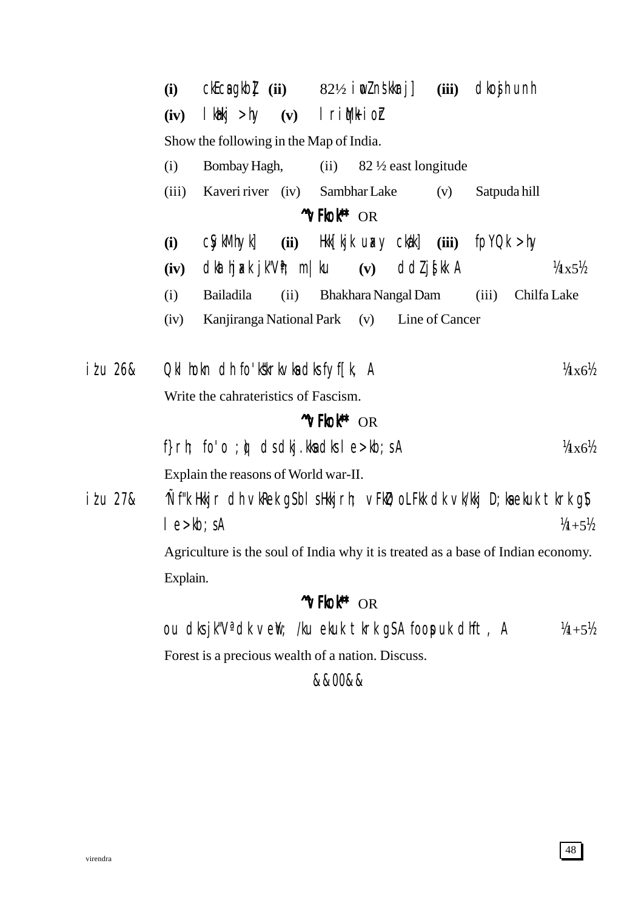**(i)** ckEcsagkbZ **(ii)** 82½ iwoZ ns'kkarj] **(iii)** dkosjh unh

**(iv)** lk¡Hkj >hy **(v)** lriqM+k ioZr

Show the following in the Map of India.

(i) Bombay Hagh, (ii) 82 ½ east longitude

(iii) Kaveri river (iv) Sambhar Lake (v) Satpuda hill

**^^vFkok**** OR

**(i)** cSykMhyk] **(ii)** Hkk[kjk uaxy ck¡/k] **(iii)** fpYdk >hy

**(iv)** dkthjaxk jk"Vªh; m|ku **(v)** ddZjs[kk A ¼1x5½

(i) Bailadila (ii) Bhakhara Nangal Dam (iii) Chilfa Lake

(iv) Kanjiranga National Park (v) Line of Cancer

iz'u 26& Qklhokn dh fo'ks"krkvksa dks fyf[k, A ¼1x6½

Write the cahrateristics of Fascism.

**^^vFkok**** OR

f}rh; fo'o ;q) ds dkj.kksa dks le>kb;sA ¼1x6½

Explain the reasons of World war-II.

iz'u 27& Ñf"k Hkkjr dh vkRek gS blsHkkjrh; vFkZO;oLFkk dk vk/kkj D;ksa ekuk tkrk gS le>kb;sA ¼1+5½

Agriculture is the soul of India why it is treated as a base of Indian economy. Explain.

**^^vFkok**** OR

ou dks jk"Vª dk vewY; /ku ekuk tkrk gSA foospuk dhft, A ¼1+5½

Forest is a precious wealth of a nation. Discuss.

&&00&&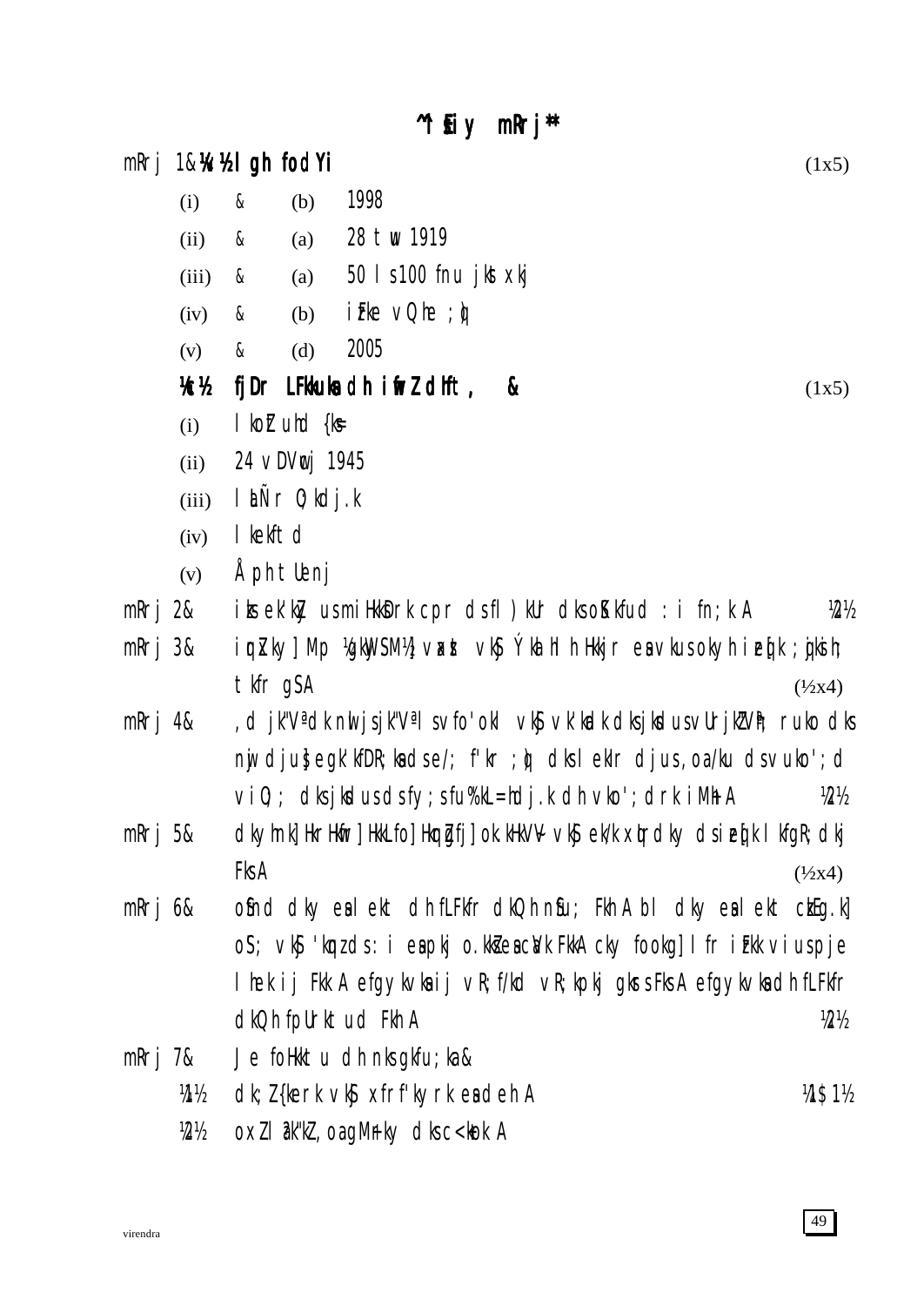# ^'kSDkf.kd mRrj**

mRrj 1&¼v½ lgh fodYi (1x5)

| | | | |
|---|---|---|---|
| (i) | & | (b) | 1998 |
| (ii) | & | (a) | 28 twu 1919 |
| (iii) | & | (a) | 50 ls100 fnu jkst xkj |
| (iv) | & | (b) | iztke vQhe ;q) |
| (v) | & | (d) | 2005 |

¼c½ fjDr LFkkuksa dh iwfrZ dhft, & (1x5)

(i) lkoZuhd {ks=

(ii) 24 vDVwcj 1945

(iii) lakÑr O;kdj.k

(iv) lekftd

(v) Åph tkfr

mRrj 2& ikssek'kqZ usmiHkksDrk cpr dsfl)kUr dksoSKkfud :i fn;k A ¼2½

mRrj 3& iquZxfBr Mp ¼gkWySM½ vkSj vkSs Ýkalhlh Hkkjr esa vkusokyh ig[kq ;qjksih; tkfr gSA (½x4)

mRrj 4& ,d jk"Vª dk nwljsjk"Vªls vfo'okl vkSj vk'kadk dksjkdusvUrjkZ"Vªh; ruko dks nwj djusegk'kfDr;ksa dse/; f'kr ;q) dks lekIr djus,oa/ku dsvuko'; d vi0; ; dksjksdusdsfy;sfu%'kL=hdj.k dh vko'; drk iMhA ¼2½

mRrj 5& dkyhnk]Hkrhfr]HkkLfo]Hkoqfrj]ok.kHkV~ vkSj ek/kxqrdky dsiz[kq lkfgR;dkj FksA (½x4)

mRrj 6& oSfnd dky esa lekt dh fLFkfr dkQh nSu; Fkh A bl dky esa lekt ckgEg.k] oS; vkSj 'kqnzds:i esapkj o.kkZsa esacVk FkkA cky fookg] lfr izFkk viuspje lhek ij Fkk A efgykvksaij vR;f/kd vR;kpkj gkssFksA efgykvksadh fLFkfr dkQh fpUrktud FkhA ¼2½

mRrj 7& Je foHkktu dh nksgkfu;ka&

¼1½ dk;Z{kerk vkSj xfrf'kyrk esadehA ¼1$1½

¼2½ oxZlaf"kZ,oagMrkyk dksc<kok A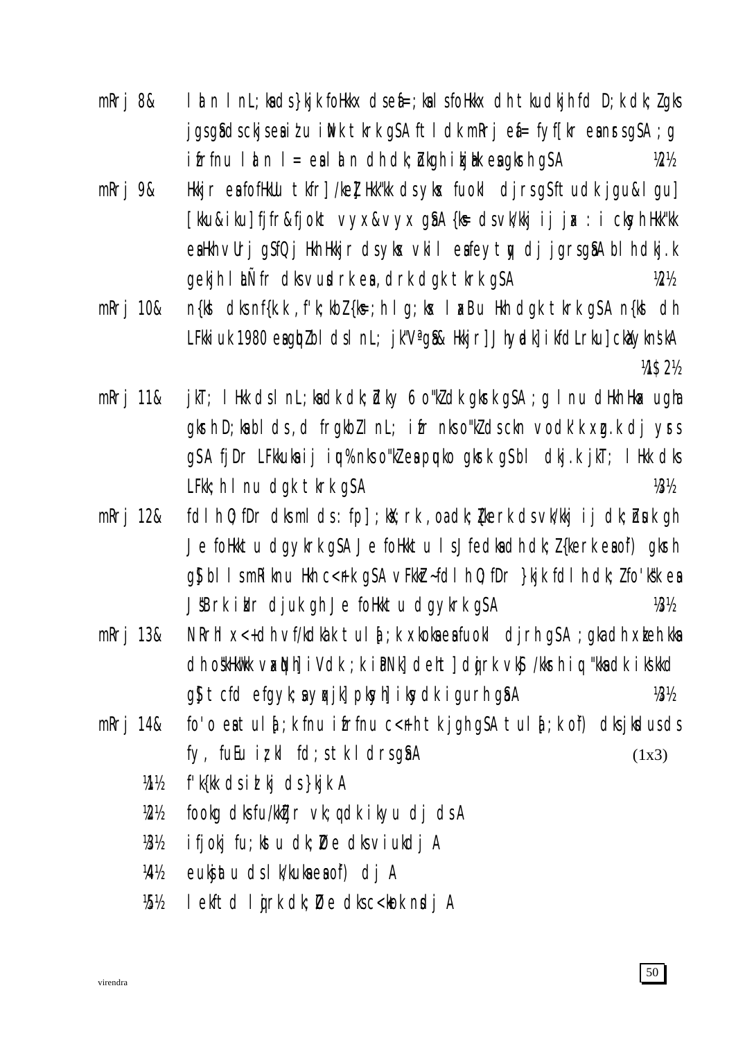mRrj 8& laln lnL;ksa ds }kjk foHkkx dseå=;ksa lsfoHkkx dh tkudkjh fd D;k dk;Zgks jgsgå dsckjseaiz'u iNwk tkrk gSA ftl dk mRrj eå= fyf[kr eanrsgSA ;g ifrfnu laln l= esalaln dh dk;bkgh ikjEHk esagksrh gSA ½2½

mRrj 9& Hkkjr esafofHkUu tkfr] /keZ] Hkk"kk dsykx fuokl djrsgSftudk jgu&lgu] [kku&iku] fjfr&fjokt vyx&vyx gSA {ks= dsvk/kkj ij jk"Vª: i cksyh Hkk"kk esaHkh vUrj gSfQj Hkh Hkkjr dsykx vkil esaeyty dj jgrsgSA blh dkj.k gekjh laLÑfr dksvuddrk esa,drk dgk tkrk gSA ½2½

mRrj 10& n{kk dks nf{k.k ,f'k;kbZ {ks=;h lg;kx laxBu Hkh dgk tkrk gSA n{kk dh LFkkiuk 1980 esagbZ bl ds lnL; jk"Vª gSa& Hkkjr] Jhyadk] ikfdLrku] ckXykns'kA ½1$2½

mRrj 11& jkT; lHkk ds lnL;ksa dk dk;Zky 6 o"kZ dk gksrk gSA ;g lnu dHkh Hkax ugha gksrh D;kafd bl ds ,d frgkbZ lnL; ifr nks o"kZ ds ckn vodk'k xg.k dj yrs gSA fjDr LFkkuksa ij iqu% nks o"kZ esa pquko gksrk gS bl dkj.k jkT; lHkk dks LFkk;h lnu dgk tkrk gSA ½3½

mRrj 12& fdlh O;fDr dks mlds: fp] ;kX;rk ,oa dk;Z {kerk ds vk/kkj ij dk;Z nsuk gh Je foHkktu dgykrk gSA Je foHkktu ls Jfedksa dh dk;Z{kerk esa of) gksrh g\$ bl ls mRiknu Hkh c<+rk gSA vFkkZr~ fdlh O;fDr }kjk fdlh dk;Z fo'ks"k esa J\$Brk iklr djuk gh Je foHkktu dgykrk gSA ½3½

mRrj 13& NRrhlx<+ dh vf/kdka'k tula[;k xkoksa esa fuokl djrh gSA ;gka dh xzkeh.kksa dh o'ks"kHkw"kk vaxk\$Nh] iVdk ;k ipNk] deht] dqjrk vk\$ /kksrh iq"kksa dk iks'kkd g\$ tcfd efgyk;sa yqxjk] pksyh] iksyk igurh gSA ½3½

mRrj 14& fo'o esa tula[;k fnu ifrfnu c<+rh tk jgh gSA tula[;k of) dks jksdus ds fy, fuEu iz;kl fd;s tk ldrs gSA (1x3)

½1½ f'k{kk ds izlkj ds }kjk A

½2½ fookg dks fu/kkZfjr vk;q dk ikyu dj dsA

½3½ ifjokj fu;kstu dk;Zde dks viukdj A

½4½ euksjatu ds lk/kuksa esa of) dj A

½5½ lekftd lqjrk dk;Zde dks c<kok nsdj A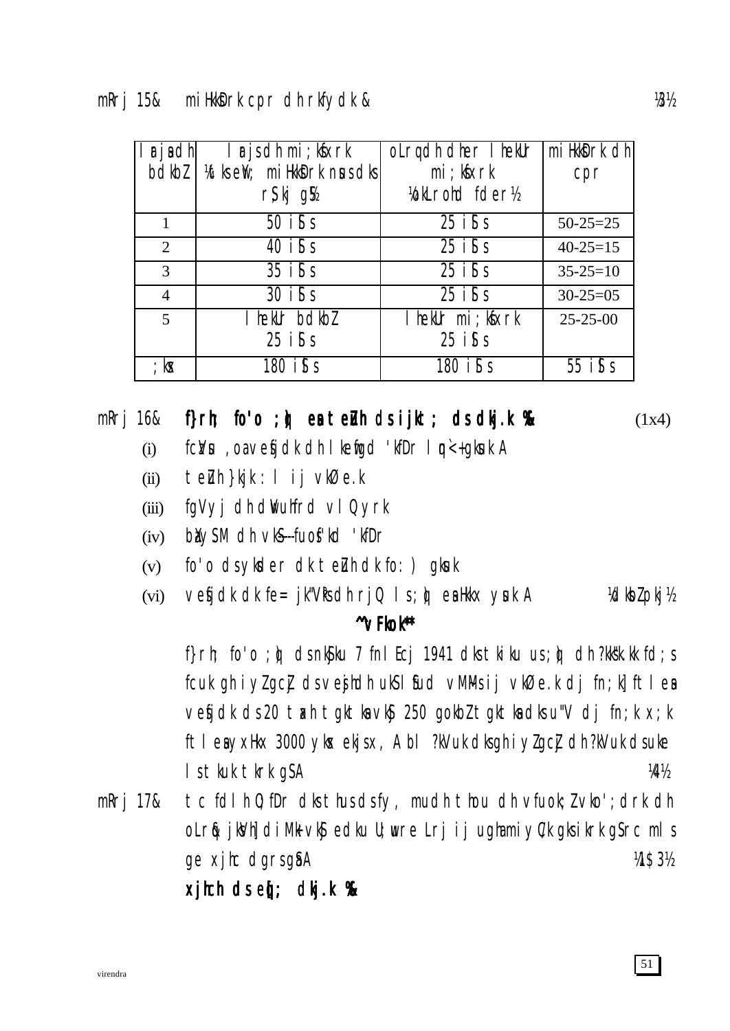mRrj 15& miHkksDrk cpr dh rkfydk & ¼3½

| lraqadh bdkbZ | lrajsdh mi;kfxrk ¼tkseW; miHkksDrk nsusdks rS;kj gS½ | oLrqdh dher lhekUr mi;kfxrk ¼okLrohd fder½ | miHkksDrk dh cpr |
|---|---|---|---|
| 1 | 50 iSls | 25 iSls | 50-25=25 |
| 2 | 40 iSls | 25 iSls | 40-25=15 |
| 3 | 35 iSls | 25 iSls | 35-25=10 |
| 4 | 30 iSls | 25 iSls | 30-25=05 |
| 5 | lhekUr bdkbZ 25 iSls | lhekUr mi;kfxrk 25 iSls | 25-25-00 |
| ;ksx | 180 iSls | 180 iSls | 55 iSls |

mRrj 16& **f}rh; fo'o ;q) esa teZuh ds ijkt; ds dkj.k %&** (1x4)

(i) fczVsu ,oa vesfjdk dh lkefgd 'kfDr lq<+ gksuk A

(ii) teZuh }kjk : l ij vkØe.k

(iii) fgVyj dh dwVuhfrd vlQyrk

(iv) bVyh SM dh vkS—fuosf'kd 'kfDr

(v) fo'o ds yksder dk teZuh dk fo: ) gksuk

(vi) vesfjdk dk fe= jk"Vªksa dh rjQ ls ;q) esa Hkkx ysuk A ¼dksbZ pkj½

**^^vFkok**"**

f}rh; fo'o ;q) ds nkSjku 7 fnlEcj 1941 dks tkiku us ;q) dh ?kks"k.kk fd;s fcuk gh iyZgcZj ds vesjhdh ukSlsfud vM~Ms ij vkØe.k dj fn;k] ftlesa vesfjdk ds 20 tgkth tgktksa vkSj 250 gokbZ tgktksa dks u"V dj fn;k x;k ftlesa yxHkx 3000 yksx ekjs x, A bl ?kVuk dks gh iyZgcZj dh ?kVuk ds uke ls tkuk tkrk gSA ¼4½

mRrj 17& tc fdlh 0;fDr dks thus ds fy, mudh thou dh vfuok;Z vko';drk dh oLrq& jksVh] diM+k vkSj edku U;wure Lrj ij ugha miyC/k gks ikrk gS rc mls ge xjhc dgrs gSaA ¼1$3½

**xjhch ds eq[; dkj.k %&**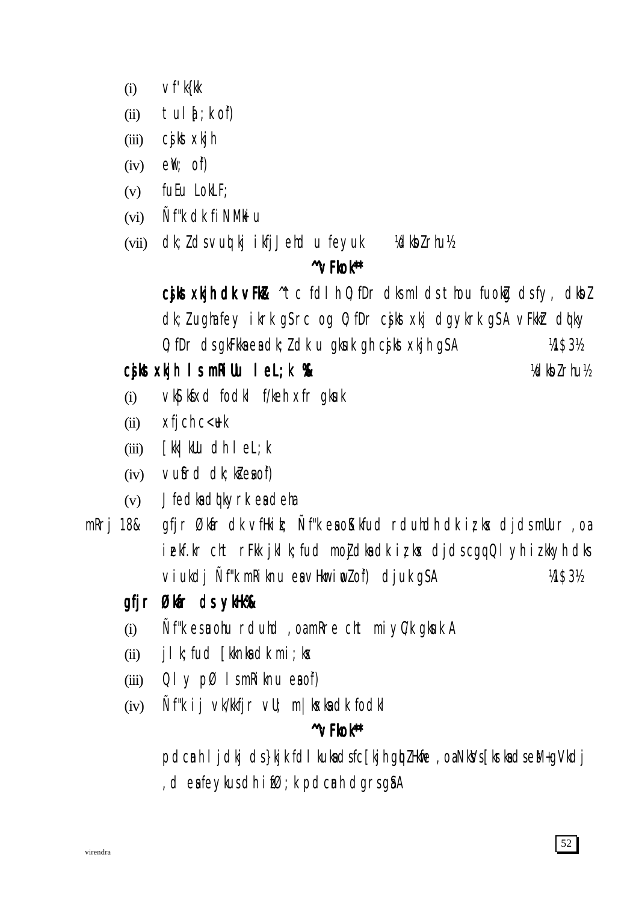(i) vf'k{kk

(ii) tul[;k o`f)

(iii) cs jkstxkjh

(iv) eWa; o`f)

(v) fuEu LokLF;

(vi) Ñf"k dk fiNM+kiu

(vii) dk;Zds vuqdwy ifjfLFkfr u feyuk ½dksbZrhu½

**^^vFkok**

**cs jkstxkjh dk vFkZ&** ^^tc fdlh O;fDr dks mlds thou fuokZg ds fy, dksbZ dk;Zugha fey ikrk gS rc og O;fDr cs jkstxkj dgykrk gSA vFkkZr dqky O;fDr ds gkFkksa esa dk;Zdk u gksuk gh cs jkstxkjh gSA ½1$3½

**cs jkstxkjh ls mRiUu leL;k %&** ½dksbZrhu½

(i) vkS|ksfxd fodkl f/keh xfr gksuk

(ii) xjhch c<+uk

(iii) [kk|kUu dh leL;k

(iv) vuSfrd dk;ksZesa o`f)

(v) Jfedksa dqkyrk esa deh

mRrj 18& gfjr Økafr dk vfHkizk; Ñf"k esa oSKkfud rduhdh dk iz;ksx djds mRiknu ,oa mRikndrk c<+kus ls gS ftlls [kk|kUu mRiknu esa vHkwriwoZo`f) gqbZ gSA ½1$3½

**gfjr Økafr ds ykHk%&**

(i) Ñf"k esa u;h rduhd ,oa mRre cht miyC/k gksuk A

(ii) jlk;fud [kknksa dk mi;ksx

(iii) Qly pØ ls mRiknu esa o`f)

(iv) Ñf"k ij vk/kkfjr vU; m|ksxksa dk fodkl

**^^vFkok**

pdcanh ljdkj ds }kjk fdlkuksa ds fc[kjh gqbZ Hkwfe ,oa NksVs [ksrksa ds esM+ gVkdj ,d esa feykus dh izfØ;k pdcanh dgrs gSaA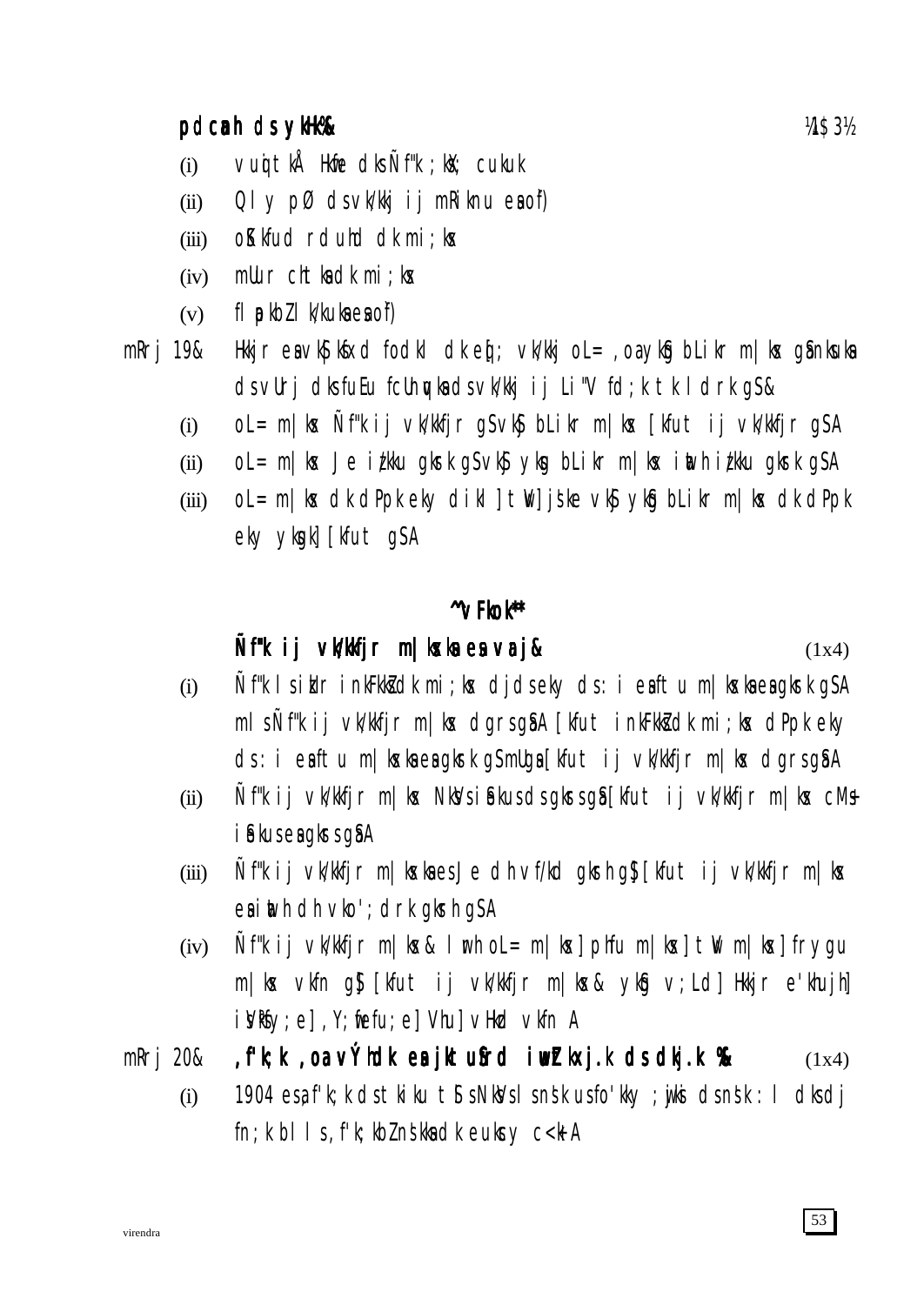**pdcanh ds ylkHk%&** ¼1$3½

(i) vuqtkÅ Hkfe dks Ñf"k ;ksX; cukuk

(ii) Qly pØ ds vk/kkj ij mRiknu esa o`f)

(iii) oSKkfud rduhd dk mi;ksx

(iv) mUur cht ksa dk mi;ksx

(v) fl apkbZ lk/kuksa esa o`f)

mRrj 19& Hkkjr esa vk$ kSfxd fodkl dk eq[; vk/kkj oL= ,oa ykSg bLikr m|ksx gSa nksuksa ds vUrj dks fuEu fcUnqvksa ds vk/kkj ij Li"V fd;k tk ldrk gS&

(i) oL= m|ksx Ñf"k ij vk/kkfjr gS vk$ bLikr m|ksx [kfut ij vk/kkfjr gSA

(ii) oL= m|ksx Je iz/kku gksrk gS vk$ ykSg bLikr m|ksx iwath iz/kku gksrk gSA

(iii) oL= m|ksx dk dPpk eky dikl] twV] js'ke vk$ ykSg bLikr m|ksx dk dPpk eky ykSg] [kfut gSA

**^vFkok**

**Ñf"k ij vk/kkfjr m|ksxksa esa varj&** (1x4)

(i) Ñf"k lsizkIr inkFkksZ dk mi;ksx djds eky ds :i esa ftu m|ksxksa esa gksrk gSA mlsÑf"k ij vk/kkfjr m|ksx dgrs gSaA [kfut inkFkksZ dk mi;ksx dPpk eky ds :i esa ftu m|ksxksa esa gksrk gS mUgsa [kfut ij vk/kkfjr m|ksx dgrs gSaA

(ii) Ñf"k ij vk/kkfjr m|ksx NksVs iSekus ds gksrs gSa] [kfut ij vk/kkfjr m|ksx cM+s iSekus esa gksrs gSaA

(iii) Ñf"k ij vk/kkfjr m|ksxksa esa Je dh vf/kd gksrh g$ [kfut ij vk/kkfjr m|ksx esa iwath dh vko';drk gksrh gSA

(iv) Ñf"k ij vk/kkfjr m|ksx& lwrh oL= m|ksx] phfu m|ksx] twV m|ksx] frygu m|ksx vkfn g$ [kfut ij vk/kkfjr m|ksx& ykSg v;Ld] Hkkjr e'khujh] isVªksfy;e] ,Y;wfefu;e] Vhu] vHkzd vkfn A

mRrj 20& **,f'k;k ,oa vÝhdk esa jktuSfrd iquZtkxj.k ds dkj.k %&** (1x4)

(i) 1904 esa ,f'k;k ds tkiku tSls NksVs ls ns'k us fo'kky ;wjksi ds ns'k :l dks dj fn;k blls ,f'k;kbZ ns'kksa dk eukscy c<+kA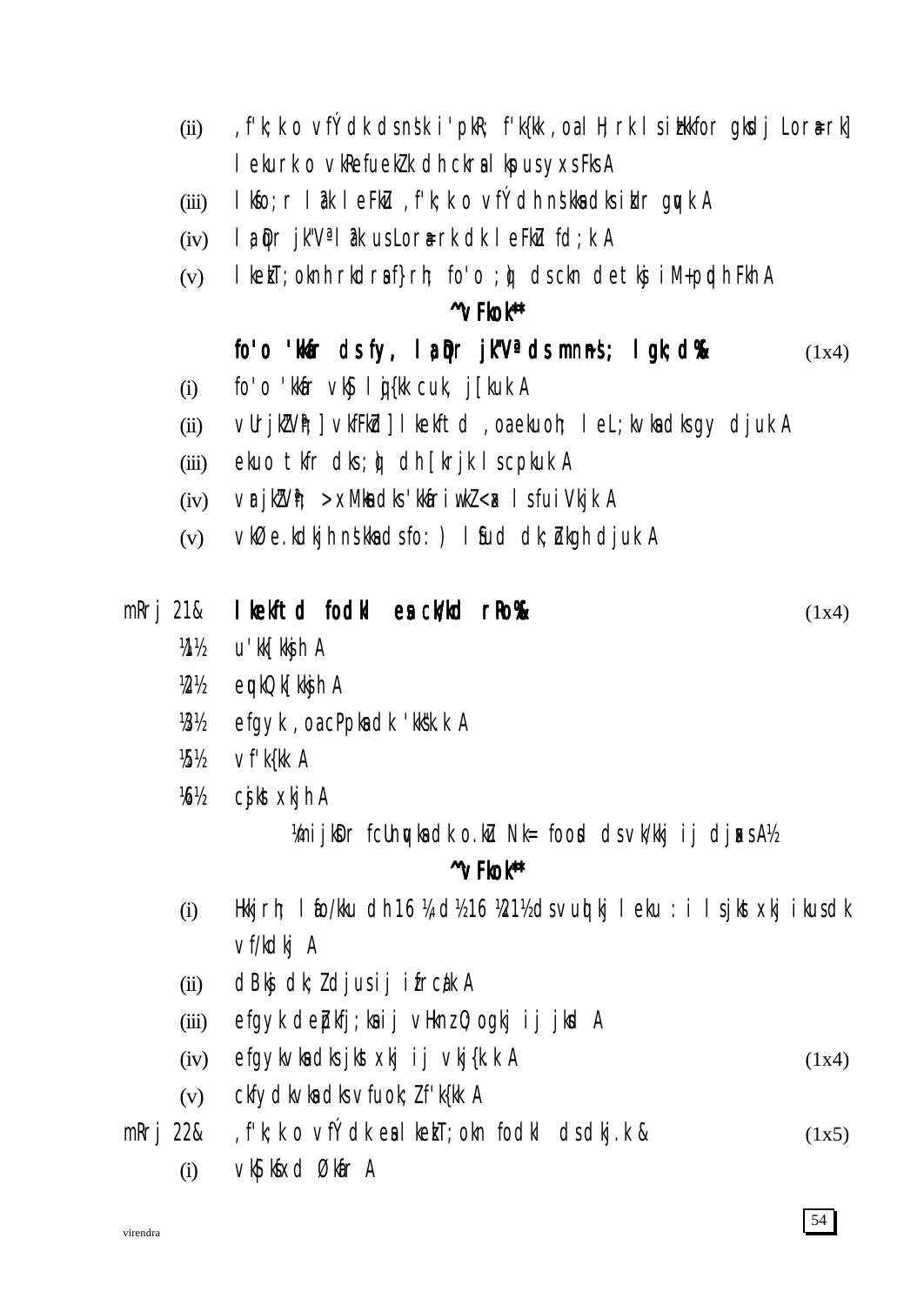(ii) ,f'k;k o vfÝdk ds nšk i'pkR; f'k{kk ,oa lH;rk ls izHkkfor gksdj Lora=rk] lekurk o vkRefuHkZjrk dh ckrsa lkspus yxs FksA

(iii) lksfo;r la?k leFkZu ,f'k;k o vfÝdk dh nsškksa dks izkIr gqvkA

(iv) la;qDr jk"Vª la?k us Lora=rk dk leFkZu fd;kA

(v) lkezkT;oknh rkdrsa f}rh; fo'o ;q) ds ckn detksj iM+ pqdh FkhA

**^^vFkok**

**fo'o 'kkafr ds fy, la;qDr jk"Vª ds mn~ns'; lgk;d%** (1x4)

(i) fo'o 'kkafr vkSj lqj{kk cuk, j[kukA

(ii) varjkZ"Vªh;] vkfFkZd] lkekftd ,oa ekuoh; leL;kvksa dks gy djukA

(iii) ekuo tkfr dks ;q) dh [krjk ls cpkukA

(iv) varjkZ"Vªh; >xMksa dks 'kkafriw.kZ <ax ls fuiVkjkA

(v) vkØe.kdkjh nsškksa ds fo:) lSfud dk;Zokgh djukA

mRrj 21& **lkekftd fodkl esa ck/kd rRo%** (1x4)

¼1½ u'kk[kksjh A

¼2½ equkQk[kksjh A

¼3½ efgyk ,oa cPpksa dk 'kks"k.k A

¼5½ vf'k{kk A

¼6½ csjkstxkjh A

¼mijksDr fcUnqvksa dk o.kZu Nk= foods ds vk/kkj ij djsaxsA½

**^^vFkok**

(i) Hkkjrh; lafo/kku dh 16 ¼,d½ 16 ¼2½ ds vuqlkj lekurk : i ls jkstxkj ikus dk vf/kdkj A

(ii) dBksj dk;Z djus ij ifrca/k A

(iii) efgyk deZpkfj;ksa ij vHknz O;ogkj ij jksd A

(iv) efgykvksa dks jkstxkj ij vkj{k.k A (1x4)

(v) ckfydkvksa dks vfuok;Z f'k{kk A

mRrj 22& ,f'k;k o vfÝdk esa lkezkT;okn fodkl ds dkj.k & (1x5)

(i) vkS|ksfxd Økafr A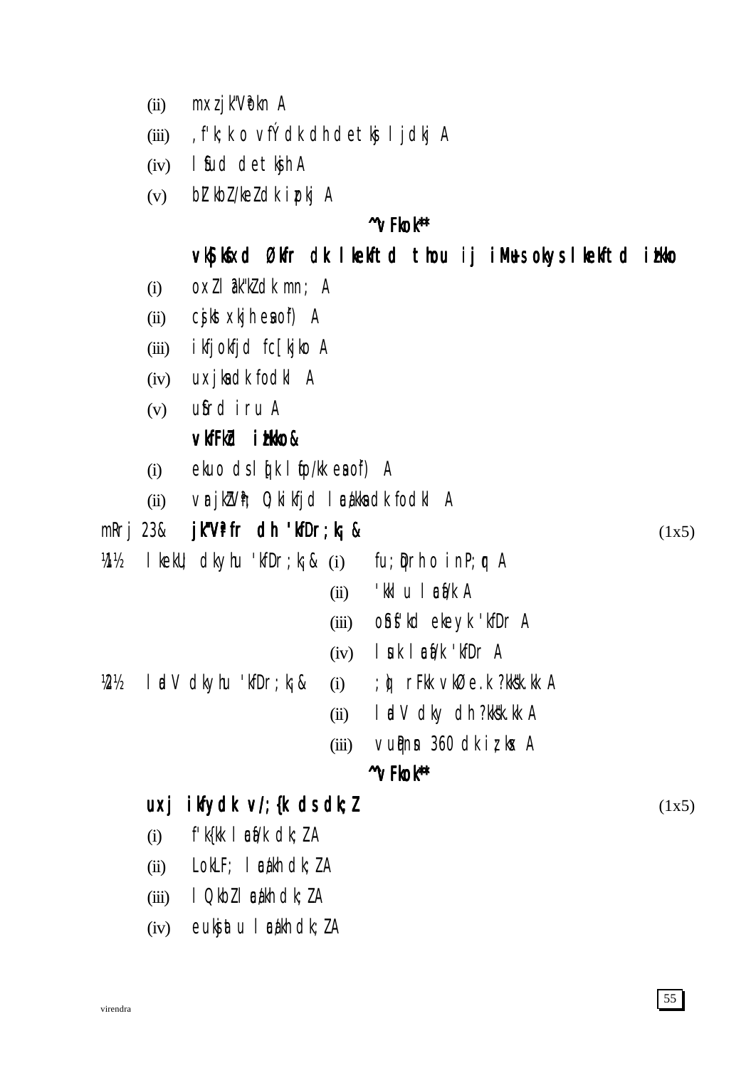(ii) mxzjk"V™okn A

(iii) ,f'k;k o vfÝdk dh detksj ljdkj A

(iv) lSfud detksjh A

(v) bZlkbZ/keZ dk izpkj A

**^^vFkok**** 

**vkS|ksfxd Økafr dk lkekftd thou ij iM+us okys lkekftd izHkko**

(i) oxZ lak"kZ dk mn; A

(ii) cjkst xkjh esa o`f) A

(iii) ikfjokfjd fc[kjko A

(iv) uxjksa dk fodkl A

(v) uSfrd iru A

**vkfFkZd izHkko&**

(i) ekuo ds lq[k lqfo/kk esa o`f) A

(ii) varjkZ"Vªh; O;kikfjd laca/kksa dk fodkl A

mRrj 23& **jk"Vªfr dh 'kfDr;k¡ &** (1x5)

¼1½ lkekU; dkyhu 'kfDr;k& (i) fu;qfDr o inP;qr A

(ii) 'kklu lacaf/k A

(iii) oSnsf'kd ekeyk 'kfDr A

(iv) lsuk lacaf/k 'kfDr A

¼2½ ladV dkyhu 'kfDr;k& (i) ;q) rFkk vkØe.k ?kks"k.kk A

(ii) ladV dky dh ?kks"k.kk A

(iii) vuqPNsn 360 dk iz;ksx A

**^^vFkok****

**uxj ikfydk v/;{k ds dk;Z** (1x5)

(i) f'k{kk lacaf/k dk;ZA

(ii) LokLF; lca/kh dk;ZA

(iii) lQkbZ lca/kh dk;ZA

(iv) euksjatu lca/kh dk;ZA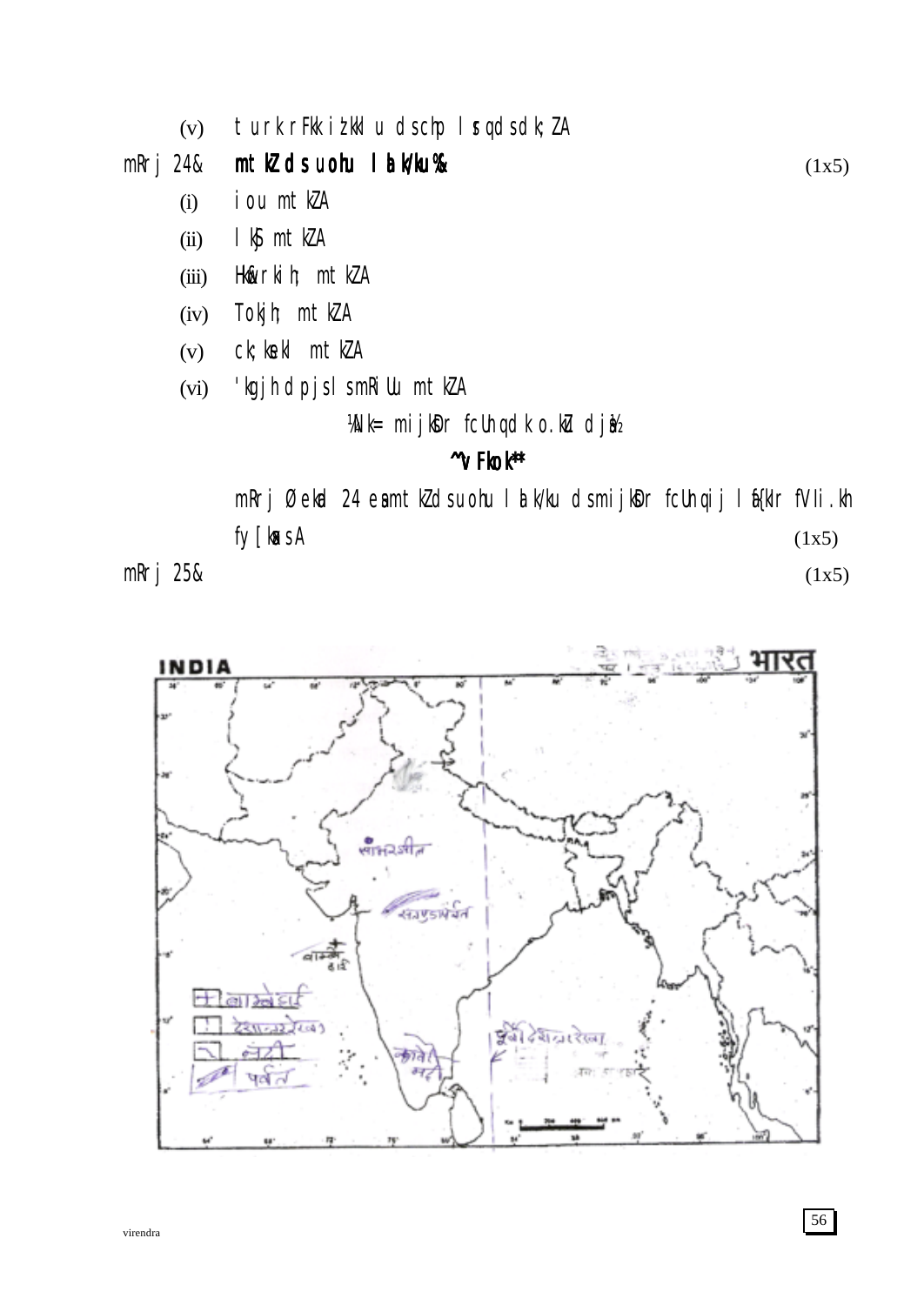(v) turk rFkk i²kklu dschp lsrqdsdk;ZA

mRrj 24& **mtkZ ds uohu lk/ku%&** (1x5)

(i) iou mtkZA

(ii) lkSj mtkZA

(iii) Hkw&rkih; mtkZA

(iv) Tokjh; mtkZA

(v) ck;ksekl mtkZA

(vi) 'kgjh dpjs ls mRiUu mtkZA

¼Nk= mijksDr fcUnqdk o.kZu djsa½

**^^vFkok**^^**

mRrj Øekad 24 esa mtkZ ds uohu lk/ku ds mijksDr fcUnqvksa ij laf{kIr fVIi.kh fy[ksaA (1x5)

mRrj 25& (1x5)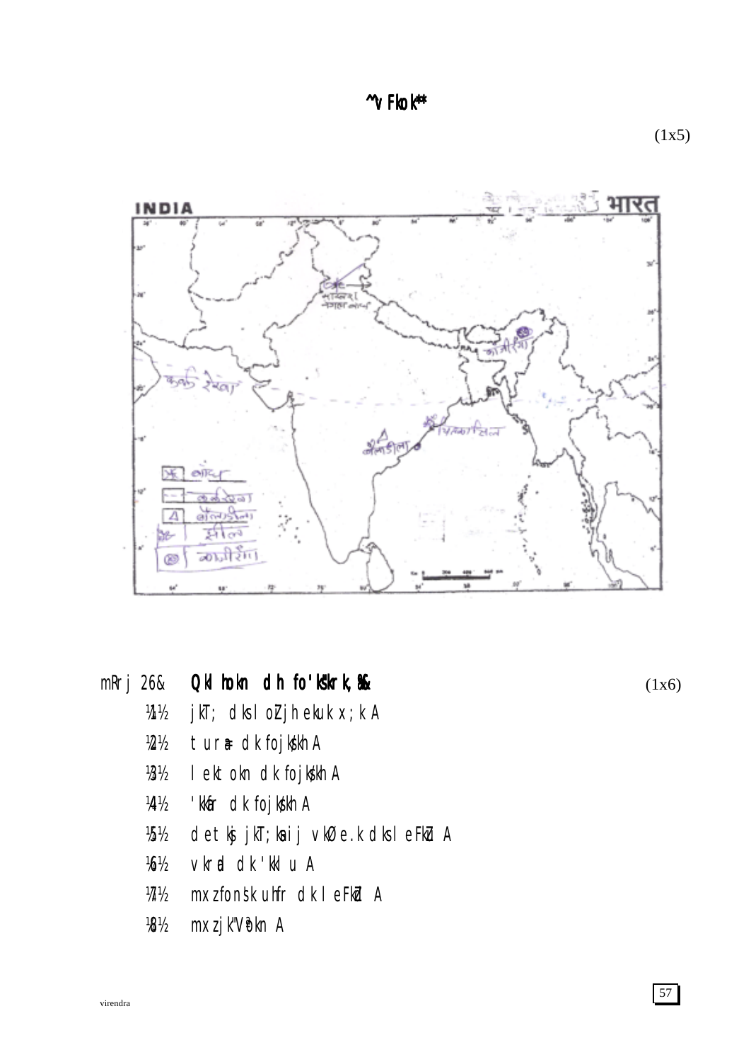**^v Fkok***

(1x5)

mRrj 26& **Qkl hokn dh fo'ks"krk,¡ %&** (1x6)

¼1½ jkT; dks loZjh ekuk x;k A

¼2½ turU= dk fojks/kh A

¼3½ lektokn dk fojks/kh A

¼4½ 'kkafr dk fojks/kh A

¼5½ detksj jkT;ksa ij vkØe.k dk leFkZu A

¼6½ vkrad dk 'kklu A

¼7½ mxzfons'k uhfr dk leFkZu A

¼8½ mxzjk"Vªokn A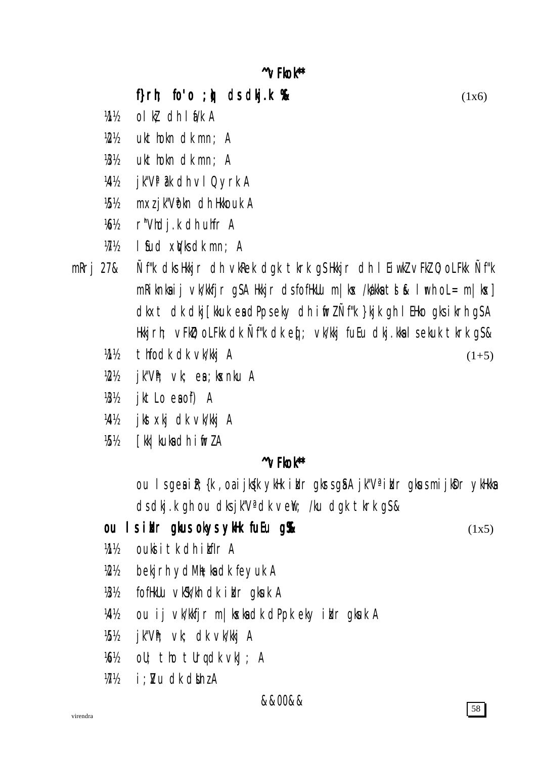^v Fkok**

**f}rh; fo'o ;q) ds dkj.k %&** (1x6)

¼1½ olk;Z dh laf/k A

¼2½ ukthokn dk mn; A

¼3½ ukthokn dk mn; A

¼4½ jk"Vª la?k dh vlQyrk A

¼5½ mxz jk"Vªokn dh Hkkouk A

¼6½ r"Vhdj.k dh uhfr A

¼7½ lSfud xqVksa dk mn; A

mRrj 27& Ñf"k dks Hkkjr dh vkRek dgk tkrk gS Hkkjr dh laiw.kZ vFkZ O;oLFkk Ñf"k mRiknksa ij vk/kkfjr gSA Hkkjr ds fofHkUu m|ksx /ka/kksa tSls& lwrh oL= m|ksx] dkxt dk dkj[kkuk esa dPps eky dh iwfrZ Ñf"k }kjk gh lEHko gks ikrh gSA Hkkjrh; vFkZO;oLFkk dk Ñf"k dk eq[; vk/kkj fuEu dkj.kksa ls ekuk tkrk gS&

¼1½ thfodk dk vk/kkj A (1+5)

¼2½ jk"Vªh; vk; esa ;ksxnku A

¼3½ jktLo esa o`f) A

¼4½ jkstxkj dk vk/kkj A

¼5½ [kk|kUuksa dh iwfrZA

^v Fkok**

ou lsgesa izkIr {k.k oa ijks{k ykHk izkIr gksrs gSaA jk"Vª izkIr gksus mijkUr ykHkksa ds dkj.k gh ou dks jk"Vª dk vewY; /ku dgk tkrk gS&

**ou ls izkIr gksus okys ykHk fuEu gS%&** (1x5)

¼1½ ouksa itk dh izkfIr A

¼2½ bekjrh ydfM+;ksa dk feyuk A

¼3½ fofHkUu vkS"k/kh dk izkIr gksuk A

¼4½ ou ij vk/kkfjr m|ksxksa dk dPpk eky izkIr gksuk A

¼5½ jk"Vªh; vk; dk vk/kkj A

¼6½ oU; tho tUrqvksa dk vkJ; A

¼7½ i;ZVu dk dsUnzA

&&00&&